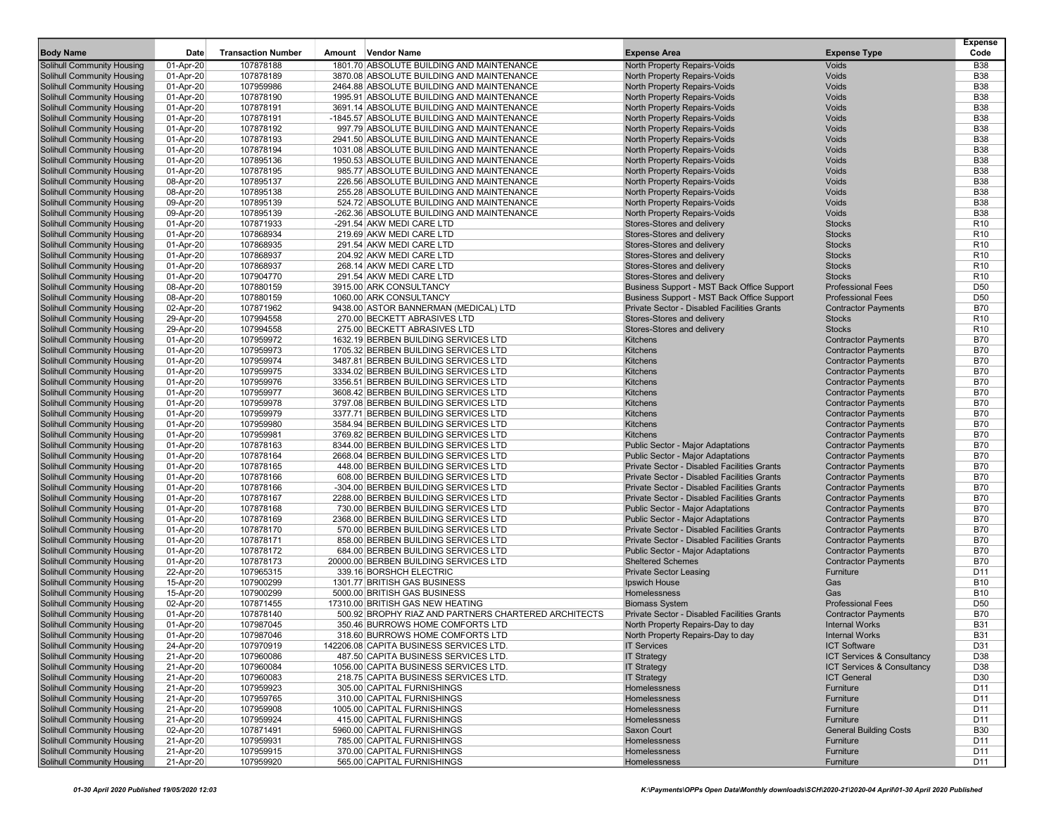| Body Name | Date | Transaction Number | Amount | Vendor Name | Expense Area | Expense Type | Expense Code |
|---|---|---|---|---|---|---|---|
| Solihull Community Housing | 01-Apr-20 | 107878188 | 1801.70 | ABSOLUTE BUILDING AND MAINTENANCE | North Property Repairs-Voids | Voids | B38 |
| Solihull Community Housing | 01-Apr-20 | 107878189 | 3870.08 | ABSOLUTE BUILDING AND MAINTENANCE | North Property Repairs-Voids | Voids | B38 |
| Solihull Community Housing | 01-Apr-20 | 107959986 | 2464.88 | ABSOLUTE BUILDING AND MAINTENANCE | North Property Repairs-Voids | Voids | B38 |
| Solihull Community Housing | 01-Apr-20 | 107878190 | 1995.91 | ABSOLUTE BUILDING AND MAINTENANCE | North Property Repairs-Voids | Voids | B38 |
| Solihull Community Housing | 01-Apr-20 | 107878191 | 3691.14 | ABSOLUTE BUILDING AND MAINTENANCE | North Property Repairs-Voids | Voids | B38 |
| Solihull Community Housing | 01-Apr-20 | 107878191 | -1845.57 | ABSOLUTE BUILDING AND MAINTENANCE | North Property Repairs-Voids | Voids | B38 |
| Solihull Community Housing | 01-Apr-20 | 107878192 | 997.79 | ABSOLUTE BUILDING AND MAINTENANCE | North Property Repairs-Voids | Voids | B38 |
| Solihull Community Housing | 01-Apr-20 | 107878193 | 2941.50 | ABSOLUTE BUILDING AND MAINTENANCE | North Property Repairs-Voids | Voids | B38 |
| Solihull Community Housing | 01-Apr-20 | 107878194 | 1031.08 | ABSOLUTE BUILDING AND MAINTENANCE | North Property Repairs-Voids | Voids | B38 |
| Solihull Community Housing | 01-Apr-20 | 107895136 | 1950.53 | ABSOLUTE BUILDING AND MAINTENANCE | North Property Repairs-Voids | Voids | B38 |
| Solihull Community Housing | 01-Apr-20 | 107878195 | 985.77 | ABSOLUTE BUILDING AND MAINTENANCE | North Property Repairs-Voids | Voids | B38 |
| Solihull Community Housing | 08-Apr-20 | 107895137 | 226.56 | ABSOLUTE BUILDING AND MAINTENANCE | North Property Repairs-Voids | Voids | B38 |
| Solihull Community Housing | 08-Apr-20 | 107895138 | 255.28 | ABSOLUTE BUILDING AND MAINTENANCE | North Property Repairs-Voids | Voids | B38 |
| Solihull Community Housing | 09-Apr-20 | 107895139 | 524.72 | ABSOLUTE BUILDING AND MAINTENANCE | North Property Repairs-Voids | Voids | B38 |
| Solihull Community Housing | 09-Apr-20 | 107895139 | -262.36 | ABSOLUTE BUILDING AND MAINTENANCE | North Property Repairs-Voids | Voids | B38 |
| Solihull Community Housing | 01-Apr-20 | 107871933 | -291.54 | AKW MEDI CARE LTD | Stores-Stores and delivery | Stocks | R10 |
| Solihull Community Housing | 01-Apr-20 | 107868934 | 219.69 | AKW MEDI CARE LTD | Stores-Stores and delivery | Stocks | R10 |
| Solihull Community Housing | 01-Apr-20 | 107868935 | 291.54 | AKW MEDI CARE LTD | Stores-Stores and delivery | Stocks | R10 |
| Solihull Community Housing | 01-Apr-20 | 107868937 | 204.92 | AKW MEDI CARE LTD | Stores-Stores and delivery | Stocks | R10 |
| Solihull Community Housing | 01-Apr-20 | 107868937 | 268.14 | AKW MEDI CARE LTD | Stores-Stores and delivery | Stocks | R10 |
| Solihull Community Housing | 01-Apr-20 | 107904770 | 291.54 | AKW MEDI CARE LTD | Stores-Stores and delivery | Stocks | R10 |
| Solihull Community Housing | 08-Apr-20 | 107880159 | 3915.00 | ARK CONSULTANCY | Business Support - MST Back Office Support | Professional Fees | D50 |
| Solihull Community Housing | 08-Apr-20 | 107880159 | 1060.00 | ARK CONSULTANCY | Business Support - MST Back Office Support | Professional Fees | D50 |
| Solihull Community Housing | 02-Apr-20 | 107871962 | 9438.00 | ASTOR BANNERMAN (MEDICAL) LTD | Private Sector - Disabled Facilities Grants | Contractor Payments | B70 |
| Solihull Community Housing | 29-Apr-20 | 107994558 | 270.00 | BECKETT ABRASIVES LTD | Stores-Stores and delivery | Stocks | R10 |
| Solihull Community Housing | 29-Apr-20 | 107994558 | 275.00 | BECKETT ABRASIVES LTD | Stores-Stores and delivery | Stocks | R10 |
| Solihull Community Housing | 01-Apr-20 | 107959972 | 1632.19 | BERBEN BUILDING SERVICES LTD | Kitchens | Contractor Payments | B70 |
| Solihull Community Housing | 01-Apr-20 | 107959973 | 1705.32 | BERBEN BUILDING SERVICES LTD | Kitchens | Contractor Payments | B70 |
| Solihull Community Housing | 01-Apr-20 | 107959974 | 3487.81 | BERBEN BUILDING SERVICES LTD | Kitchens | Contractor Payments | B70 |
| Solihull Community Housing | 01-Apr-20 | 107959975 | 3334.02 | BERBEN BUILDING SERVICES LTD | Kitchens | Contractor Payments | B70 |
| Solihull Community Housing | 01-Apr-20 | 107959976 | 3356.51 | BERBEN BUILDING SERVICES LTD | Kitchens | Contractor Payments | B70 |
| Solihull Community Housing | 01-Apr-20 | 107959977 | 3608.42 | BERBEN BUILDING SERVICES LTD | Kitchens | Contractor Payments | B70 |
| Solihull Community Housing | 01-Apr-20 | 107959978 | 3797.08 | BERBEN BUILDING SERVICES LTD | Kitchens | Contractor Payments | B70 |
| Solihull Community Housing | 01-Apr-20 | 107959979 | 3377.71 | BERBEN BUILDING SERVICES LTD | Kitchens | Contractor Payments | B70 |
| Solihull Community Housing | 01-Apr-20 | 107959980 | 3584.94 | BERBEN BUILDING SERVICES LTD | Kitchens | Contractor Payments | B70 |
| Solihull Community Housing | 01-Apr-20 | 107959981 | 3769.82 | BERBEN BUILDING SERVICES LTD | Kitchens | Contractor Payments | B70 |
| Solihull Community Housing | 01-Apr-20 | 107878163 | 8344.00 | BERBEN BUILDING SERVICES LTD | Public Sector - Major Adaptations | Contractor Payments | B70 |
| Solihull Community Housing | 01-Apr-20 | 107878164 | 2668.04 | BERBEN BUILDING SERVICES LTD | Public Sector - Major Adaptations | Contractor Payments | B70 |
| Solihull Community Housing | 01-Apr-20 | 107878165 | 448.00 | BERBEN BUILDING SERVICES LTD | Private Sector - Disabled Facilities Grants | Contractor Payments | B70 |
| Solihull Community Housing | 01-Apr-20 | 107878166 | 608.00 | BERBEN BUILDING SERVICES LTD | Private Sector - Disabled Facilities Grants | Contractor Payments | B70 |
| Solihull Community Housing | 01-Apr-20 | 107878166 | -304.00 | BERBEN BUILDING SERVICES LTD | Private Sector - Disabled Facilities Grants | Contractor Payments | B70 |
| Solihull Community Housing | 01-Apr-20 | 107878167 | 2288.00 | BERBEN BUILDING SERVICES LTD | Private Sector - Disabled Facilities Grants | Contractor Payments | B70 |
| Solihull Community Housing | 01-Apr-20 | 107878168 | 730.00 | BERBEN BUILDING SERVICES LTD | Public Sector - Major Adaptations | Contractor Payments | B70 |
| Solihull Community Housing | 01-Apr-20 | 107878169 | 2368.00 | BERBEN BUILDING SERVICES LTD | Public Sector - Major Adaptations | Contractor Payments | B70 |
| Solihull Community Housing | 01-Apr-20 | 107878170 | 570.00 | BERBEN BUILDING SERVICES LTD | Private Sector - Disabled Facilities Grants | Contractor Payments | B70 |
| Solihull Community Housing | 01-Apr-20 | 107878171 | 858.00 | BERBEN BUILDING SERVICES LTD | Private Sector - Disabled Facilities Grants | Contractor Payments | B70 |
| Solihull Community Housing | 01-Apr-20 | 107878172 | 684.00 | BERBEN BUILDING SERVICES LTD | Public Sector - Major Adaptations | Contractor Payments | B70 |
| Solihull Community Housing | 01-Apr-20 | 107878173 | 20000.00 | BERBEN BUILDING SERVICES LTD | Sheltered Schemes | Contractor Payments | B70 |
| Solihull Community Housing | 22-Apr-20 | 107965315 | 339.16 | BORSHCH ELECTRIC | Private Sector Leasing | Furniture | D11 |
| Solihull Community Housing | 15-Apr-20 | 107900299 | 1301.77 | BRITISH GAS BUSINESS | Ipswich House | Gas | B10 |
| Solihull Community Housing | 15-Apr-20 | 107900299 | 5000.00 | BRITISH GAS BUSINESS | Homelessness | Gas | B10 |
| Solihull Community Housing | 02-Apr-20 | 107871455 | 17310.00 | BRITISH GAS NEW HEATING | Biomass System | Professional Fees | D50 |
| Solihull Community Housing | 01-Apr-20 | 107878140 | 500.92 | BROPHY RIAZ AND PARTNERS CHARTERED ARCHITECTS | Private Sector - Disabled Facilities Grants | Contractor Payments | B70 |
| Solihull Community Housing | 01-Apr-20 | 107987045 | 350.46 | BURROWS HOME COMFORTS LTD | North Property Repairs-Day to day | Internal Works | B31 |
| Solihull Community Housing | 01-Apr-20 | 107987046 | 318.60 | BURROWS HOME COMFORTS LTD | North Property Repairs-Day to day | Internal Works | B31 |
| Solihull Community Housing | 24-Apr-20 | 107970919 | 142206.08 | CAPITA BUSINESS SERVICES LTD. | IT Services | ICT Software | D31 |
| Solihull Community Housing | 21-Apr-20 | 107960086 | 487.50 | CAPITA BUSINESS SERVICES LTD. | IT Strategy | ICT Services & Consultancy | D38 |
| Solihull Community Housing | 21-Apr-20 | 107960084 | 1056.00 | CAPITA BUSINESS SERVICES LTD. | IT Strategy | ICT Services & Consultancy | D38 |
| Solihull Community Housing | 21-Apr-20 | 107960083 | 218.75 | CAPITA BUSINESS SERVICES LTD. | IT Strategy | ICT General | D30 |
| Solihull Community Housing | 21-Apr-20 | 107959923 | 305.00 | CAPITAL FURNISHINGS | Homelessness | Furniture | D11 |
| Solihull Community Housing | 21-Apr-20 | 107959765 | 310.00 | CAPITAL FURNISHINGS | Homelessness | Furniture | D11 |
| Solihull Community Housing | 21-Apr-20 | 107959908 | 1005.00 | CAPITAL FURNISHINGS | Homelessness | Furniture | D11 |
| Solihull Community Housing | 21-Apr-20 | 107959924 | 415.00 | CAPITAL FURNISHINGS | Homelessness | Furniture | D11 |
| Solihull Community Housing | 02-Apr-20 | 107871491 | 5960.00 | CAPITAL FURNISHINGS | Saxon Court | General Building Costs | B30 |
| Solihull Community Housing | 21-Apr-20 | 107959931 | 785.00 | CAPITAL FURNISHINGS | Homelessness | Furniture | D11 |
| Solihull Community Housing | 21-Apr-20 | 107959915 | 370.00 | CAPITAL FURNISHINGS | Homelessness | Furniture | D11 |
| Solihull Community Housing | 21-Apr-20 | 107959920 | 565.00 | CAPITAL FURNISHINGS | Homelessness | Furniture | D11 |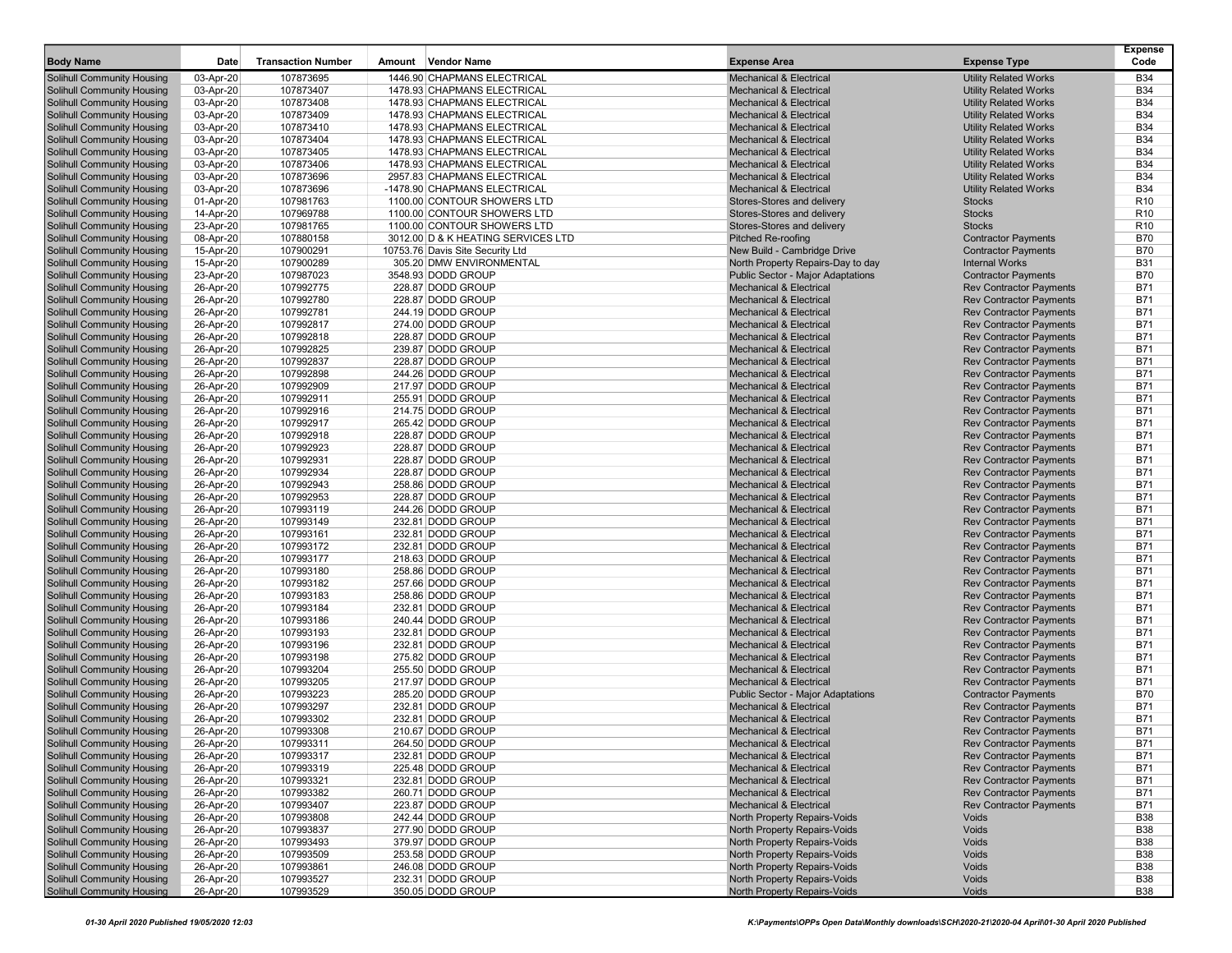| Body Name | Date | Transaction Number | Amount | Vendor Name | Expense Area | Expense Type | Expense Code |
|---|---|---|---|---|---|---|---|
| Solihull Community Housing | 03-Apr-20 | 107873695 | 1446.90 | CHAPMANS ELECTRICAL | Mechanical & Electrical | Utility Related Works | B34 |
| Solihull Community Housing | 03-Apr-20 | 107873407 | 1478.93 | CHAPMANS ELECTRICAL | Mechanical & Electrical | Utility Related Works | B34 |
| Solihull Community Housing | 03-Apr-20 | 107873408 | 1478.93 | CHAPMANS ELECTRICAL | Mechanical & Electrical | Utility Related Works | B34 |
| Solihull Community Housing | 03-Apr-20 | 107873409 | 1478.93 | CHAPMANS ELECTRICAL | Mechanical & Electrical | Utility Related Works | B34 |
| Solihull Community Housing | 03-Apr-20 | 107873410 | 1478.93 | CHAPMANS ELECTRICAL | Mechanical & Electrical | Utility Related Works | B34 |
| Solihull Community Housing | 03-Apr-20 | 107873404 | 1478.93 | CHAPMANS ELECTRICAL | Mechanical & Electrical | Utility Related Works | B34 |
| Solihull Community Housing | 03-Apr-20 | 107873405 | 1478.93 | CHAPMANS ELECTRICAL | Mechanical & Electrical | Utility Related Works | B34 |
| Solihull Community Housing | 03-Apr-20 | 107873406 | 1478.93 | CHAPMANS ELECTRICAL | Mechanical & Electrical | Utility Related Works | B34 |
| Solihull Community Housing | 03-Apr-20 | 107873696 | 2957.83 | CHAPMANS ELECTRICAL | Mechanical & Electrical | Utility Related Works | B34 |
| Solihull Community Housing | 03-Apr-20 | 107873696 | -1478.90 | CHAPMANS ELECTRICAL | Mechanical & Electrical | Utility Related Works | B34 |
| Solihull Community Housing | 01-Apr-20 | 107981763 | 1100.00 | CONTOUR SHOWERS LTD | Stores-Stores and delivery | Stocks | R10 |
| Solihull Community Housing | 14-Apr-20 | 107969788 | 1100.00 | CONTOUR SHOWERS LTD | Stores-Stores and delivery | Stocks | R10 |
| Solihull Community Housing | 23-Apr-20 | 107981765 | 1100.00 | CONTOUR SHOWERS LTD | Stores-Stores and delivery | Stocks | R10 |
| Solihull Community Housing | 08-Apr-20 | 107880158 | 3012.00 | D & K HEATING SERVICES LTD | Pitched Re-roofing | Contractor Payments | B70 |
| Solihull Community Housing | 15-Apr-20 | 107900291 | 10753.76 | Davis Site Security Ltd | New Build - Cambridge Drive | Contractor Payments | B70 |
| Solihull Community Housing | 15-Apr-20 | 107900289 | 305.20 | DMW ENVIRONMENTAL | North Property Repairs-Day to day | Internal Works | B31 |
| Solihull Community Housing | 23-Apr-20 | 107987023 | 3548.93 | DODD GROUP | Public Sector - Major Adaptations | Contractor Payments | B70 |
| Solihull Community Housing | 26-Apr-20 | 107992775 | 228.87 | DODD GROUP | Mechanical & Electrical | Rev Contractor Payments | B71 |
| Solihull Community Housing | 26-Apr-20 | 107992780 | 228.87 | DODD GROUP | Mechanical & Electrical | Rev Contractor Payments | B71 |
| Solihull Community Housing | 26-Apr-20 | 107992781 | 244.19 | DODD GROUP | Mechanical & Electrical | Rev Contractor Payments | B71 |
| Solihull Community Housing | 26-Apr-20 | 107992817 | 274.00 | DODD GROUP | Mechanical & Electrical | Rev Contractor Payments | B71 |
| Solihull Community Housing | 26-Apr-20 | 107992818 | 228.87 | DODD GROUP | Mechanical & Electrical | Rev Contractor Payments | B71 |
| Solihull Community Housing | 26-Apr-20 | 107992825 | 239.87 | DODD GROUP | Mechanical & Electrical | Rev Contractor Payments | B71 |
| Solihull Community Housing | 26-Apr-20 | 107992837 | 228.87 | DODD GROUP | Mechanical & Electrical | Rev Contractor Payments | B71 |
| Solihull Community Housing | 26-Apr-20 | 107992898 | 244.26 | DODD GROUP | Mechanical & Electrical | Rev Contractor Payments | B71 |
| Solihull Community Housing | 26-Apr-20 | 107992909 | 217.97 | DODD GROUP | Mechanical & Electrical | Rev Contractor Payments | B71 |
| Solihull Community Housing | 26-Apr-20 | 107992911 | 255.91 | DODD GROUP | Mechanical & Electrical | Rev Contractor Payments | B71 |
| Solihull Community Housing | 26-Apr-20 | 107992916 | 214.75 | DODD GROUP | Mechanical & Electrical | Rev Contractor Payments | B71 |
| Solihull Community Housing | 26-Apr-20 | 107992917 | 265.42 | DODD GROUP | Mechanical & Electrical | Rev Contractor Payments | B71 |
| Solihull Community Housing | 26-Apr-20 | 107992918 | 228.87 | DODD GROUP | Mechanical & Electrical | Rev Contractor Payments | B71 |
| Solihull Community Housing | 26-Apr-20 | 107992923 | 228.87 | DODD GROUP | Mechanical & Electrical | Rev Contractor Payments | B71 |
| Solihull Community Housing | 26-Apr-20 | 107992931 | 228.87 | DODD GROUP | Mechanical & Electrical | Rev Contractor Payments | B71 |
| Solihull Community Housing | 26-Apr-20 | 107992934 | 228.87 | DODD GROUP | Mechanical & Electrical | Rev Contractor Payments | B71 |
| Solihull Community Housing | 26-Apr-20 | 107992943 | 258.86 | DODD GROUP | Mechanical & Electrical | Rev Contractor Payments | B71 |
| Solihull Community Housing | 26-Apr-20 | 107992953 | 228.87 | DODD GROUP | Mechanical & Electrical | Rev Contractor Payments | B71 |
| Solihull Community Housing | 26-Apr-20 | 107993119 | 244.26 | DODD GROUP | Mechanical & Electrical | Rev Contractor Payments | B71 |
| Solihull Community Housing | 26-Apr-20 | 107993149 | 232.81 | DODD GROUP | Mechanical & Electrical | Rev Contractor Payments | B71 |
| Solihull Community Housing | 26-Apr-20 | 107993161 | 232.81 | DODD GROUP | Mechanical & Electrical | Rev Contractor Payments | B71 |
| Solihull Community Housing | 26-Apr-20 | 107993172 | 232.81 | DODD GROUP | Mechanical & Electrical | Rev Contractor Payments | B71 |
| Solihull Community Housing | 26-Apr-20 | 107993177 | 218.63 | DODD GROUP | Mechanical & Electrical | Rev Contractor Payments | B71 |
| Solihull Community Housing | 26-Apr-20 | 107993180 | 258.86 | DODD GROUP | Mechanical & Electrical | Rev Contractor Payments | B71 |
| Solihull Community Housing | 26-Apr-20 | 107993182 | 257.66 | DODD GROUP | Mechanical & Electrical | Rev Contractor Payments | B71 |
| Solihull Community Housing | 26-Apr-20 | 107993183 | 258.86 | DODD GROUP | Mechanical & Electrical | Rev Contractor Payments | B71 |
| Solihull Community Housing | 26-Apr-20 | 107993184 | 232.81 | DODD GROUP | Mechanical & Electrical | Rev Contractor Payments | B71 |
| Solihull Community Housing | 26-Apr-20 | 107993186 | 240.44 | DODD GROUP | Mechanical & Electrical | Rev Contractor Payments | B71 |
| Solihull Community Housing | 26-Apr-20 | 107993193 | 232.81 | DODD GROUP | Mechanical & Electrical | Rev Contractor Payments | B71 |
| Solihull Community Housing | 26-Apr-20 | 107993196 | 232.81 | DODD GROUP | Mechanical & Electrical | Rev Contractor Payments | B71 |
| Solihull Community Housing | 26-Apr-20 | 107993198 | 275.82 | DODD GROUP | Mechanical & Electrical | Rev Contractor Payments | B71 |
| Solihull Community Housing | 26-Apr-20 | 107993204 | 255.50 | DODD GROUP | Mechanical & Electrical | Rev Contractor Payments | B71 |
| Solihull Community Housing | 26-Apr-20 | 107993205 | 217.97 | DODD GROUP | Mechanical & Electrical | Rev Contractor Payments | B71 |
| Solihull Community Housing | 26-Apr-20 | 107993223 | 285.20 | DODD GROUP | Public Sector - Major Adaptations | Contractor Payments | B70 |
| Solihull Community Housing | 26-Apr-20 | 107993297 | 232.81 | DODD GROUP | Mechanical & Electrical | Rev Contractor Payments | B71 |
| Solihull Community Housing | 26-Apr-20 | 107993302 | 232.81 | DODD GROUP | Mechanical & Electrical | Rev Contractor Payments | B71 |
| Solihull Community Housing | 26-Apr-20 | 107993308 | 210.67 | DODD GROUP | Mechanical & Electrical | Rev Contractor Payments | B71 |
| Solihull Community Housing | 26-Apr-20 | 107993311 | 264.50 | DODD GROUP | Mechanical & Electrical | Rev Contractor Payments | B71 |
| Solihull Community Housing | 26-Apr-20 | 107993317 | 232.81 | DODD GROUP | Mechanical & Electrical | Rev Contractor Payments | B71 |
| Solihull Community Housing | 26-Apr-20 | 107993319 | 225.48 | DODD GROUP | Mechanical & Electrical | Rev Contractor Payments | B71 |
| Solihull Community Housing | 26-Apr-20 | 107993321 | 232.81 | DODD GROUP | Mechanical & Electrical | Rev Contractor Payments | B71 |
| Solihull Community Housing | 26-Apr-20 | 107993382 | 260.71 | DODD GROUP | Mechanical & Electrical | Rev Contractor Payments | B71 |
| Solihull Community Housing | 26-Apr-20 | 107993407 | 223.87 | DODD GROUP | Mechanical & Electrical | Rev Contractor Payments | B71 |
| Solihull Community Housing | 26-Apr-20 | 107993808 | 242.44 | DODD GROUP | North Property Repairs-Voids | Voids | B38 |
| Solihull Community Housing | 26-Apr-20 | 107993837 | 277.90 | DODD GROUP | North Property Repairs-Voids | Voids | B38 |
| Solihull Community Housing | 26-Apr-20 | 107993493 | 379.97 | DODD GROUP | North Property Repairs-Voids | Voids | B38 |
| Solihull Community Housing | 26-Apr-20 | 107993509 | 253.58 | DODD GROUP | North Property Repairs-Voids | Voids | B38 |
| Solihull Community Housing | 26-Apr-20 | 107993861 | 246.08 | DODD GROUP | North Property Repairs-Voids | Voids | B38 |
| Solihull Community Housing | 26-Apr-20 | 107993527 | 232.31 | DODD GROUP | North Property Repairs-Voids | Voids | B38 |
| Solihull Community Housing | 26-Apr-20 | 107993529 | 350.05 | DODD GROUP | North Property Repairs-Voids | Voids | B38 |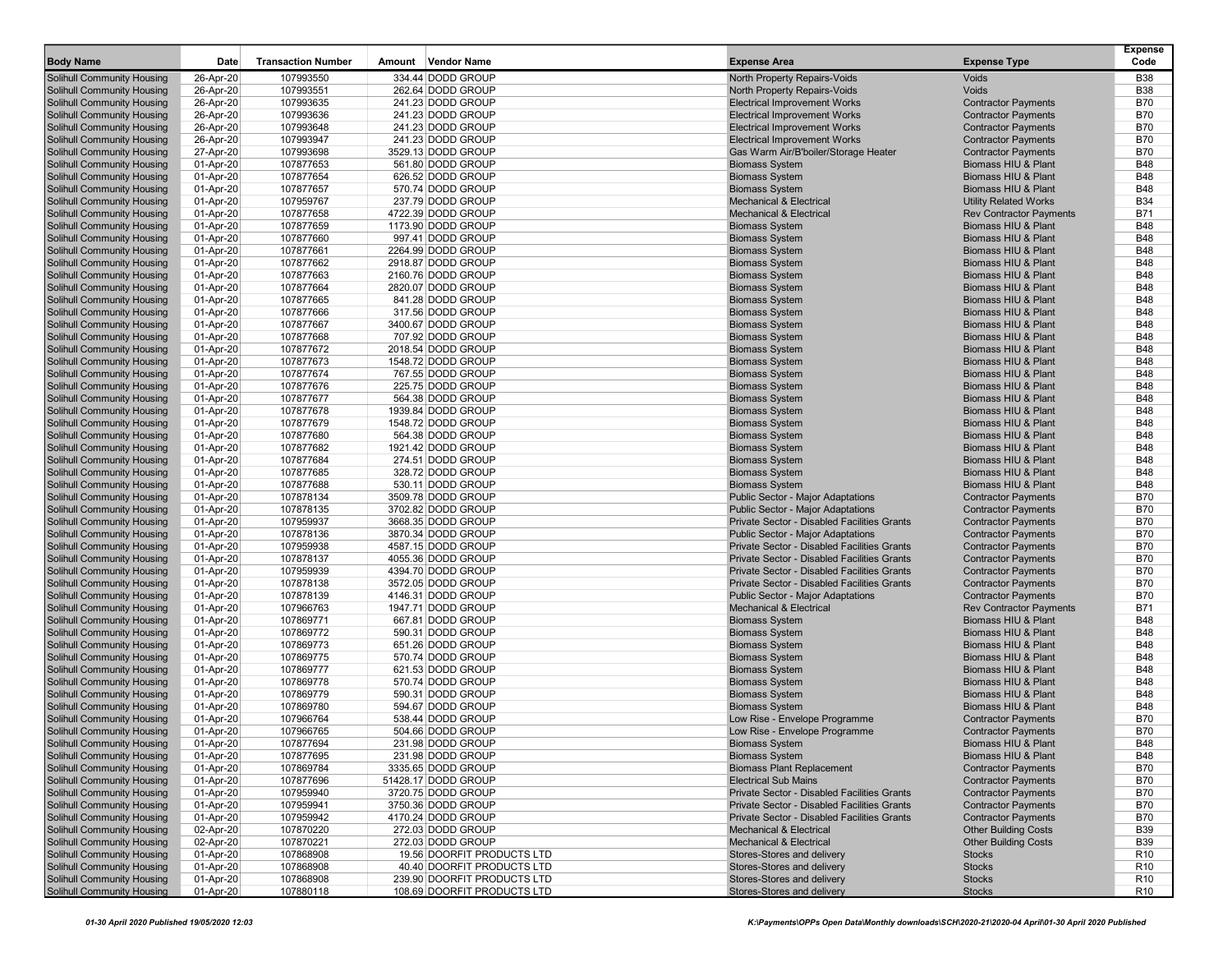| Body Name | Date | Transaction Number | Amount | Vendor Name | Expense Area | Expense Type | Expense Code |
|---|---|---|---|---|---|---|---|
| Solihull Community Housing | 26-Apr-20 | 107993550 | 334.44 | DODD GROUP | North Property Repairs-Voids | Voids | B38 |
| Solihull Community Housing | 26-Apr-20 | 107993551 | 262.64 | DODD GROUP | North Property Repairs-Voids | Voids | B38 |
| Solihull Community Housing | 26-Apr-20 | 107993635 | 241.23 | DODD GROUP | Electrical Improvement Works | Contractor Payments | B70 |
| Solihull Community Housing | 26-Apr-20 | 107993636 | 241.23 | DODD GROUP | Electrical Improvement Works | Contractor Payments | B70 |
| Solihull Community Housing | 26-Apr-20 | 107993648 | 241.23 | DODD GROUP | Electrical Improvement Works | Contractor Payments | B70 |
| Solihull Community Housing | 26-Apr-20 | 107993947 | 241.23 | DODD GROUP | Electrical Improvement Works | Contractor Payments | B70 |
| Solihull Community Housing | 27-Apr-20 | 107993698 | 3529.13 | DODD GROUP | Gas Warm Air/B'boiler/Storage Heater | Contractor Payments | B70 |
| Solihull Community Housing | 01-Apr-20 | 107877653 | 561.80 | DODD GROUP | Biomass System | Biomass HIU & Plant | B48 |
| Solihull Community Housing | 01-Apr-20 | 107877654 | 626.52 | DODD GROUP | Biomass System | Biomass HIU & Plant | B48 |
| Solihull Community Housing | 01-Apr-20 | 107877657 | 570.74 | DODD GROUP | Biomass System | Biomass HIU & Plant | B48 |
| Solihull Community Housing | 01-Apr-20 | 107959767 | 237.79 | DODD GROUP | Mechanical & Electrical | Utility Related Works | B34 |
| Solihull Community Housing | 01-Apr-20 | 107877658 | 4722.39 | DODD GROUP | Mechanical & Electrical | Rev Contractor Payments | B71 |
| Solihull Community Housing | 01-Apr-20 | 107877659 | 1173.90 | DODD GROUP | Biomass System | Biomass HIU & Plant | B48 |
| Solihull Community Housing | 01-Apr-20 | 107877660 | 997.41 | DODD GROUP | Biomass System | Biomass HIU & Plant | B48 |
| Solihull Community Housing | 01-Apr-20 | 107877661 | 2264.99 | DODD GROUP | Biomass System | Biomass HIU & Plant | B48 |
| Solihull Community Housing | 01-Apr-20 | 107877662 | 2918.87 | DODD GROUP | Biomass System | Biomass HIU & Plant | B48 |
| Solihull Community Housing | 01-Apr-20 | 107877663 | 2160.76 | DODD GROUP | Biomass System | Biomass HIU & Plant | B48 |
| Solihull Community Housing | 01-Apr-20 | 107877664 | 2820.07 | DODD GROUP | Biomass System | Biomass HIU & Plant | B48 |
| Solihull Community Housing | 01-Apr-20 | 107877665 | 841.28 | DODD GROUP | Biomass System | Biomass HIU & Plant | B48 |
| Solihull Community Housing | 01-Apr-20 | 107877666 | 317.56 | DODD GROUP | Biomass System | Biomass HIU & Plant | B48 |
| Solihull Community Housing | 01-Apr-20 | 107877667 | 3400.67 | DODD GROUP | Biomass System | Biomass HIU & Plant | B48 |
| Solihull Community Housing | 01-Apr-20 | 107877668 | 707.92 | DODD GROUP | Biomass System | Biomass HIU & Plant | B48 |
| Solihull Community Housing | 01-Apr-20 | 107877672 | 2018.54 | DODD GROUP | Biomass System | Biomass HIU & Plant | B48 |
| Solihull Community Housing | 01-Apr-20 | 107877673 | 1548.72 | DODD GROUP | Biomass System | Biomass HIU & Plant | B48 |
| Solihull Community Housing | 01-Apr-20 | 107877674 | 767.55 | DODD GROUP | Biomass System | Biomass HIU & Plant | B48 |
| Solihull Community Housing | 01-Apr-20 | 107877676 | 225.75 | DODD GROUP | Biomass System | Biomass HIU & Plant | B48 |
| Solihull Community Housing | 01-Apr-20 | 107877677 | 564.38 | DODD GROUP | Biomass System | Biomass HIU & Plant | B48 |
| Solihull Community Housing | 01-Apr-20 | 107877678 | 1939.84 | DODD GROUP | Biomass System | Biomass HIU & Plant | B48 |
| Solihull Community Housing | 01-Apr-20 | 107877679 | 1548.72 | DODD GROUP | Biomass System | Biomass HIU & Plant | B48 |
| Solihull Community Housing | 01-Apr-20 | 107877680 | 564.38 | DODD GROUP | Biomass System | Biomass HIU & Plant | B48 |
| Solihull Community Housing | 01-Apr-20 | 107877682 | 1921.42 | DODD GROUP | Biomass System | Biomass HIU & Plant | B48 |
| Solihull Community Housing | 01-Apr-20 | 107877684 | 274.51 | DODD GROUP | Biomass System | Biomass HIU & Plant | B48 |
| Solihull Community Housing | 01-Apr-20 | 107877685 | 328.72 | DODD GROUP | Biomass System | Biomass HIU & Plant | B48 |
| Solihull Community Housing | 01-Apr-20 | 107877688 | 530.11 | DODD GROUP | Biomass System | Biomass HIU & Plant | B48 |
| Solihull Community Housing | 01-Apr-20 | 107878134 | 3509.78 | DODD GROUP | Public Sector - Major Adaptations | Contractor Payments | B70 |
| Solihull Community Housing | 01-Apr-20 | 107878135 | 3702.82 | DODD GROUP | Public Sector - Major Adaptations | Contractor Payments | B70 |
| Solihull Community Housing | 01-Apr-20 | 107959937 | 3668.35 | DODD GROUP | Private Sector - Disabled Facilities Grants | Contractor Payments | B70 |
| Solihull Community Housing | 01-Apr-20 | 107878136 | 3870.34 | DODD GROUP | Public Sector - Major Adaptations | Contractor Payments | B70 |
| Solihull Community Housing | 01-Apr-20 | 107959938 | 4587.15 | DODD GROUP | Private Sector - Disabled Facilities Grants | Contractor Payments | B70 |
| Solihull Community Housing | 01-Apr-20 | 107878137 | 4055.36 | DODD GROUP | Private Sector - Disabled Facilities Grants | Contractor Payments | B70 |
| Solihull Community Housing | 01-Apr-20 | 107959939 | 4394.70 | DODD GROUP | Private Sector - Disabled Facilities Grants | Contractor Payments | B70 |
| Solihull Community Housing | 01-Apr-20 | 107878138 | 3572.05 | DODD GROUP | Private Sector - Disabled Facilities Grants | Contractor Payments | B70 |
| Solihull Community Housing | 01-Apr-20 | 107878139 | 4146.31 | DODD GROUP | Public Sector - Major Adaptations | Contractor Payments | B70 |
| Solihull Community Housing | 01-Apr-20 | 107966763 | 1947.71 | DODD GROUP | Mechanical & Electrical | Rev Contractor Payments | B71 |
| Solihull Community Housing | 01-Apr-20 | 107869771 | 667.81 | DODD GROUP | Biomass System | Biomass HIU & Plant | B48 |
| Solihull Community Housing | 01-Apr-20 | 107869772 | 590.31 | DODD GROUP | Biomass System | Biomass HIU & Plant | B48 |
| Solihull Community Housing | 01-Apr-20 | 107869773 | 651.26 | DODD GROUP | Biomass System | Biomass HIU & Plant | B48 |
| Solihull Community Housing | 01-Apr-20 | 107869775 | 570.74 | DODD GROUP | Biomass System | Biomass HIU & Plant | B48 |
| Solihull Community Housing | 01-Apr-20 | 107869777 | 621.53 | DODD GROUP | Biomass System | Biomass HIU & Plant | B48 |
| Solihull Community Housing | 01-Apr-20 | 107869778 | 570.74 | DODD GROUP | Biomass System | Biomass HIU & Plant | B48 |
| Solihull Community Housing | 01-Apr-20 | 107869779 | 590.31 | DODD GROUP | Biomass System | Biomass HIU & Plant | B48 |
| Solihull Community Housing | 01-Apr-20 | 107869780 | 594.67 | DODD GROUP | Biomass System | Biomass HIU & Plant | B48 |
| Solihull Community Housing | 01-Apr-20 | 107966764 | 538.44 | DODD GROUP | Low Rise - Envelope Programme | Contractor Payments | B70 |
| Solihull Community Housing | 01-Apr-20 | 107966765 | 504.66 | DODD GROUP | Low Rise - Envelope Programme | Contractor Payments | B70 |
| Solihull Community Housing | 01-Apr-20 | 107877694 | 231.98 | DODD GROUP | Biomass System | Biomass HIU & Plant | B48 |
| Solihull Community Housing | 01-Apr-20 | 107877695 | 231.98 | DODD GROUP | Biomass System | Biomass HIU & Plant | B48 |
| Solihull Community Housing | 01-Apr-20 | 107869784 | 3335.65 | DODD GROUP | Biomass Plant Replacement | Contractor Payments | B70 |
| Solihull Community Housing | 01-Apr-20 | 107877696 | 51428.17 | DODD GROUP | Electrical Sub Mains | Contractor Payments | B70 |
| Solihull Community Housing | 01-Apr-20 | 107959940 | 3720.75 | DODD GROUP | Private Sector - Disabled Facilities Grants | Contractor Payments | B70 |
| Solihull Community Housing | 01-Apr-20 | 107959941 | 3750.36 | DODD GROUP | Private Sector - Disabled Facilities Grants | Contractor Payments | B70 |
| Solihull Community Housing | 01-Apr-20 | 107959942 | 4170.24 | DODD GROUP | Private Sector - Disabled Facilities Grants | Contractor Payments | B70 |
| Solihull Community Housing | 02-Apr-20 | 107870220 | 272.03 | DODD GROUP | Mechanical & Electrical | Other Building Costs | B39 |
| Solihull Community Housing | 02-Apr-20 | 107870221 | 272.03 | DODD GROUP | Mechanical & Electrical | Other Building Costs | B39 |
| Solihull Community Housing | 01-Apr-20 | 107868908 | 19.56 | DOORFIT PRODUCTS LTD | Stores-Stores and delivery | Stocks | R10 |
| Solihull Community Housing | 01-Apr-20 | 107868908 | 40.40 | DOORFIT PRODUCTS LTD | Stores-Stores and delivery | Stocks | R10 |
| Solihull Community Housing | 01-Apr-20 | 107868908 | 239.90 | DOORFIT PRODUCTS LTD | Stores-Stores and delivery | Stocks | R10 |
| Solihull Community Housing | 01-Apr-20 | 107880118 | 108.69 | DOORFIT PRODUCTS LTD | Stores-Stores and delivery | Stocks | R10 |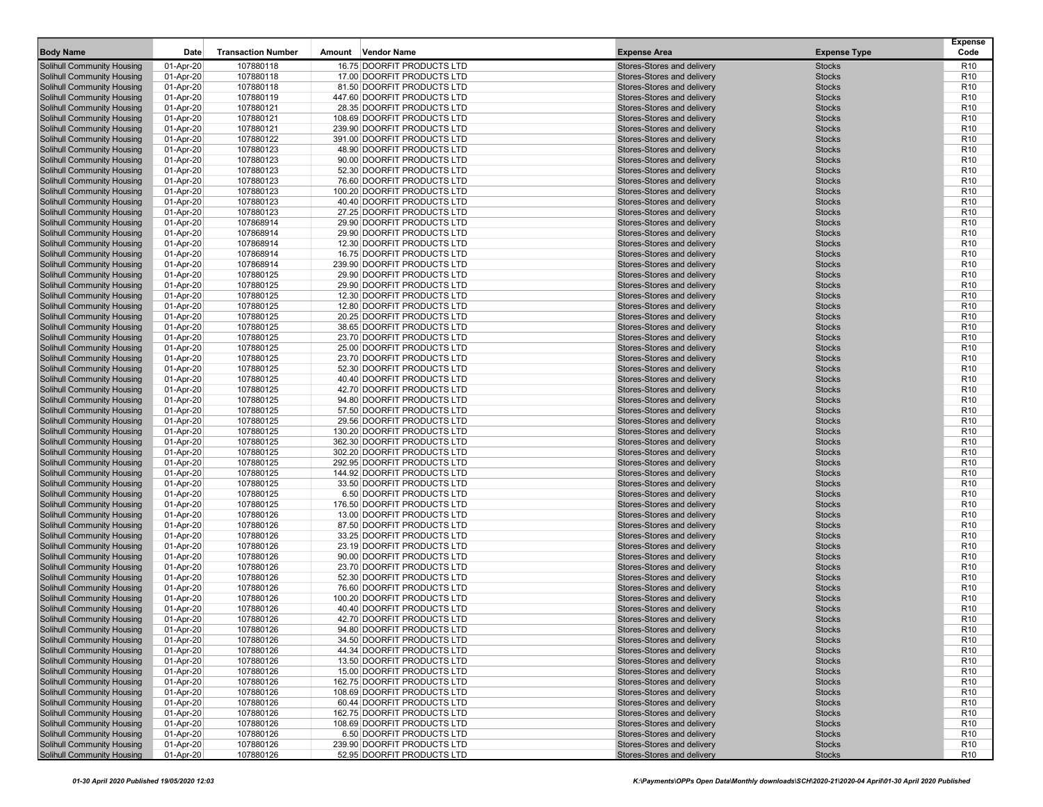| Body Name | Date | Transaction Number | Amount | Vendor Name | Expense Area | Expense Type | Expense Code |
|---|---|---|---|---|---|---|---|
| Solihull Community Housing | 01-Apr-20 | 107880118 | 16.75 | DOORFIT PRODUCTS LTD | Stores-Stores and delivery | Stocks | R10 |
| Solihull Community Housing | 01-Apr-20 | 107880118 | 17.00 | DOORFIT PRODUCTS LTD | Stores-Stores and delivery | Stocks | R10 |
| Solihull Community Housing | 01-Apr-20 | 107880118 | 81.50 | DOORFIT PRODUCTS LTD | Stores-Stores and delivery | Stocks | R10 |
| Solihull Community Housing | 01-Apr-20 | 107880119 | 447.60 | DOORFIT PRODUCTS LTD | Stores-Stores and delivery | Stocks | R10 |
| Solihull Community Housing | 01-Apr-20 | 107880121 | 28.35 | DOORFIT PRODUCTS LTD | Stores-Stores and delivery | Stocks | R10 |
| Solihull Community Housing | 01-Apr-20 | 107880121 | 108.69 | DOORFIT PRODUCTS LTD | Stores-Stores and delivery | Stocks | R10 |
| Solihull Community Housing | 01-Apr-20 | 107880121 | 239.90 | DOORFIT PRODUCTS LTD | Stores-Stores and delivery | Stocks | R10 |
| Solihull Community Housing | 01-Apr-20 | 107880122 | 391.00 | DOORFIT PRODUCTS LTD | Stores-Stores and delivery | Stocks | R10 |
| Solihull Community Housing | 01-Apr-20 | 107880123 | 48.90 | DOORFIT PRODUCTS LTD | Stores-Stores and delivery | Stocks | R10 |
| Solihull Community Housing | 01-Apr-20 | 107880123 | 90.00 | DOORFIT PRODUCTS LTD | Stores-Stores and delivery | Stocks | R10 |
| Solihull Community Housing | 01-Apr-20 | 107880123 | 52.30 | DOORFIT PRODUCTS LTD | Stores-Stores and delivery | Stocks | R10 |
| Solihull Community Housing | 01-Apr-20 | 107880123 | 76.60 | DOORFIT PRODUCTS LTD | Stores-Stores and delivery | Stocks | R10 |
| Solihull Community Housing | 01-Apr-20 | 107880123 | 100.20 | DOORFIT PRODUCTS LTD | Stores-Stores and delivery | Stocks | R10 |
| Solihull Community Housing | 01-Apr-20 | 107880123 | 40.40 | DOORFIT PRODUCTS LTD | Stores-Stores and delivery | Stocks | R10 |
| Solihull Community Housing | 01-Apr-20 | 107880123 | 27.25 | DOORFIT PRODUCTS LTD | Stores-Stores and delivery | Stocks | R10 |
| Solihull Community Housing | 01-Apr-20 | 107868914 | 29.90 | DOORFIT PRODUCTS LTD | Stores-Stores and delivery | Stocks | R10 |
| Solihull Community Housing | 01-Apr-20 | 107868914 | 29.90 | DOORFIT PRODUCTS LTD | Stores-Stores and delivery | Stocks | R10 |
| Solihull Community Housing | 01-Apr-20 | 107868914 | 12.30 | DOORFIT PRODUCTS LTD | Stores-Stores and delivery | Stocks | R10 |
| Solihull Community Housing | 01-Apr-20 | 107868914 | 16.75 | DOORFIT PRODUCTS LTD | Stores-Stores and delivery | Stocks | R10 |
| Solihull Community Housing | 01-Apr-20 | 107868914 | 239.90 | DOORFIT PRODUCTS LTD | Stores-Stores and delivery | Stocks | R10 |
| Solihull Community Housing | 01-Apr-20 | 107880125 | 29.90 | DOORFIT PRODUCTS LTD | Stores-Stores and delivery | Stocks | R10 |
| Solihull Community Housing | 01-Apr-20 | 107880125 | 29.90 | DOORFIT PRODUCTS LTD | Stores-Stores and delivery | Stocks | R10 |
| Solihull Community Housing | 01-Apr-20 | 107880125 | 12.30 | DOORFIT PRODUCTS LTD | Stores-Stores and delivery | Stocks | R10 |
| Solihull Community Housing | 01-Apr-20 | 107880125 | 12.80 | DOORFIT PRODUCTS LTD | Stores-Stores and delivery | Stocks | R10 |
| Solihull Community Housing | 01-Apr-20 | 107880125 | 20.25 | DOORFIT PRODUCTS LTD | Stores-Stores and delivery | Stocks | R10 |
| Solihull Community Housing | 01-Apr-20 | 107880125 | 38.65 | DOORFIT PRODUCTS LTD | Stores-Stores and delivery | Stocks | R10 |
| Solihull Community Housing | 01-Apr-20 | 107880125 | 23.70 | DOORFIT PRODUCTS LTD | Stores-Stores and delivery | Stocks | R10 |
| Solihull Community Housing | 01-Apr-20 | 107880125 | 25.00 | DOORFIT PRODUCTS LTD | Stores-Stores and delivery | Stocks | R10 |
| Solihull Community Housing | 01-Apr-20 | 107880125 | 23.70 | DOORFIT PRODUCTS LTD | Stores-Stores and delivery | Stocks | R10 |
| Solihull Community Housing | 01-Apr-20 | 107880125 | 52.30 | DOORFIT PRODUCTS LTD | Stores-Stores and delivery | Stocks | R10 |
| Solihull Community Housing | 01-Apr-20 | 107880125 | 40.40 | DOORFIT PRODUCTS LTD | Stores-Stores and delivery | Stocks | R10 |
| Solihull Community Housing | 01-Apr-20 | 107880125 | 42.70 | DOORFIT PRODUCTS LTD | Stores-Stores and delivery | Stocks | R10 |
| Solihull Community Housing | 01-Apr-20 | 107880125 | 94.80 | DOORFIT PRODUCTS LTD | Stores-Stores and delivery | Stocks | R10 |
| Solihull Community Housing | 01-Apr-20 | 107880125 | 57.50 | DOORFIT PRODUCTS LTD | Stores-Stores and delivery | Stocks | R10 |
| Solihull Community Housing | 01-Apr-20 | 107880125 | 29.56 | DOORFIT PRODUCTS LTD | Stores-Stores and delivery | Stocks | R10 |
| Solihull Community Housing | 01-Apr-20 | 107880125 | 130.20 | DOORFIT PRODUCTS LTD | Stores-Stores and delivery | Stocks | R10 |
| Solihull Community Housing | 01-Apr-20 | 107880125 | 362.30 | DOORFIT PRODUCTS LTD | Stores-Stores and delivery | Stocks | R10 |
| Solihull Community Housing | 01-Apr-20 | 107880125 | 302.20 | DOORFIT PRODUCTS LTD | Stores-Stores and delivery | Stocks | R10 |
| Solihull Community Housing | 01-Apr-20 | 107880125 | 292.95 | DOORFIT PRODUCTS LTD | Stores-Stores and delivery | Stocks | R10 |
| Solihull Community Housing | 01-Apr-20 | 107880125 | 144.92 | DOORFIT PRODUCTS LTD | Stores-Stores and delivery | Stocks | R10 |
| Solihull Community Housing | 01-Apr-20 | 107880125 | 33.50 | DOORFIT PRODUCTS LTD | Stores-Stores and delivery | Stocks | R10 |
| Solihull Community Housing | 01-Apr-20 | 107880125 | 6.50 | DOORFIT PRODUCTS LTD | Stores-Stores and delivery | Stocks | R10 |
| Solihull Community Housing | 01-Apr-20 | 107880125 | 176.50 | DOORFIT PRODUCTS LTD | Stores-Stores and delivery | Stocks | R10 |
| Solihull Community Housing | 01-Apr-20 | 107880126 | 13.00 | DOORFIT PRODUCTS LTD | Stores-Stores and delivery | Stocks | R10 |
| Solihull Community Housing | 01-Apr-20 | 107880126 | 87.50 | DOORFIT PRODUCTS LTD | Stores-Stores and delivery | Stocks | R10 |
| Solihull Community Housing | 01-Apr-20 | 107880126 | 33.25 | DOORFIT PRODUCTS LTD | Stores-Stores and delivery | Stocks | R10 |
| Solihull Community Housing | 01-Apr-20 | 107880126 | 23.19 | DOORFIT PRODUCTS LTD | Stores-Stores and delivery | Stocks | R10 |
| Solihull Community Housing | 01-Apr-20 | 107880126 | 90.00 | DOORFIT PRODUCTS LTD | Stores-Stores and delivery | Stocks | R10 |
| Solihull Community Housing | 01-Apr-20 | 107880126 | 23.70 | DOORFIT PRODUCTS LTD | Stores-Stores and delivery | Stocks | R10 |
| Solihull Community Housing | 01-Apr-20 | 107880126 | 52.30 | DOORFIT PRODUCTS LTD | Stores-Stores and delivery | Stocks | R10 |
| Solihull Community Housing | 01-Apr-20 | 107880126 | 76.60 | DOORFIT PRODUCTS LTD | Stores-Stores and delivery | Stocks | R10 |
| Solihull Community Housing | 01-Apr-20 | 107880126 | 100.20 | DOORFIT PRODUCTS LTD | Stores-Stores and delivery | Stocks | R10 |
| Solihull Community Housing | 01-Apr-20 | 107880126 | 40.40 | DOORFIT PRODUCTS LTD | Stores-Stores and delivery | Stocks | R10 |
| Solihull Community Housing | 01-Apr-20 | 107880126 | 42.70 | DOORFIT PRODUCTS LTD | Stores-Stores and delivery | Stocks | R10 |
| Solihull Community Housing | 01-Apr-20 | 107880126 | 94.80 | DOORFIT PRODUCTS LTD | Stores-Stores and delivery | Stocks | R10 |
| Solihull Community Housing | 01-Apr-20 | 107880126 | 34.50 | DOORFIT PRODUCTS LTD | Stores-Stores and delivery | Stocks | R10 |
| Solihull Community Housing | 01-Apr-20 | 107880126 | 44.34 | DOORFIT PRODUCTS LTD | Stores-Stores and delivery | Stocks | R10 |
| Solihull Community Housing | 01-Apr-20 | 107880126 | 13.50 | DOORFIT PRODUCTS LTD | Stores-Stores and delivery | Stocks | R10 |
| Solihull Community Housing | 01-Apr-20 | 107880126 | 15.00 | DOORFIT PRODUCTS LTD | Stores-Stores and delivery | Stocks | R10 |
| Solihull Community Housing | 01-Apr-20 | 107880126 | 162.75 | DOORFIT PRODUCTS LTD | Stores-Stores and delivery | Stocks | R10 |
| Solihull Community Housing | 01-Apr-20 | 107880126 | 108.69 | DOORFIT PRODUCTS LTD | Stores-Stores and delivery | Stocks | R10 |
| Solihull Community Housing | 01-Apr-20 | 107880126 | 60.44 | DOORFIT PRODUCTS LTD | Stores-Stores and delivery | Stocks | R10 |
| Solihull Community Housing | 01-Apr-20 | 107880126 | 162.75 | DOORFIT PRODUCTS LTD | Stores-Stores and delivery | Stocks | R10 |
| Solihull Community Housing | 01-Apr-20 | 107880126 | 108.69 | DOORFIT PRODUCTS LTD | Stores-Stores and delivery | Stocks | R10 |
| Solihull Community Housing | 01-Apr-20 | 107880126 | 6.50 | DOORFIT PRODUCTS LTD | Stores-Stores and delivery | Stocks | R10 |
| Solihull Community Housing | 01-Apr-20 | 107880126 | 239.90 | DOORFIT PRODUCTS LTD | Stores-Stores and delivery | Stocks | R10 |
| Solihull Community Housing | 01-Apr-20 | 107880126 | 52.95 | DOORFIT PRODUCTS LTD | Stores-Stores and delivery | Stocks | R10 |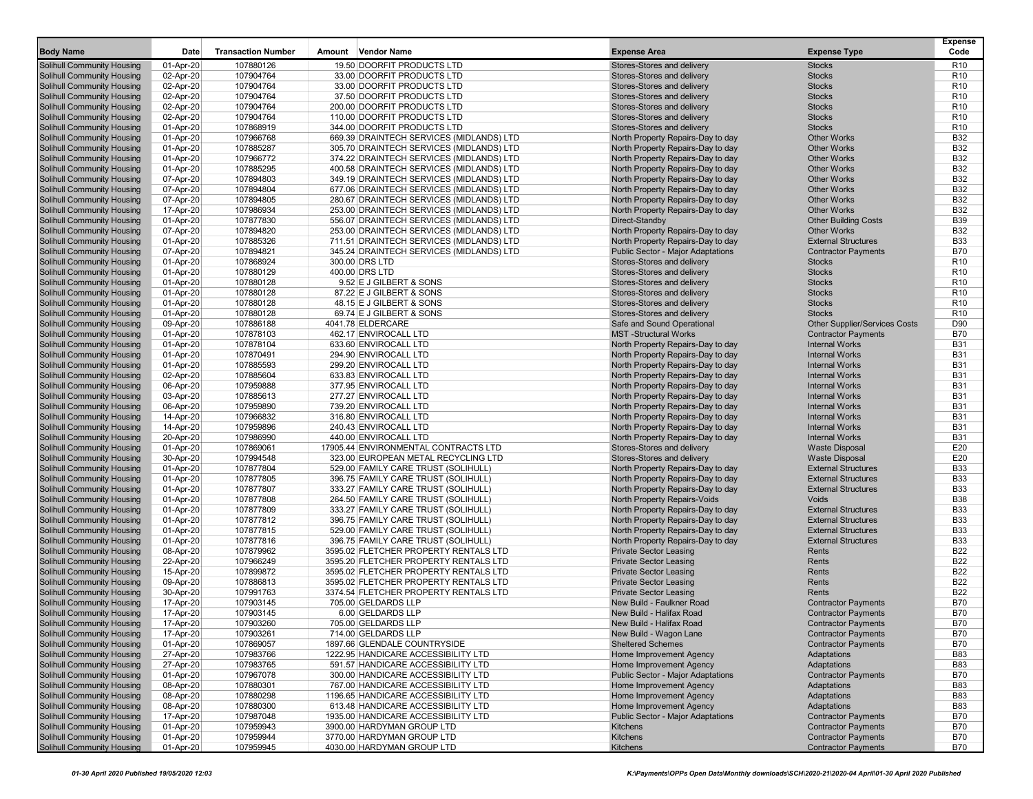| Body Name | Date | Transaction Number | Amount | Vendor Name | Expense Area | Expense Type | Expense Code |
|---|---|---|---|---|---|---|---|
| Solihull Community Housing | 01-Apr-20 | 107880126 | 19.50 | DOORFIT PRODUCTS LTD | Stores-Stores and delivery | Stocks | R10 |
| Solihull Community Housing | 02-Apr-20 | 107904764 | 33.00 | DOORFIT PRODUCTS LTD | Stores-Stores and delivery | Stocks | R10 |
| Solihull Community Housing | 02-Apr-20 | 107904764 | 33.00 | DOORFIT PRODUCTS LTD | Stores-Stores and delivery | Stocks | R10 |
| Solihull Community Housing | 02-Apr-20 | 107904764 | 37.50 | DOORFIT PRODUCTS LTD | Stores-Stores and delivery | Stocks | R10 |
| Solihull Community Housing | 02-Apr-20 | 107904764 | 200.00 | DOORFIT PRODUCTS LTD | Stores-Stores and delivery | Stocks | R10 |
| Solihull Community Housing | 02-Apr-20 | 107904764 | 110.00 | DOORFIT PRODUCTS LTD | Stores-Stores and delivery | Stocks | R10 |
| Solihull Community Housing | 01-Apr-20 | 107868919 | 344.00 | DOORFIT PRODUCTS LTD | Stores-Stores and delivery | Stocks | R10 |
| Solihull Community Housing | 01-Apr-20 | 107966768 | 669.39 | DRAINTECH SERVICES (MIDLANDS) LTD | North Property Repairs-Day to day | Other Works | B32 |
| Solihull Community Housing | 01-Apr-20 | 107885287 | 305.70 | DRAINTECH SERVICES (MIDLANDS) LTD | North Property Repairs-Day to day | Other Works | B32 |
| Solihull Community Housing | 01-Apr-20 | 107966772 | 374.22 | DRAINTECH SERVICES (MIDLANDS) LTD | North Property Repairs-Day to day | Other Works | B32 |
| Solihull Community Housing | 01-Apr-20 | 107885295 | 400.58 | DRAINTECH SERVICES (MIDLANDS) LTD | North Property Repairs-Day to day | Other Works | B32 |
| Solihull Community Housing | 07-Apr-20 | 107894803 | 349.19 | DRAINTECH SERVICES (MIDLANDS) LTD | North Property Repairs-Day to day | Other Works | B32 |
| Solihull Community Housing | 07-Apr-20 | 107894804 | 677.06 | DRAINTECH SERVICES (MIDLANDS) LTD | North Property Repairs-Day to day | Other Works | B32 |
| Solihull Community Housing | 07-Apr-20 | 107894805 | 280.67 | DRAINTECH SERVICES (MIDLANDS) LTD | North Property Repairs-Day to day | Other Works | B32 |
| Solihull Community Housing | 17-Apr-20 | 107986934 | 253.00 | DRAINTECH SERVICES (MIDLANDS) LTD | North Property Repairs-Day to day | Other Works | B32 |
| Solihull Community Housing | 01-Apr-20 | 107877830 | 556.07 | DRAINTECH SERVICES (MIDLANDS) LTD | Direct-Standby | Other Building Costs | B39 |
| Solihull Community Housing | 07-Apr-20 | 107894820 | 253.00 | DRAINTECH SERVICES (MIDLANDS) LTD | North Property Repairs-Day to day | Other Works | B32 |
| Solihull Community Housing | 01-Apr-20 | 107885326 | 711.51 | DRAINTECH SERVICES (MIDLANDS) LTD | North Property Repairs-Day to day | External Structures | B33 |
| Solihull Community Housing | 07-Apr-20 | 107894821 | 345.24 | DRAINTECH SERVICES (MIDLANDS) LTD | Public Sector - Major Adaptations | Contractor Payments | B70 |
| Solihull Community Housing | 01-Apr-20 | 107868924 | 300.00 | DRS LTD | Stores-Stores and delivery | Stocks | R10 |
| Solihull Community Housing | 01-Apr-20 | 107880129 | 400.00 | DRS LTD | Stores-Stores and delivery | Stocks | R10 |
| Solihull Community Housing | 01-Apr-20 | 107880128 | 9.52 | E J GILBERT & SONS | Stores-Stores and delivery | Stocks | R10 |
| Solihull Community Housing | 01-Apr-20 | 107880128 | 87.22 | E J GILBERT & SONS | Stores-Stores and delivery | Stocks | R10 |
| Solihull Community Housing | 01-Apr-20 | 107880128 | 48.15 | E J GILBERT & SONS | Stores-Stores and delivery | Stocks | R10 |
| Solihull Community Housing | 01-Apr-20 | 107880128 | 69.74 | E J GILBERT & SONS | Stores-Stores and delivery | Stocks | R10 |
| Solihull Community Housing | 09-Apr-20 | 107886188 | 4041.78 | ELDERCARE | Safe and Sound Operational | Other Supplier/Services Costs | D90 |
| Solihull Community Housing | 01-Apr-20 | 107878103 | 462.17 | ENVIROCALL LTD | MST -Structural Works | Contractor Payments | B70 |
| Solihull Community Housing | 01-Apr-20 | 107878104 | 633.60 | ENVIROCALL LTD | North Property Repairs-Day to day | Internal Works | B31 |
| Solihull Community Housing | 01-Apr-20 | 107870491 | 294.90 | ENVIROCALL LTD | North Property Repairs-Day to day | Internal Works | B31 |
| Solihull Community Housing | 01-Apr-20 | 107885593 | 299.20 | ENVIROCALL LTD | North Property Repairs-Day to day | Internal Works | B31 |
| Solihull Community Housing | 02-Apr-20 | 107885604 | 633.83 | ENVIROCALL LTD | North Property Repairs-Day to day | Internal Works | B31 |
| Solihull Community Housing | 06-Apr-20 | 107959888 | 377.95 | ENVIROCALL LTD | North Property Repairs-Day to day | Internal Works | B31 |
| Solihull Community Housing | 03-Apr-20 | 107885613 | 277.27 | ENVIROCALL LTD | North Property Repairs-Day to day | Internal Works | B31 |
| Solihull Community Housing | 06-Apr-20 | 107959890 | 739.20 | ENVIROCALL LTD | North Property Repairs-Day to day | Internal Works | B31 |
| Solihull Community Housing | 14-Apr-20 | 107966832 | 316.80 | ENVIROCALL LTD | North Property Repairs-Day to day | Internal Works | B31 |
| Solihull Community Housing | 14-Apr-20 | 107959896 | 240.43 | ENVIROCALL LTD | North Property Repairs-Day to day | Internal Works | B31 |
| Solihull Community Housing | 20-Apr-20 | 107986990 | 440.00 | ENVIROCALL LTD | North Property Repairs-Day to day | Internal Works | B31 |
| Solihull Community Housing | 01-Apr-20 | 107869061 | 17905.44 | ENVIRONMENTAL CONTRACTS LTD | Stores-Stores and delivery | Waste Disposal | E20 |
| Solihull Community Housing | 30-Apr-20 | 107994548 | 323.00 | EUROPEAN METAL RECYCLING LTD | Stores-Stores and delivery | Waste Disposal | E20 |
| Solihull Community Housing | 01-Apr-20 | 107877804 | 529.00 | FAMILY CARE TRUST (SOLIHULL) | North Property Repairs-Day to day | External Structures | B33 |
| Solihull Community Housing | 01-Apr-20 | 107877805 | 396.75 | FAMILY CARE TRUST (SOLIHULL) | North Property Repairs-Day to day | External Structures | B33 |
| Solihull Community Housing | 01-Apr-20 | 107877807 | 333.27 | FAMILY CARE TRUST (SOLIHULL) | North Property Repairs-Day to day | External Structures | B33 |
| Solihull Community Housing | 01-Apr-20 | 107877808 | 264.50 | FAMILY CARE TRUST (SOLIHULL) | North Property Repairs-Voids | Voids | B38 |
| Solihull Community Housing | 01-Apr-20 | 107877809 | 333.27 | FAMILY CARE TRUST (SOLIHULL) | North Property Repairs-Day to day | External Structures | B33 |
| Solihull Community Housing | 01-Apr-20 | 107877812 | 396.75 | FAMILY CARE TRUST (SOLIHULL) | North Property Repairs-Day to day | External Structures | B33 |
| Solihull Community Housing | 01-Apr-20 | 107877815 | 529.00 | FAMILY CARE TRUST (SOLIHULL) | North Property Repairs-Day to day | External Structures | B33 |
| Solihull Community Housing | 01-Apr-20 | 107877816 | 396.75 | FAMILY CARE TRUST (SOLIHULL) | North Property Repairs-Day to day | External Structures | B33 |
| Solihull Community Housing | 08-Apr-20 | 107879962 | 3595.02 | FLETCHER PROPERTY RENTALS LTD | Private Sector Leasing | Rents | B22 |
| Solihull Community Housing | 22-Apr-20 | 107966249 | 3595.20 | FLETCHER PROPERTY RENTALS LTD | Private Sector Leasing | Rents | B22 |
| Solihull Community Housing | 15-Apr-20 | 107899872 | 3595.02 | FLETCHER PROPERTY RENTALS LTD | Private Sector Leasing | Rents | B22 |
| Solihull Community Housing | 09-Apr-20 | 107886813 | 3595.02 | FLETCHER PROPERTY RENTALS LTD | Private Sector Leasing | Rents | B22 |
| Solihull Community Housing | 30-Apr-20 | 107991763 | 3374.54 | FLETCHER PROPERTY RENTALS LTD | Private Sector Leasing | Rents | B22 |
| Solihull Community Housing | 17-Apr-20 | 107903145 | 705.00 | GELDARDS LLP | New Build - Faulkner Road | Contractor Payments | B70 |
| Solihull Community Housing | 17-Apr-20 | 107903145 | 6.00 | GELDARDS LLP | New Build - Halifax Road | Contractor Payments | B70 |
| Solihull Community Housing | 17-Apr-20 | 107903260 | 705.00 | GELDARDS LLP | New Build - Halifax Road | Contractor Payments | B70 |
| Solihull Community Housing | 17-Apr-20 | 107903261 | 714.00 | GELDARDS LLP | New Build - Wagon Lane | Contractor Payments | B70 |
| Solihull Community Housing | 01-Apr-20 | 107869057 | 1897.66 | GLENDALE COUNTRYSIDE | Sheltered Schemes | Contractor Payments | B70 |
| Solihull Community Housing | 27-Apr-20 | 107983766 | 1222.95 | HANDICARE ACCESSIBILITY LTD | Home Improvement Agency | Adaptations | B83 |
| Solihull Community Housing | 27-Apr-20 | 107983765 | 591.57 | HANDICARE ACCESSIBILITY LTD | Home Improvement Agency | Adaptations | B83 |
| Solihull Community Housing | 01-Apr-20 | 107967078 | 300.00 | HANDICARE ACCESSIBILITY LTD | Public Sector - Major Adaptations | Contractor Payments | B70 |
| Solihull Community Housing | 08-Apr-20 | 107880301 | 767.00 | HANDICARE ACCESSIBILITY LTD | Home Improvement Agency | Adaptations | B83 |
| Solihull Community Housing | 08-Apr-20 | 107880298 | 1196.65 | HANDICARE ACCESSIBILITY LTD | Home Improvement Agency | Adaptations | B83 |
| Solihull Community Housing | 08-Apr-20 | 107880300 | 613.48 | HANDICARE ACCESSIBILITY LTD | Home Improvement Agency | Adaptations | B83 |
| Solihull Community Housing | 17-Apr-20 | 107987048 | 1935.00 | HANDICARE ACCESSIBILITY LTD | Public Sector - Major Adaptations | Contractor Payments | B70 |
| Solihull Community Housing | 01-Apr-20 | 107959943 | 3900.00 | HARDYMAN GROUP LTD | Kitchens | Contractor Payments | B70 |
| Solihull Community Housing | 01-Apr-20 | 107959944 | 3770.00 | HARDYMAN GROUP LTD | Kitchens | Contractor Payments | B70 |
| Solihull Community Housing | 01-Apr-20 | 107959945 | 4030.00 | HARDYMAN GROUP LTD | Kitchens | Contractor Payments | B70 |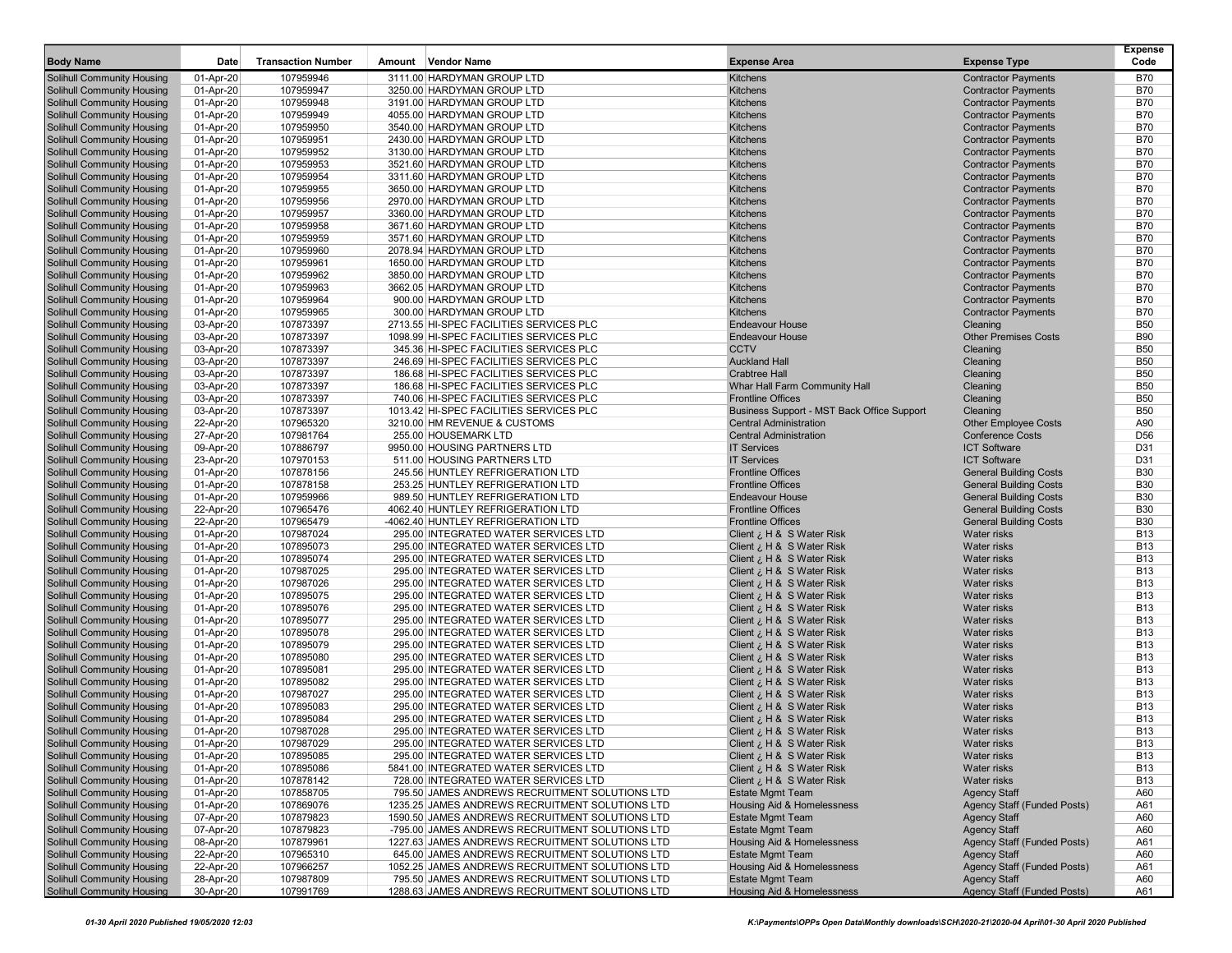| Body Name | Date | Transaction Number | Amount | Vendor Name | Expense Area | Expense Type | Expense Code |
|---|---|---|---|---|---|---|---|
| Solihull Community Housing | 01-Apr-20 | 107959946 | 3111.00 | HARDYMAN GROUP LTD | Kitchens | Contractor Payments | B70 |
| Solihull Community Housing | 01-Apr-20 | 107959947 | 3250.00 | HARDYMAN GROUP LTD | Kitchens | Contractor Payments | B70 |
| Solihull Community Housing | 01-Apr-20 | 107959948 | 3191.00 | HARDYMAN GROUP LTD | Kitchens | Contractor Payments | B70 |
| Solihull Community Housing | 01-Apr-20 | 107959949 | 4055.00 | HARDYMAN GROUP LTD | Kitchens | Contractor Payments | B70 |
| Solihull Community Housing | 01-Apr-20 | 107959950 | 3540.00 | HARDYMAN GROUP LTD | Kitchens | Contractor Payments | B70 |
| Solihull Community Housing | 01-Apr-20 | 107959951 | 2430.00 | HARDYMAN GROUP LTD | Kitchens | Contractor Payments | B70 |
| Solihull Community Housing | 01-Apr-20 | 107959952 | 3130.00 | HARDYMAN GROUP LTD | Kitchens | Contractor Payments | B70 |
| Solihull Community Housing | 01-Apr-20 | 107959953 | 3521.60 | HARDYMAN GROUP LTD | Kitchens | Contractor Payments | B70 |
| Solihull Community Housing | 01-Apr-20 | 107959954 | 3311.60 | HARDYMAN GROUP LTD | Kitchens | Contractor Payments | B70 |
| Solihull Community Housing | 01-Apr-20 | 107959955 | 3650.00 | HARDYMAN GROUP LTD | Kitchens | Contractor Payments | B70 |
| Solihull Community Housing | 01-Apr-20 | 107959956 | 2970.00 | HARDYMAN GROUP LTD | Kitchens | Contractor Payments | B70 |
| Solihull Community Housing | 01-Apr-20 | 107959957 | 3360.00 | HARDYMAN GROUP LTD | Kitchens | Contractor Payments | B70 |
| Solihull Community Housing | 01-Apr-20 | 107959958 | 3671.60 | HARDYMAN GROUP LTD | Kitchens | Contractor Payments | B70 |
| Solihull Community Housing | 01-Apr-20 | 107959959 | 3571.60 | HARDYMAN GROUP LTD | Kitchens | Contractor Payments | B70 |
| Solihull Community Housing | 01-Apr-20 | 107959960 | 2078.94 | HARDYMAN GROUP LTD | Kitchens | Contractor Payments | B70 |
| Solihull Community Housing | 01-Apr-20 | 107959961 | 1650.00 | HARDYMAN GROUP LTD | Kitchens | Contractor Payments | B70 |
| Solihull Community Housing | 01-Apr-20 | 107959962 | 3850.00 | HARDYMAN GROUP LTD | Kitchens | Contractor Payments | B70 |
| Solihull Community Housing | 01-Apr-20 | 107959963 | 3662.05 | HARDYMAN GROUP LTD | Kitchens | Contractor Payments | B70 |
| Solihull Community Housing | 01-Apr-20 | 107959964 | 900.00 | HARDYMAN GROUP LTD | Kitchens | Contractor Payments | B70 |
| Solihull Community Housing | 01-Apr-20 | 107959965 | 300.00 | HARDYMAN GROUP LTD | Kitchens | Contractor Payments | B70 |
| Solihull Community Housing | 03-Apr-20 | 107873397 | 2713.55 | HI-SPEC FACILITIES SERVICES PLC | Endeavour House | Cleaning | B50 |
| Solihull Community Housing | 03-Apr-20 | 107873397 | 1098.99 | HI-SPEC FACILITIES SERVICES PLC | Endeavour House | Other Premises Costs | B90 |
| Solihull Community Housing | 03-Apr-20 | 107873397 | 345.36 | HI-SPEC FACILITIES SERVICES PLC | CCTV | Cleaning | B50 |
| Solihull Community Housing | 03-Apr-20 | 107873397 | 246.69 | HI-SPEC FACILITIES SERVICES PLC | Auckland Hall | Cleaning | B50 |
| Solihull Community Housing | 03-Apr-20 | 107873397 | 186.68 | HI-SPEC FACILITIES SERVICES PLC | Crabtree Hall | Cleaning | B50 |
| Solihull Community Housing | 03-Apr-20 | 107873397 | 186.68 | HI-SPEC FACILITIES SERVICES PLC | Whar Hall Farm Community Hall | Cleaning | B50 |
| Solihull Community Housing | 03-Apr-20 | 107873397 | 740.06 | HI-SPEC FACILITIES SERVICES PLC | Frontline Offices | Cleaning | B50 |
| Solihull Community Housing | 03-Apr-20 | 107873397 | 1013.42 | HI-SPEC FACILITIES SERVICES PLC | Business Support - MST Back Office Support | Cleaning | B50 |
| Solihull Community Housing | 22-Apr-20 | 107965320 | 3210.00 | HM REVENUE & CUSTOMS | Central Administration | Other Employee Costs | A90 |
| Solihull Community Housing | 27-Apr-20 | 107981764 | 255.00 | HOUSEMARK LTD | Central Administration | Conference Costs | D56 |
| Solihull Community Housing | 09-Apr-20 | 107886797 | 9950.00 | HOUSING PARTNERS LTD | IT Services | ICT Software | D31 |
| Solihull Community Housing | 23-Apr-20 | 107970153 | 511.00 | HOUSING PARTNERS LTD | IT Services | ICT Software | D31 |
| Solihull Community Housing | 01-Apr-20 | 107878156 | 245.56 | HUNTLEY REFRIGERATION LTD | Frontline Offices | General Building Costs | B30 |
| Solihull Community Housing | 01-Apr-20 | 107878158 | 253.25 | HUNTLEY REFRIGERATION LTD | Frontline Offices | General Building Costs | B30 |
| Solihull Community Housing | 01-Apr-20 | 107959966 | 989.50 | HUNTLEY REFRIGERATION LTD | Endeavour House | General Building Costs | B30 |
| Solihull Community Housing | 22-Apr-20 | 107965476 | 4062.40 | HUNTLEY REFRIGERATION LTD | Frontline Offices | General Building Costs | B30 |
| Solihull Community Housing | 22-Apr-20 | 107965479 | -4062.40 | HUNTLEY REFRIGERATION LTD | Frontline Offices | General Building Costs | B30 |
| Solihull Community Housing | 01-Apr-20 | 107987024 | 295.00 | INTEGRATED WATER SERVICES LTD | Client ¿ H & S Water Risk | Water risks | B13 |
| Solihull Community Housing | 01-Apr-20 | 107895073 | 295.00 | INTEGRATED WATER SERVICES LTD | Client ¿ H & S Water Risk | Water risks | B13 |
| Solihull Community Housing | 01-Apr-20 | 107895074 | 295.00 | INTEGRATED WATER SERVICES LTD | Client ¿ H & S Water Risk | Water risks | B13 |
| Solihull Community Housing | 01-Apr-20 | 107987025 | 295.00 | INTEGRATED WATER SERVICES LTD | Client ¿ H & S Water Risk | Water risks | B13 |
| Solihull Community Housing | 01-Apr-20 | 107987026 | 295.00 | INTEGRATED WATER SERVICES LTD | Client ¿ H & S Water Risk | Water risks | B13 |
| Solihull Community Housing | 01-Apr-20 | 107895075 | 295.00 | INTEGRATED WATER SERVICES LTD | Client ¿ H & S Water Risk | Water risks | B13 |
| Solihull Community Housing | 01-Apr-20 | 107895076 | 295.00 | INTEGRATED WATER SERVICES LTD | Client ¿ H & S Water Risk | Water risks | B13 |
| Solihull Community Housing | 01-Apr-20 | 107895077 | 295.00 | INTEGRATED WATER SERVICES LTD | Client ¿ H & S Water Risk | Water risks | B13 |
| Solihull Community Housing | 01-Apr-20 | 107895078 | 295.00 | INTEGRATED WATER SERVICES LTD | Client ¿ H & S Water Risk | Water risks | B13 |
| Solihull Community Housing | 01-Apr-20 | 107895079 | 295.00 | INTEGRATED WATER SERVICES LTD | Client ¿ H & S Water Risk | Water risks | B13 |
| Solihull Community Housing | 01-Apr-20 | 107895080 | 295.00 | INTEGRATED WATER SERVICES LTD | Client ¿ H & S Water Risk | Water risks | B13 |
| Solihull Community Housing | 01-Apr-20 | 107895081 | 295.00 | INTEGRATED WATER SERVICES LTD | Client ¿ H & S Water Risk | Water risks | B13 |
| Solihull Community Housing | 01-Apr-20 | 107895082 | 295.00 | INTEGRATED WATER SERVICES LTD | Client ¿ H & S Water Risk | Water risks | B13 |
| Solihull Community Housing | 01-Apr-20 | 107987027 | 295.00 | INTEGRATED WATER SERVICES LTD | Client ¿ H & S Water Risk | Water risks | B13 |
| Solihull Community Housing | 01-Apr-20 | 107895083 | 295.00 | INTEGRATED WATER SERVICES LTD | Client ¿ H & S Water Risk | Water risks | B13 |
| Solihull Community Housing | 01-Apr-20 | 107895084 | 295.00 | INTEGRATED WATER SERVICES LTD | Client ¿ H & S Water Risk | Water risks | B13 |
| Solihull Community Housing | 01-Apr-20 | 107987028 | 295.00 | INTEGRATED WATER SERVICES LTD | Client ¿ H & S Water Risk | Water risks | B13 |
| Solihull Community Housing | 01-Apr-20 | 107987029 | 295.00 | INTEGRATED WATER SERVICES LTD | Client ¿ H & S Water Risk | Water risks | B13 |
| Solihull Community Housing | 01-Apr-20 | 107895085 | 295.00 | INTEGRATED WATER SERVICES LTD | Client ¿ H & S Water Risk | Water risks | B13 |
| Solihull Community Housing | 01-Apr-20 | 107895086 | 5841.00 | INTEGRATED WATER SERVICES LTD | Client ¿ H & S Water Risk | Water risks | B13 |
| Solihull Community Housing | 01-Apr-20 | 107878142 | 728.00 | INTEGRATED WATER SERVICES LTD | Client ¿ H & S Water Risk | Water risks | B13 |
| Solihull Community Housing | 01-Apr-20 | 107858705 | 795.50 | JAMES ANDREWS RECRUITMENT SOLUTIONS LTD | Estate Mgmt Team | Agency Staff | A60 |
| Solihull Community Housing | 01-Apr-20 | 107869076 | 1235.25 | JAMES ANDREWS RECRUITMENT SOLUTIONS LTD | Housing Aid & Homelessness | Agency Staff (Funded Posts) | A61 |
| Solihull Community Housing | 07-Apr-20 | 107879823 | 1590.50 | JAMES ANDREWS RECRUITMENT SOLUTIONS LTD | Estate Mgmt Team | Agency Staff | A60 |
| Solihull Community Housing | 07-Apr-20 | 107879823 | -795.00 | JAMES ANDREWS RECRUITMENT SOLUTIONS LTD | Estate Mgmt Team | Agency Staff | A60 |
| Solihull Community Housing | 08-Apr-20 | 107879961 | 1227.63 | JAMES ANDREWS RECRUITMENT SOLUTIONS LTD | Housing Aid & Homelessness | Agency Staff (Funded Posts) | A61 |
| Solihull Community Housing | 22-Apr-20 | 107965310 | 645.00 | JAMES ANDREWS RECRUITMENT SOLUTIONS LTD | Estate Mgmt Team | Agency Staff | A60 |
| Solihull Community Housing | 22-Apr-20 | 107966257 | 1052.25 | JAMES ANDREWS RECRUITMENT SOLUTIONS LTD | Housing Aid & Homelessness | Agency Staff (Funded Posts) | A61 |
| Solihull Community Housing | 28-Apr-20 | 107987809 | 795.50 | JAMES ANDREWS RECRUITMENT SOLUTIONS LTD | Estate Mgmt Team | Agency Staff | A60 |
| Solihull Community Housing | 30-Apr-20 | 107991769 | 1288.63 | JAMES ANDREWS RECRUITMENT SOLUTIONS LTD | Housing Aid & Homelessness | Agency Staff (Funded Posts) | A61 |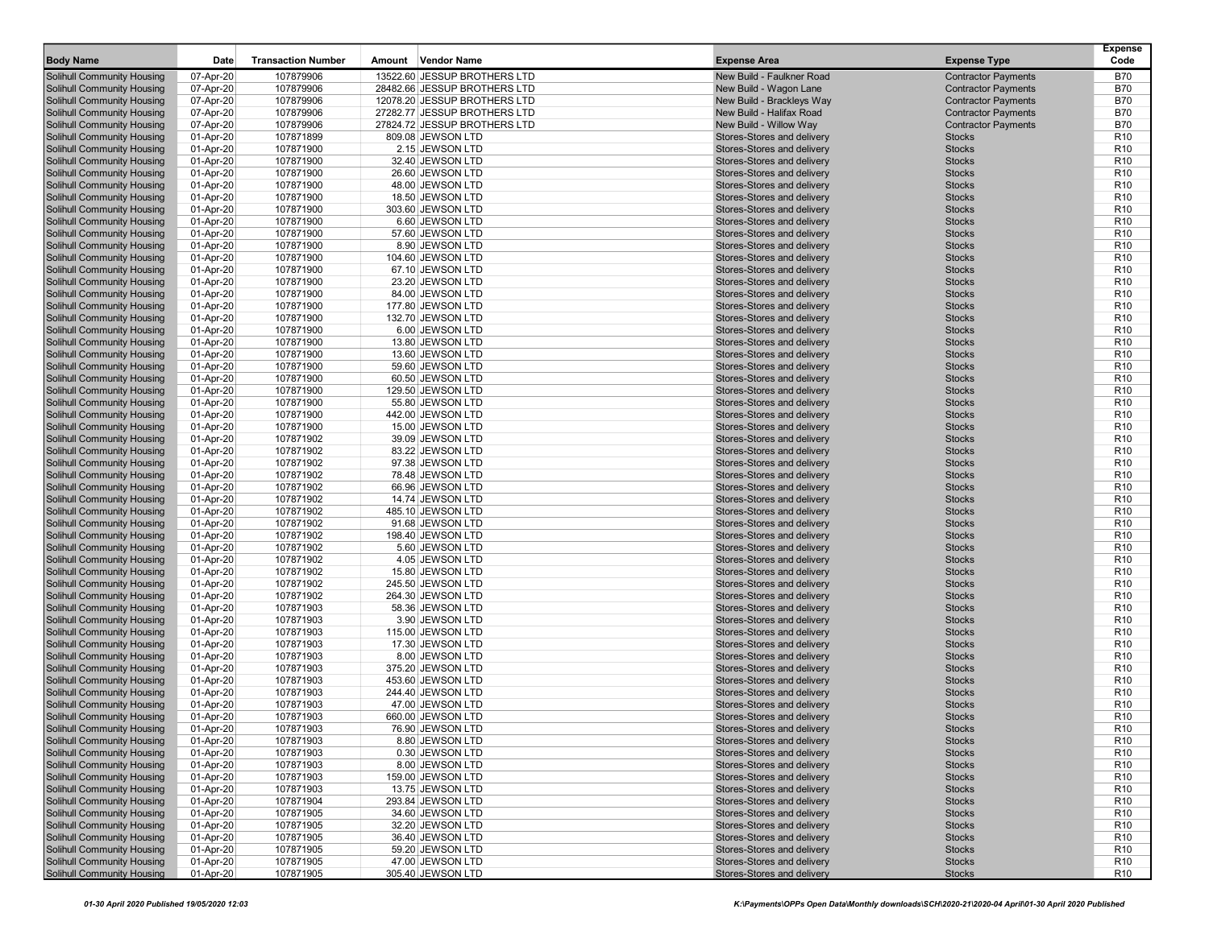| Body Name | Date | Transaction Number | Amount | Vendor Name | Expense Area | Expense Type | Expense Code |
|---|---|---|---|---|---|---|---|
| Solihull Community Housing | 07-Apr-20 | 107879906 | 13522.60 | JESSUP BROTHERS LTD | New Build - Faulkner Road | Contractor Payments | B70 |
| Solihull Community Housing | 07-Apr-20 | 107879906 | 28482.66 | JESSUP BROTHERS LTD | New Build - Wagon Lane | Contractor Payments | B70 |
| Solihull Community Housing | 07-Apr-20 | 107879906 | 12078.20 | JESSUP BROTHERS LTD | New Build - Brackleys Way | Contractor Payments | B70 |
| Solihull Community Housing | 07-Apr-20 | 107879906 | 27282.77 | JESSUP BROTHERS LTD | New Build - Halifax Road | Contractor Payments | B70 |
| Solihull Community Housing | 07-Apr-20 | 107879906 | 27824.72 | JESSUP BROTHERS LTD | New Build - Willow Way | Contractor Payments | B70 |
| Solihull Community Housing | 01-Apr-20 | 107871899 | 809.08 | JEWSON LTD | Stores-Stores and delivery | Stocks | R10 |
| Solihull Community Housing | 01-Apr-20 | 107871900 | 2.15 | JEWSON LTD | Stores-Stores and delivery | Stocks | R10 |
| Solihull Community Housing | 01-Apr-20 | 107871900 | 32.40 | JEWSON LTD | Stores-Stores and delivery | Stocks | R10 |
| Solihull Community Housing | 01-Apr-20 | 107871900 | 26.60 | JEWSON LTD | Stores-Stores and delivery | Stocks | R10 |
| Solihull Community Housing | 01-Apr-20 | 107871900 | 48.00 | JEWSON LTD | Stores-Stores and delivery | Stocks | R10 |
| Solihull Community Housing | 01-Apr-20 | 107871900 | 18.50 | JEWSON LTD | Stores-Stores and delivery | Stocks | R10 |
| Solihull Community Housing | 01-Apr-20 | 107871900 | 303.60 | JEWSON LTD | Stores-Stores and delivery | Stocks | R10 |
| Solihull Community Housing | 01-Apr-20 | 107871900 | 6.60 | JEWSON LTD | Stores-Stores and delivery | Stocks | R10 |
| Solihull Community Housing | 01-Apr-20 | 107871900 | 57.60 | JEWSON LTD | Stores-Stores and delivery | Stocks | R10 |
| Solihull Community Housing | 01-Apr-20 | 107871900 | 8.90 | JEWSON LTD | Stores-Stores and delivery | Stocks | R10 |
| Solihull Community Housing | 01-Apr-20 | 107871900 | 104.60 | JEWSON LTD | Stores-Stores and delivery | Stocks | R10 |
| Solihull Community Housing | 01-Apr-20 | 107871900 | 67.10 | JEWSON LTD | Stores-Stores and delivery | Stocks | R10 |
| Solihull Community Housing | 01-Apr-20 | 107871900 | 23.20 | JEWSON LTD | Stores-Stores and delivery | Stocks | R10 |
| Solihull Community Housing | 01-Apr-20 | 107871900 | 84.00 | JEWSON LTD | Stores-Stores and delivery | Stocks | R10 |
| Solihull Community Housing | 01-Apr-20 | 107871900 | 177.80 | JEWSON LTD | Stores-Stores and delivery | Stocks | R10 |
| Solihull Community Housing | 01-Apr-20 | 107871900 | 132.70 | JEWSON LTD | Stores-Stores and delivery | Stocks | R10 |
| Solihull Community Housing | 01-Apr-20 | 107871900 | 6.00 | JEWSON LTD | Stores-Stores and delivery | Stocks | R10 |
| Solihull Community Housing | 01-Apr-20 | 107871900 | 13.80 | JEWSON LTD | Stores-Stores and delivery | Stocks | R10 |
| Solihull Community Housing | 01-Apr-20 | 107871900 | 13.60 | JEWSON LTD | Stores-Stores and delivery | Stocks | R10 |
| Solihull Community Housing | 01-Apr-20 | 107871900 | 59.60 | JEWSON LTD | Stores-Stores and delivery | Stocks | R10 |
| Solihull Community Housing | 01-Apr-20 | 107871900 | 60.50 | JEWSON LTD | Stores-Stores and delivery | Stocks | R10 |
| Solihull Community Housing | 01-Apr-20 | 107871900 | 129.50 | JEWSON LTD | Stores-Stores and delivery | Stocks | R10 |
| Solihull Community Housing | 01-Apr-20 | 107871900 | 55.80 | JEWSON LTD | Stores-Stores and delivery | Stocks | R10 |
| Solihull Community Housing | 01-Apr-20 | 107871900 | 442.00 | JEWSON LTD | Stores-Stores and delivery | Stocks | R10 |
| Solihull Community Housing | 01-Apr-20 | 107871900 | 15.00 | JEWSON LTD | Stores-Stores and delivery | Stocks | R10 |
| Solihull Community Housing | 01-Apr-20 | 107871902 | 39.09 | JEWSON LTD | Stores-Stores and delivery | Stocks | R10 |
| Solihull Community Housing | 01-Apr-20 | 107871902 | 83.22 | JEWSON LTD | Stores-Stores and delivery | Stocks | R10 |
| Solihull Community Housing | 01-Apr-20 | 107871902 | 97.38 | JEWSON LTD | Stores-Stores and delivery | Stocks | R10 |
| Solihull Community Housing | 01-Apr-20 | 107871902 | 78.48 | JEWSON LTD | Stores-Stores and delivery | Stocks | R10 |
| Solihull Community Housing | 01-Apr-20 | 107871902 | 66.96 | JEWSON LTD | Stores-Stores and delivery | Stocks | R10 |
| Solihull Community Housing | 01-Apr-20 | 107871902 | 14.74 | JEWSON LTD | Stores-Stores and delivery | Stocks | R10 |
| Solihull Community Housing | 01-Apr-20 | 107871902 | 485.10 | JEWSON LTD | Stores-Stores and delivery | Stocks | R10 |
| Solihull Community Housing | 01-Apr-20 | 107871902 | 91.68 | JEWSON LTD | Stores-Stores and delivery | Stocks | R10 |
| Solihull Community Housing | 01-Apr-20 | 107871902 | 198.40 | JEWSON LTD | Stores-Stores and delivery | Stocks | R10 |
| Solihull Community Housing | 01-Apr-20 | 107871902 | 5.60 | JEWSON LTD | Stores-Stores and delivery | Stocks | R10 |
| Solihull Community Housing | 01-Apr-20 | 107871902 | 4.05 | JEWSON LTD | Stores-Stores and delivery | Stocks | R10 |
| Solihull Community Housing | 01-Apr-20 | 107871902 | 15.80 | JEWSON LTD | Stores-Stores and delivery | Stocks | R10 |
| Solihull Community Housing | 01-Apr-20 | 107871902 | 245.50 | JEWSON LTD | Stores-Stores and delivery | Stocks | R10 |
| Solihull Community Housing | 01-Apr-20 | 107871902 | 264.30 | JEWSON LTD | Stores-Stores and delivery | Stocks | R10 |
| Solihull Community Housing | 01-Apr-20 | 107871903 | 58.36 | JEWSON LTD | Stores-Stores and delivery | Stocks | R10 |
| Solihull Community Housing | 01-Apr-20 | 107871903 | 3.90 | JEWSON LTD | Stores-Stores and delivery | Stocks | R10 |
| Solihull Community Housing | 01-Apr-20 | 107871903 | 115.00 | JEWSON LTD | Stores-Stores and delivery | Stocks | R10 |
| Solihull Community Housing | 01-Apr-20 | 107871903 | 17.30 | JEWSON LTD | Stores-Stores and delivery | Stocks | R10 |
| Solihull Community Housing | 01-Apr-20 | 107871903 | 8.00 | JEWSON LTD | Stores-Stores and delivery | Stocks | R10 |
| Solihull Community Housing | 01-Apr-20 | 107871903 | 375.20 | JEWSON LTD | Stores-Stores and delivery | Stocks | R10 |
| Solihull Community Housing | 01-Apr-20 | 107871903 | 453.60 | JEWSON LTD | Stores-Stores and delivery | Stocks | R10 |
| Solihull Community Housing | 01-Apr-20 | 107871903 | 244.40 | JEWSON LTD | Stores-Stores and delivery | Stocks | R10 |
| Solihull Community Housing | 01-Apr-20 | 107871903 | 47.00 | JEWSON LTD | Stores-Stores and delivery | Stocks | R10 |
| Solihull Community Housing | 01-Apr-20 | 107871903 | 660.00 | JEWSON LTD | Stores-Stores and delivery | Stocks | R10 |
| Solihull Community Housing | 01-Apr-20 | 107871903 | 76.90 | JEWSON LTD | Stores-Stores and delivery | Stocks | R10 |
| Solihull Community Housing | 01-Apr-20 | 107871903 | 8.80 | JEWSON LTD | Stores-Stores and delivery | Stocks | R10 |
| Solihull Community Housing | 01-Apr-20 | 107871903 | 0.30 | JEWSON LTD | Stores-Stores and delivery | Stocks | R10 |
| Solihull Community Housing | 01-Apr-20 | 107871903 | 8.00 | JEWSON LTD | Stores-Stores and delivery | Stocks | R10 |
| Solihull Community Housing | 01-Apr-20 | 107871903 | 159.00 | JEWSON LTD | Stores-Stores and delivery | Stocks | R10 |
| Solihull Community Housing | 01-Apr-20 | 107871903 | 13.75 | JEWSON LTD | Stores-Stores and delivery | Stocks | R10 |
| Solihull Community Housing | 01-Apr-20 | 107871904 | 293.84 | JEWSON LTD | Stores-Stores and delivery | Stocks | R10 |
| Solihull Community Housing | 01-Apr-20 | 107871905 | 34.60 | JEWSON LTD | Stores-Stores and delivery | Stocks | R10 |
| Solihull Community Housing | 01-Apr-20 | 107871905 | 32.20 | JEWSON LTD | Stores-Stores and delivery | Stocks | R10 |
| Solihull Community Housing | 01-Apr-20 | 107871905 | 36.40 | JEWSON LTD | Stores-Stores and delivery | Stocks | R10 |
| Solihull Community Housing | 01-Apr-20 | 107871905 | 59.20 | JEWSON LTD | Stores-Stores and delivery | Stocks | R10 |
| Solihull Community Housing | 01-Apr-20 | 107871905 | 47.00 | JEWSON LTD | Stores-Stores and delivery | Stocks | R10 |
| Solihull Community Housing | 01-Apr-20 | 107871905 | 305.40 | JEWSON LTD | Stores-Stores and delivery | Stocks | R10 |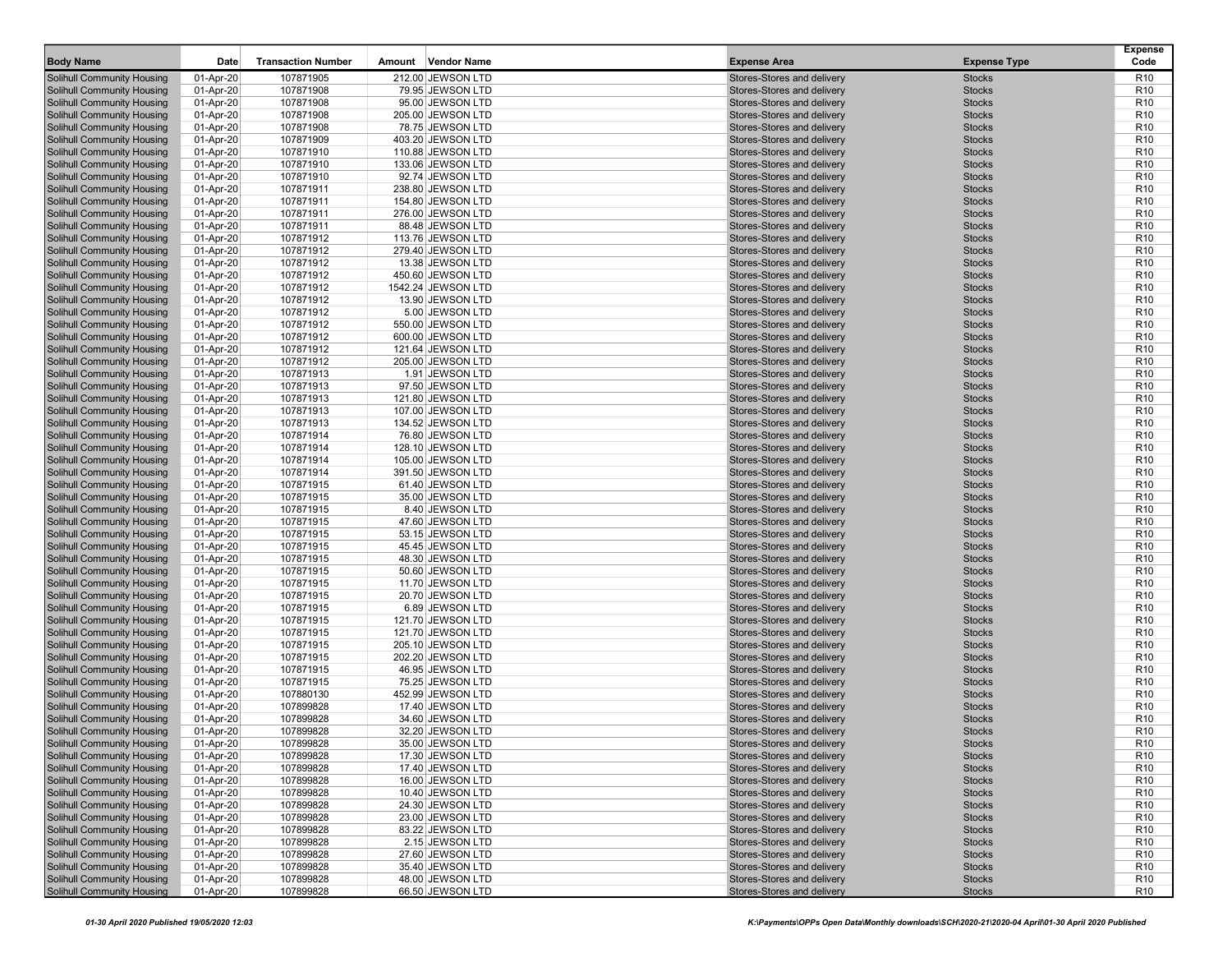| Body Name | Date | Transaction Number | Amount | Vendor Name | Expense Area | Expense Type | Expense Code |
|---|---|---|---|---|---|---|---|
| Solihull Community Housing | 01-Apr-20 | 107871905 | 212.00 | JEWSON LTD | Stores-Stores and delivery | Stocks | R10 |
| Solihull Community Housing | 01-Apr-20 | 107871908 | 79.95 | JEWSON LTD | Stores-Stores and delivery | Stocks | R10 |
| Solihull Community Housing | 01-Apr-20 | 107871908 | 95.00 | JEWSON LTD | Stores-Stores and delivery | Stocks | R10 |
| Solihull Community Housing | 01-Apr-20 | 107871908 | 205.00 | JEWSON LTD | Stores-Stores and delivery | Stocks | R10 |
| Solihull Community Housing | 01-Apr-20 | 107871908 | 78.75 | JEWSON LTD | Stores-Stores and delivery | Stocks | R10 |
| Solihull Community Housing | 01-Apr-20 | 107871909 | 403.20 | JEWSON LTD | Stores-Stores and delivery | Stocks | R10 |
| Solihull Community Housing | 01-Apr-20 | 107871910 | 110.88 | JEWSON LTD | Stores-Stores and delivery | Stocks | R10 |
| Solihull Community Housing | 01-Apr-20 | 107871910 | 133.06 | JEWSON LTD | Stores-Stores and delivery | Stocks | R10 |
| Solihull Community Housing | 01-Apr-20 | 107871910 | 92.74 | JEWSON LTD | Stores-Stores and delivery | Stocks | R10 |
| Solihull Community Housing | 01-Apr-20 | 107871911 | 238.80 | JEWSON LTD | Stores-Stores and delivery | Stocks | R10 |
| Solihull Community Housing | 01-Apr-20 | 107871911 | 154.80 | JEWSON LTD | Stores-Stores and delivery | Stocks | R10 |
| Solihull Community Housing | 01-Apr-20 | 107871911 | 276.00 | JEWSON LTD | Stores-Stores and delivery | Stocks | R10 |
| Solihull Community Housing | 01-Apr-20 | 107871911 | 88.48 | JEWSON LTD | Stores-Stores and delivery | Stocks | R10 |
| Solihull Community Housing | 01-Apr-20 | 107871912 | 113.76 | JEWSON LTD | Stores-Stores and delivery | Stocks | R10 |
| Solihull Community Housing | 01-Apr-20 | 107871912 | 279.40 | JEWSON LTD | Stores-Stores and delivery | Stocks | R10 |
| Solihull Community Housing | 01-Apr-20 | 107871912 | 13.38 | JEWSON LTD | Stores-Stores and delivery | Stocks | R10 |
| Solihull Community Housing | 01-Apr-20 | 107871912 | 450.60 | JEWSON LTD | Stores-Stores and delivery | Stocks | R10 |
| Solihull Community Housing | 01-Apr-20 | 107871912 | 1542.24 | JEWSON LTD | Stores-Stores and delivery | Stocks | R10 |
| Solihull Community Housing | 01-Apr-20 | 107871912 | 13.90 | JEWSON LTD | Stores-Stores and delivery | Stocks | R10 |
| Solihull Community Housing | 01-Apr-20 | 107871912 | 5.00 | JEWSON LTD | Stores-Stores and delivery | Stocks | R10 |
| Solihull Community Housing | 01-Apr-20 | 107871912 | 550.00 | JEWSON LTD | Stores-Stores and delivery | Stocks | R10 |
| Solihull Community Housing | 01-Apr-20 | 107871912 | 600.00 | JEWSON LTD | Stores-Stores and delivery | Stocks | R10 |
| Solihull Community Housing | 01-Apr-20 | 107871912 | 121.64 | JEWSON LTD | Stores-Stores and delivery | Stocks | R10 |
| Solihull Community Housing | 01-Apr-20 | 107871912 | 205.00 | JEWSON LTD | Stores-Stores and delivery | Stocks | R10 |
| Solihull Community Housing | 01-Apr-20 | 107871913 | 1.91 | JEWSON LTD | Stores-Stores and delivery | Stocks | R10 |
| Solihull Community Housing | 01-Apr-20 | 107871913 | 97.50 | JEWSON LTD | Stores-Stores and delivery | Stocks | R10 |
| Solihull Community Housing | 01-Apr-20 | 107871913 | 121.80 | JEWSON LTD | Stores-Stores and delivery | Stocks | R10 |
| Solihull Community Housing | 01-Apr-20 | 107871913 | 107.00 | JEWSON LTD | Stores-Stores and delivery | Stocks | R10 |
| Solihull Community Housing | 01-Apr-20 | 107871913 | 134.52 | JEWSON LTD | Stores-Stores and delivery | Stocks | R10 |
| Solihull Community Housing | 01-Apr-20 | 107871914 | 76.80 | JEWSON LTD | Stores-Stores and delivery | Stocks | R10 |
| Solihull Community Housing | 01-Apr-20 | 107871914 | 128.10 | JEWSON LTD | Stores-Stores and delivery | Stocks | R10 |
| Solihull Community Housing | 01-Apr-20 | 107871914 | 105.00 | JEWSON LTD | Stores-Stores and delivery | Stocks | R10 |
| Solihull Community Housing | 01-Apr-20 | 107871914 | 391.50 | JEWSON LTD | Stores-Stores and delivery | Stocks | R10 |
| Solihull Community Housing | 01-Apr-20 | 107871915 | 61.40 | JEWSON LTD | Stores-Stores and delivery | Stocks | R10 |
| Solihull Community Housing | 01-Apr-20 | 107871915 | 35.00 | JEWSON LTD | Stores-Stores and delivery | Stocks | R10 |
| Solihull Community Housing | 01-Apr-20 | 107871915 | 8.40 | JEWSON LTD | Stores-Stores and delivery | Stocks | R10 |
| Solihull Community Housing | 01-Apr-20 | 107871915 | 47.60 | JEWSON LTD | Stores-Stores and delivery | Stocks | R10 |
| Solihull Community Housing | 01-Apr-20 | 107871915 | 53.15 | JEWSON LTD | Stores-Stores and delivery | Stocks | R10 |
| Solihull Community Housing | 01-Apr-20 | 107871915 | 45.45 | JEWSON LTD | Stores-Stores and delivery | Stocks | R10 |
| Solihull Community Housing | 01-Apr-20 | 107871915 | 48.30 | JEWSON LTD | Stores-Stores and delivery | Stocks | R10 |
| Solihull Community Housing | 01-Apr-20 | 107871915 | 50.60 | JEWSON LTD | Stores-Stores and delivery | Stocks | R10 |
| Solihull Community Housing | 01-Apr-20 | 107871915 | 11.70 | JEWSON LTD | Stores-Stores and delivery | Stocks | R10 |
| Solihull Community Housing | 01-Apr-20 | 107871915 | 20.70 | JEWSON LTD | Stores-Stores and delivery | Stocks | R10 |
| Solihull Community Housing | 01-Apr-20 | 107871915 | 6.89 | JEWSON LTD | Stores-Stores and delivery | Stocks | R10 |
| Solihull Community Housing | 01-Apr-20 | 107871915 | 121.70 | JEWSON LTD | Stores-Stores and delivery | Stocks | R10 |
| Solihull Community Housing | 01-Apr-20 | 107871915 | 121.70 | JEWSON LTD | Stores-Stores and delivery | Stocks | R10 |
| Solihull Community Housing | 01-Apr-20 | 107871915 | 205.10 | JEWSON LTD | Stores-Stores and delivery | Stocks | R10 |
| Solihull Community Housing | 01-Apr-20 | 107871915 | 202.20 | JEWSON LTD | Stores-Stores and delivery | Stocks | R10 |
| Solihull Community Housing | 01-Apr-20 | 107871915 | 46.95 | JEWSON LTD | Stores-Stores and delivery | Stocks | R10 |
| Solihull Community Housing | 01-Apr-20 | 107871915 | 75.25 | JEWSON LTD | Stores-Stores and delivery | Stocks | R10 |
| Solihull Community Housing | 01-Apr-20 | 107880130 | 452.99 | JEWSON LTD | Stores-Stores and delivery | Stocks | R10 |
| Solihull Community Housing | 01-Apr-20 | 107899828 | 17.40 | JEWSON LTD | Stores-Stores and delivery | Stocks | R10 |
| Solihull Community Housing | 01-Apr-20 | 107899828 | 34.60 | JEWSON LTD | Stores-Stores and delivery | Stocks | R10 |
| Solihull Community Housing | 01-Apr-20 | 107899828 | 32.20 | JEWSON LTD | Stores-Stores and delivery | Stocks | R10 |
| Solihull Community Housing | 01-Apr-20 | 107899828 | 35.00 | JEWSON LTD | Stores-Stores and delivery | Stocks | R10 |
| Solihull Community Housing | 01-Apr-20 | 107899828 | 17.30 | JEWSON LTD | Stores-Stores and delivery | Stocks | R10 |
| Solihull Community Housing | 01-Apr-20 | 107899828 | 17.40 | JEWSON LTD | Stores-Stores and delivery | Stocks | R10 |
| Solihull Community Housing | 01-Apr-20 | 107899828 | 16.00 | JEWSON LTD | Stores-Stores and delivery | Stocks | R10 |
| Solihull Community Housing | 01-Apr-20 | 107899828 | 10.40 | JEWSON LTD | Stores-Stores and delivery | Stocks | R10 |
| Solihull Community Housing | 01-Apr-20 | 107899828 | 24.30 | JEWSON LTD | Stores-Stores and delivery | Stocks | R10 |
| Solihull Community Housing | 01-Apr-20 | 107899828 | 23.00 | JEWSON LTD | Stores-Stores and delivery | Stocks | R10 |
| Solihull Community Housing | 01-Apr-20 | 107899828 | 83.22 | JEWSON LTD | Stores-Stores and delivery | Stocks | R10 |
| Solihull Community Housing | 01-Apr-20 | 107899828 | 2.15 | JEWSON LTD | Stores-Stores and delivery | Stocks | R10 |
| Solihull Community Housing | 01-Apr-20 | 107899828 | 27.60 | JEWSON LTD | Stores-Stores and delivery | Stocks | R10 |
| Solihull Community Housing | 01-Apr-20 | 107899828 | 35.40 | JEWSON LTD | Stores-Stores and delivery | Stocks | R10 |
| Solihull Community Housing | 01-Apr-20 | 107899828 | 48.00 | JEWSON LTD | Stores-Stores and delivery | Stocks | R10 |
| Solihull Community Housing | 01-Apr-20 | 107899828 | 66.50 | JEWSON LTD | Stores-Stores and delivery | Stocks | R10 |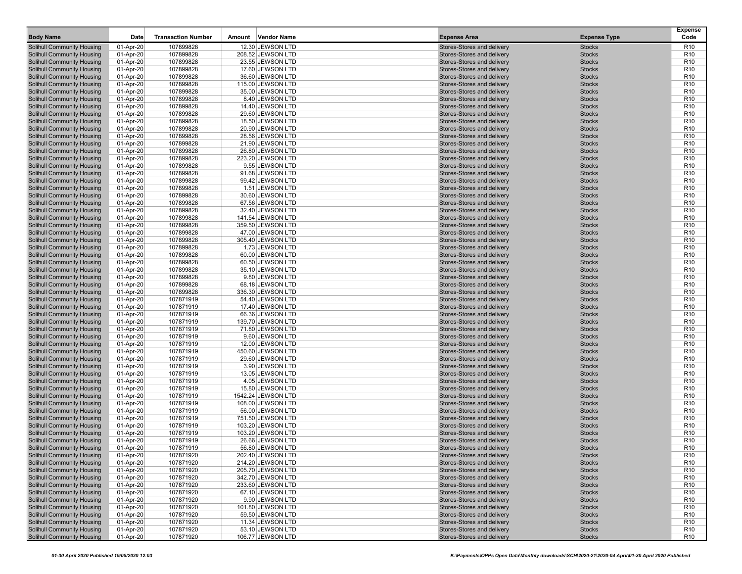| Body Name | Date | Transaction Number | Amount | Vendor Name | Expense Area | Expense Type | Expense Code |
|---|---|---|---|---|---|---|---|
| Solihull Community Housing | 01-Apr-20 | 107899828 | 12.30 | JEWSON LTD | Stores-Stores and delivery | Stocks | R10 |
| Solihull Community Housing | 01-Apr-20 | 107899828 | 208.52 | JEWSON LTD | Stores-Stores and delivery | Stocks | R10 |
| Solihull Community Housing | 01-Apr-20 | 107899828 | 23.55 | JEWSON LTD | Stores-Stores and delivery | Stocks | R10 |
| Solihull Community Housing | 01-Apr-20 | 107899828 | 17.60 | JEWSON LTD | Stores-Stores and delivery | Stocks | R10 |
| Solihull Community Housing | 01-Apr-20 | 107899828 | 36.60 | JEWSON LTD | Stores-Stores and delivery | Stocks | R10 |
| Solihull Community Housing | 01-Apr-20 | 107899828 | 115.00 | JEWSON LTD | Stores-Stores and delivery | Stocks | R10 |
| Solihull Community Housing | 01-Apr-20 | 107899828 | 35.00 | JEWSON LTD | Stores-Stores and delivery | Stocks | R10 |
| Solihull Community Housing | 01-Apr-20 | 107899828 | 8.40 | JEWSON LTD | Stores-Stores and delivery | Stocks | R10 |
| Solihull Community Housing | 01-Apr-20 | 107899828 | 14.40 | JEWSON LTD | Stores-Stores and delivery | Stocks | R10 |
| Solihull Community Housing | 01-Apr-20 | 107899828 | 29.60 | JEWSON LTD | Stores-Stores and delivery | Stocks | R10 |
| Solihull Community Housing | 01-Apr-20 | 107899828 | 18.50 | JEWSON LTD | Stores-Stores and delivery | Stocks | R10 |
| Solihull Community Housing | 01-Apr-20 | 107899828 | 20.90 | JEWSON LTD | Stores-Stores and delivery | Stocks | R10 |
| Solihull Community Housing | 01-Apr-20 | 107899828 | 28.56 | JEWSON LTD | Stores-Stores and delivery | Stocks | R10 |
| Solihull Community Housing | 01-Apr-20 | 107899828 | 21.90 | JEWSON LTD | Stores-Stores and delivery | Stocks | R10 |
| Solihull Community Housing | 01-Apr-20 | 107899828 | 26.80 | JEWSON LTD | Stores-Stores and delivery | Stocks | R10 |
| Solihull Community Housing | 01-Apr-20 | 107899828 | 223.20 | JEWSON LTD | Stores-Stores and delivery | Stocks | R10 |
| Solihull Community Housing | 01-Apr-20 | 107899828 | 9.55 | JEWSON LTD | Stores-Stores and delivery | Stocks | R10 |
| Solihull Community Housing | 01-Apr-20 | 107899828 | 91.68 | JEWSON LTD | Stores-Stores and delivery | Stocks | R10 |
| Solihull Community Housing | 01-Apr-20 | 107899828 | 99.42 | JEWSON LTD | Stores-Stores and delivery | Stocks | R10 |
| Solihull Community Housing | 01-Apr-20 | 107899828 | 1.51 | JEWSON LTD | Stores-Stores and delivery | Stocks | R10 |
| Solihull Community Housing | 01-Apr-20 | 107899828 | 30.60 | JEWSON LTD | Stores-Stores and delivery | Stocks | R10 |
| Solihull Community Housing | 01-Apr-20 | 107899828 | 67.56 | JEWSON LTD | Stores-Stores and delivery | Stocks | R10 |
| Solihull Community Housing | 01-Apr-20 | 107899828 | 32.40 | JEWSON LTD | Stores-Stores and delivery | Stocks | R10 |
| Solihull Community Housing | 01-Apr-20 | 107899828 | 141.54 | JEWSON LTD | Stores-Stores and delivery | Stocks | R10 |
| Solihull Community Housing | 01-Apr-20 | 107899828 | 359.50 | JEWSON LTD | Stores-Stores and delivery | Stocks | R10 |
| Solihull Community Housing | 01-Apr-20 | 107899828 | 47.00 | JEWSON LTD | Stores-Stores and delivery | Stocks | R10 |
| Solihull Community Housing | 01-Apr-20 | 107899828 | 305.40 | JEWSON LTD | Stores-Stores and delivery | Stocks | R10 |
| Solihull Community Housing | 01-Apr-20 | 107899828 | 1.73 | JEWSON LTD | Stores-Stores and delivery | Stocks | R10 |
| Solihull Community Housing | 01-Apr-20 | 107899828 | 60.00 | JEWSON LTD | Stores-Stores and delivery | Stocks | R10 |
| Solihull Community Housing | 01-Apr-20 | 107899828 | 60.50 | JEWSON LTD | Stores-Stores and delivery | Stocks | R10 |
| Solihull Community Housing | 01-Apr-20 | 107899828 | 35.10 | JEWSON LTD | Stores-Stores and delivery | Stocks | R10 |
| Solihull Community Housing | 01-Apr-20 | 107899828 | 9.80 | JEWSON LTD | Stores-Stores and delivery | Stocks | R10 |
| Solihull Community Housing | 01-Apr-20 | 107899828 | 68.18 | JEWSON LTD | Stores-Stores and delivery | Stocks | R10 |
| Solihull Community Housing | 01-Apr-20 | 107899828 | 336.30 | JEWSON LTD | Stores-Stores and delivery | Stocks | R10 |
| Solihull Community Housing | 01-Apr-20 | 107871919 | 54.40 | JEWSON LTD | Stores-Stores and delivery | Stocks | R10 |
| Solihull Community Housing | 01-Apr-20 | 107871919 | 17.40 | JEWSON LTD | Stores-Stores and delivery | Stocks | R10 |
| Solihull Community Housing | 01-Apr-20 | 107871919 | 66.36 | JEWSON LTD | Stores-Stores and delivery | Stocks | R10 |
| Solihull Community Housing | 01-Apr-20 | 107871919 | 139.70 | JEWSON LTD | Stores-Stores and delivery | Stocks | R10 |
| Solihull Community Housing | 01-Apr-20 | 107871919 | 71.80 | JEWSON LTD | Stores-Stores and delivery | Stocks | R10 |
| Solihull Community Housing | 01-Apr-20 | 107871919 | 9.60 | JEWSON LTD | Stores-Stores and delivery | Stocks | R10 |
| Solihull Community Housing | 01-Apr-20 | 107871919 | 12.00 | JEWSON LTD | Stores-Stores and delivery | Stocks | R10 |
| Solihull Community Housing | 01-Apr-20 | 107871919 | 450.60 | JEWSON LTD | Stores-Stores and delivery | Stocks | R10 |
| Solihull Community Housing | 01-Apr-20 | 107871919 | 29.60 | JEWSON LTD | Stores-Stores and delivery | Stocks | R10 |
| Solihull Community Housing | 01-Apr-20 | 107871919 | 3.90 | JEWSON LTD | Stores-Stores and delivery | Stocks | R10 |
| Solihull Community Housing | 01-Apr-20 | 107871919 | 13.05 | JEWSON LTD | Stores-Stores and delivery | Stocks | R10 |
| Solihull Community Housing | 01-Apr-20 | 107871919 | 4.05 | JEWSON LTD | Stores-Stores and delivery | Stocks | R10 |
| Solihull Community Housing | 01-Apr-20 | 107871919 | 15.80 | JEWSON LTD | Stores-Stores and delivery | Stocks | R10 |
| Solihull Community Housing | 01-Apr-20 | 107871919 | 1542.24 | JEWSON LTD | Stores-Stores and delivery | Stocks | R10 |
| Solihull Community Housing | 01-Apr-20 | 107871919 | 108.00 | JEWSON LTD | Stores-Stores and delivery | Stocks | R10 |
| Solihull Community Housing | 01-Apr-20 | 107871919 | 56.00 | JEWSON LTD | Stores-Stores and delivery | Stocks | R10 |
| Solihull Community Housing | 01-Apr-20 | 107871919 | 751.50 | JEWSON LTD | Stores-Stores and delivery | Stocks | R10 |
| Solihull Community Housing | 01-Apr-20 | 107871919 | 103.20 | JEWSON LTD | Stores-Stores and delivery | Stocks | R10 |
| Solihull Community Housing | 01-Apr-20 | 107871919 | 103.20 | JEWSON LTD | Stores-Stores and delivery | Stocks | R10 |
| Solihull Community Housing | 01-Apr-20 | 107871919 | 26.66 | JEWSON LTD | Stores-Stores and delivery | Stocks | R10 |
| Solihull Community Housing | 01-Apr-20 | 107871919 | 56.80 | JEWSON LTD | Stores-Stores and delivery | Stocks | R10 |
| Solihull Community Housing | 01-Apr-20 | 107871920 | 202.40 | JEWSON LTD | Stores-Stores and delivery | Stocks | R10 |
| Solihull Community Housing | 01-Apr-20 | 107871920 | 214.20 | JEWSON LTD | Stores-Stores and delivery | Stocks | R10 |
| Solihull Community Housing | 01-Apr-20 | 107871920 | 205.70 | JEWSON LTD | Stores-Stores and delivery | Stocks | R10 |
| Solihull Community Housing | 01-Apr-20 | 107871920 | 342.70 | JEWSON LTD | Stores-Stores and delivery | Stocks | R10 |
| Solihull Community Housing | 01-Apr-20 | 107871920 | 233.60 | JEWSON LTD | Stores-Stores and delivery | Stocks | R10 |
| Solihull Community Housing | 01-Apr-20 | 107871920 | 67.10 | JEWSON LTD | Stores-Stores and delivery | Stocks | R10 |
| Solihull Community Housing | 01-Apr-20 | 107871920 | 9.90 | JEWSON LTD | Stores-Stores and delivery | Stocks | R10 |
| Solihull Community Housing | 01-Apr-20 | 107871920 | 101.80 | JEWSON LTD | Stores-Stores and delivery | Stocks | R10 |
| Solihull Community Housing | 01-Apr-20 | 107871920 | 59.50 | JEWSON LTD | Stores-Stores and delivery | Stocks | R10 |
| Solihull Community Housing | 01-Apr-20 | 107871920 | 11.34 | JEWSON LTD | Stores-Stores and delivery | Stocks | R10 |
| Solihull Community Housing | 01-Apr-20 | 107871920 | 53.10 | JEWSON LTD | Stores-Stores and delivery | Stocks | R10 |
| Solihull Community Housing | 01-Apr-20 | 107871920 | 106.77 | JEWSON LTD | Stores-Stores and delivery | Stocks | R10 |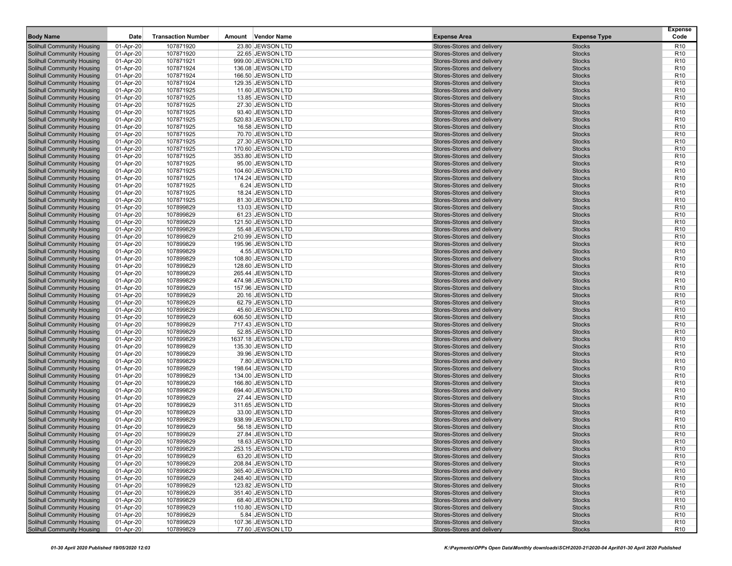| Body Name | Date | Transaction Number | Amount | Vendor Name | Expense Area | Expense Type | Expense Code |
|---|---|---|---|---|---|---|---|
| Solihull Community Housing | 01-Apr-20 | 107871920 | 23.80 | JEWSON LTD | Stores-Stores and delivery | Stocks | R10 |
| Solihull Community Housing | 01-Apr-20 | 107871920 | 22.65 | JEWSON LTD | Stores-Stores and delivery | Stocks | R10 |
| Solihull Community Housing | 01-Apr-20 | 107871921 | 999.00 | JEWSON LTD | Stores-Stores and delivery | Stocks | R10 |
| Solihull Community Housing | 01-Apr-20 | 107871924 | 136.08 | JEWSON LTD | Stores-Stores and delivery | Stocks | R10 |
| Solihull Community Housing | 01-Apr-20 | 107871924 | 166.50 | JEWSON LTD | Stores-Stores and delivery | Stocks | R10 |
| Solihull Community Housing | 01-Apr-20 | 107871924 | 129.35 | JEWSON LTD | Stores-Stores and delivery | Stocks | R10 |
| Solihull Community Housing | 01-Apr-20 | 107871925 | 11.60 | JEWSON LTD | Stores-Stores and delivery | Stocks | R10 |
| Solihull Community Housing | 01-Apr-20 | 107871925 | 13.85 | JEWSON LTD | Stores-Stores and delivery | Stocks | R10 |
| Solihull Community Housing | 01-Apr-20 | 107871925 | 27.30 | JEWSON LTD | Stores-Stores and delivery | Stocks | R10 |
| Solihull Community Housing | 01-Apr-20 | 107871925 | 93.40 | JEWSON LTD | Stores-Stores and delivery | Stocks | R10 |
| Solihull Community Housing | 01-Apr-20 | 107871925 | 520.83 | JEWSON LTD | Stores-Stores and delivery | Stocks | R10 |
| Solihull Community Housing | 01-Apr-20 | 107871925 | 16.58 | JEWSON LTD | Stores-Stores and delivery | Stocks | R10 |
| Solihull Community Housing | 01-Apr-20 | 107871925 | 70.70 | JEWSON LTD | Stores-Stores and delivery | Stocks | R10 |
| Solihull Community Housing | 01-Apr-20 | 107871925 | 27.30 | JEWSON LTD | Stores-Stores and delivery | Stocks | R10 |
| Solihull Community Housing | 01-Apr-20 | 107871925 | 170.60 | JEWSON LTD | Stores-Stores and delivery | Stocks | R10 |
| Solihull Community Housing | 01-Apr-20 | 107871925 | 353.80 | JEWSON LTD | Stores-Stores and delivery | Stocks | R10 |
| Solihull Community Housing | 01-Apr-20 | 107871925 | 95.00 | JEWSON LTD | Stores-Stores and delivery | Stocks | R10 |
| Solihull Community Housing | 01-Apr-20 | 107871925 | 104.60 | JEWSON LTD | Stores-Stores and delivery | Stocks | R10 |
| Solihull Community Housing | 01-Apr-20 | 107871925 | 174.24 | JEWSON LTD | Stores-Stores and delivery | Stocks | R10 |
| Solihull Community Housing | 01-Apr-20 | 107871925 | 6.24 | JEWSON LTD | Stores-Stores and delivery | Stocks | R10 |
| Solihull Community Housing | 01-Apr-20 | 107871925 | 18.24 | JEWSON LTD | Stores-Stores and delivery | Stocks | R10 |
| Solihull Community Housing | 01-Apr-20 | 107871925 | 81.30 | JEWSON LTD | Stores-Stores and delivery | Stocks | R10 |
| Solihull Community Housing | 01-Apr-20 | 107899829 | 13.03 | JEWSON LTD | Stores-Stores and delivery | Stocks | R10 |
| Solihull Community Housing | 01-Apr-20 | 107899829 | 61.23 | JEWSON LTD | Stores-Stores and delivery | Stocks | R10 |
| Solihull Community Housing | 01-Apr-20 | 107899829 | 121.50 | JEWSON LTD | Stores-Stores and delivery | Stocks | R10 |
| Solihull Community Housing | 01-Apr-20 | 107899829 | 55.48 | JEWSON LTD | Stores-Stores and delivery | Stocks | R10 |
| Solihull Community Housing | 01-Apr-20 | 107899829 | 210.99 | JEWSON LTD | Stores-Stores and delivery | Stocks | R10 |
| Solihull Community Housing | 01-Apr-20 | 107899829 | 195.96 | JEWSON LTD | Stores-Stores and delivery | Stocks | R10 |
| Solihull Community Housing | 01-Apr-20 | 107899829 | 4.55 | JEWSON LTD | Stores-Stores and delivery | Stocks | R10 |
| Solihull Community Housing | 01-Apr-20 | 107899829 | 108.80 | JEWSON LTD | Stores-Stores and delivery | Stocks | R10 |
| Solihull Community Housing | 01-Apr-20 | 107899829 | 128.60 | JEWSON LTD | Stores-Stores and delivery | Stocks | R10 |
| Solihull Community Housing | 01-Apr-20 | 107899829 | 265.44 | JEWSON LTD | Stores-Stores and delivery | Stocks | R10 |
| Solihull Community Housing | 01-Apr-20 | 107899829 | 474.98 | JEWSON LTD | Stores-Stores and delivery | Stocks | R10 |
| Solihull Community Housing | 01-Apr-20 | 107899829 | 157.96 | JEWSON LTD | Stores-Stores and delivery | Stocks | R10 |
| Solihull Community Housing | 01-Apr-20 | 107899829 | 20.16 | JEWSON LTD | Stores-Stores and delivery | Stocks | R10 |
| Solihull Community Housing | 01-Apr-20 | 107899829 | 62.79 | JEWSON LTD | Stores-Stores and delivery | Stocks | R10 |
| Solihull Community Housing | 01-Apr-20 | 107899829 | 45.60 | JEWSON LTD | Stores-Stores and delivery | Stocks | R10 |
| Solihull Community Housing | 01-Apr-20 | 107899829 | 606.50 | JEWSON LTD | Stores-Stores and delivery | Stocks | R10 |
| Solihull Community Housing | 01-Apr-20 | 107899829 | 717.43 | JEWSON LTD | Stores-Stores and delivery | Stocks | R10 |
| Solihull Community Housing | 01-Apr-20 | 107899829 | 52.85 | JEWSON LTD | Stores-Stores and delivery | Stocks | R10 |
| Solihull Community Housing | 01-Apr-20 | 107899829 | 1637.18 | JEWSON LTD | Stores-Stores and delivery | Stocks | R10 |
| Solihull Community Housing | 01-Apr-20 | 107899829 | 135.30 | JEWSON LTD | Stores-Stores and delivery | Stocks | R10 |
| Solihull Community Housing | 01-Apr-20 | 107899829 | 39.96 | JEWSON LTD | Stores-Stores and delivery | Stocks | R10 |
| Solihull Community Housing | 01-Apr-20 | 107899829 | 7.80 | JEWSON LTD | Stores-Stores and delivery | Stocks | R10 |
| Solihull Community Housing | 01-Apr-20 | 107899829 | 198.64 | JEWSON LTD | Stores-Stores and delivery | Stocks | R10 |
| Solihull Community Housing | 01-Apr-20 | 107899829 | 134.00 | JEWSON LTD | Stores-Stores and delivery | Stocks | R10 |
| Solihull Community Housing | 01-Apr-20 | 107899829 | 166.80 | JEWSON LTD | Stores-Stores and delivery | Stocks | R10 |
| Solihull Community Housing | 01-Apr-20 | 107899829 | 694.40 | JEWSON LTD | Stores-Stores and delivery | Stocks | R10 |
| Solihull Community Housing | 01-Apr-20 | 107899829 | 27.44 | JEWSON LTD | Stores-Stores and delivery | Stocks | R10 |
| Solihull Community Housing | 01-Apr-20 | 107899829 | 311.65 | JEWSON LTD | Stores-Stores and delivery | Stocks | R10 |
| Solihull Community Housing | 01-Apr-20 | 107899829 | 33.00 | JEWSON LTD | Stores-Stores and delivery | Stocks | R10 |
| Solihull Community Housing | 01-Apr-20 | 107899829 | 938.99 | JEWSON LTD | Stores-Stores and delivery | Stocks | R10 |
| Solihull Community Housing | 01-Apr-20 | 107899829 | 56.18 | JEWSON LTD | Stores-Stores and delivery | Stocks | R10 |
| Solihull Community Housing | 01-Apr-20 | 107899829 | 27.84 | JEWSON LTD | Stores-Stores and delivery | Stocks | R10 |
| Solihull Community Housing | 01-Apr-20 | 107899829 | 18.63 | JEWSON LTD | Stores-Stores and delivery | Stocks | R10 |
| Solihull Community Housing | 01-Apr-20 | 107899829 | 253.15 | JEWSON LTD | Stores-Stores and delivery | Stocks | R10 |
| Solihull Community Housing | 01-Apr-20 | 107899829 | 63.20 | JEWSON LTD | Stores-Stores and delivery | Stocks | R10 |
| Solihull Community Housing | 01-Apr-20 | 107899829 | 208.84 | JEWSON LTD | Stores-Stores and delivery | Stocks | R10 |
| Solihull Community Housing | 01-Apr-20 | 107899829 | 365.40 | JEWSON LTD | Stores-Stores and delivery | Stocks | R10 |
| Solihull Community Housing | 01-Apr-20 | 107899829 | 248.40 | JEWSON LTD | Stores-Stores and delivery | Stocks | R10 |
| Solihull Community Housing | 01-Apr-20 | 107899829 | 123.82 | JEWSON LTD | Stores-Stores and delivery | Stocks | R10 |
| Solihull Community Housing | 01-Apr-20 | 107899829 | 351.40 | JEWSON LTD | Stores-Stores and delivery | Stocks | R10 |
| Solihull Community Housing | 01-Apr-20 | 107899829 | 68.40 | JEWSON LTD | Stores-Stores and delivery | Stocks | R10 |
| Solihull Community Housing | 01-Apr-20 | 107899829 | 110.80 | JEWSON LTD | Stores-Stores and delivery | Stocks | R10 |
| Solihull Community Housing | 01-Apr-20 | 107899829 | 5.84 | JEWSON LTD | Stores-Stores and delivery | Stocks | R10 |
| Solihull Community Housing | 01-Apr-20 | 107899829 | 107.36 | JEWSON LTD | Stores-Stores and delivery | Stocks | R10 |
| Solihull Community Housing | 01-Apr-20 | 107899829 | 77.60 | JEWSON LTD | Stores-Stores and delivery | Stocks | R10 |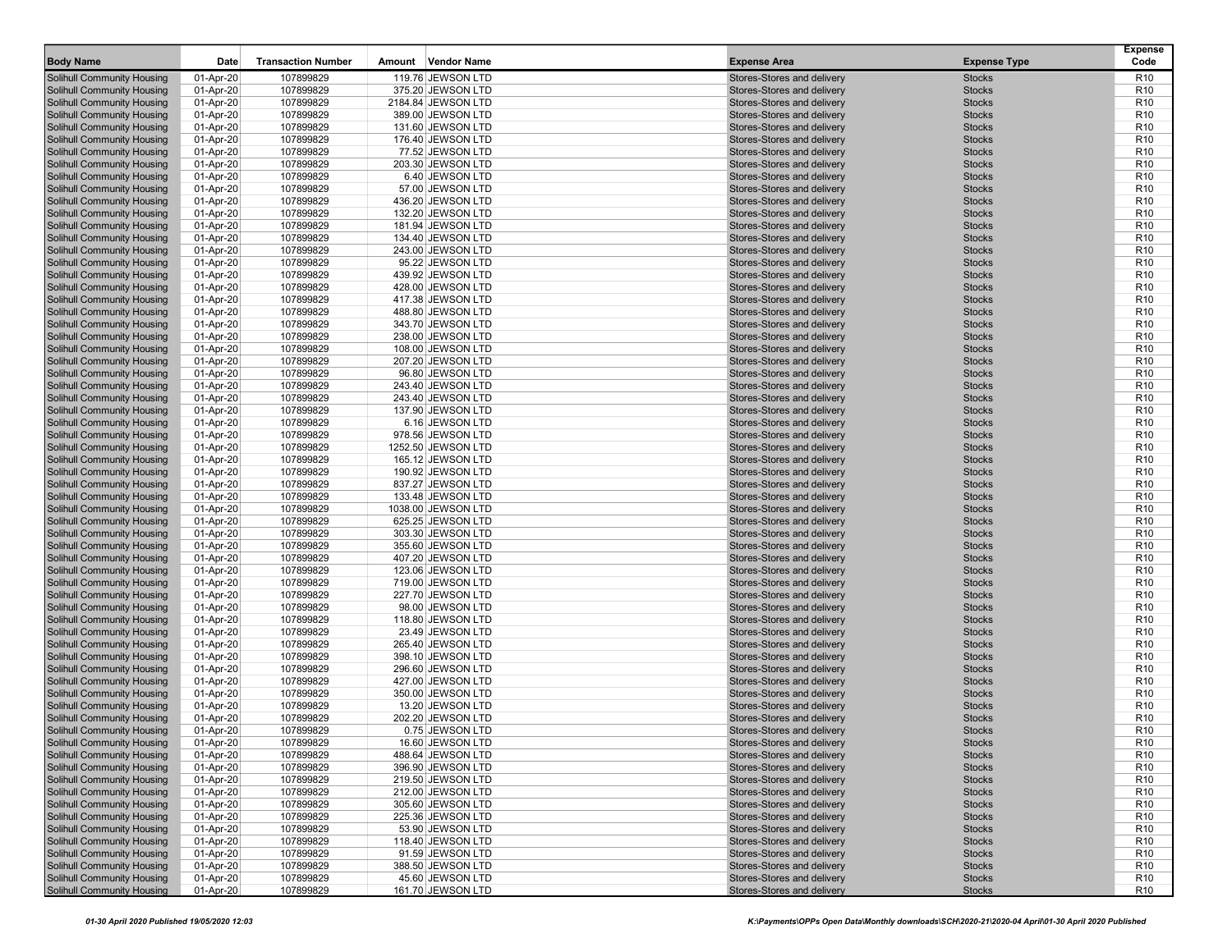| Body Name | Date | Transaction Number | Amount | Vendor Name | Expense Area | Expense Type | Expense Code |
|---|---|---|---|---|---|---|---|
| Solihull Community Housing | 01-Apr-20 | 107899829 | 119.76 | JEWSON LTD | Stores-Stores and delivery | Stocks | R10 |
| Solihull Community Housing | 01-Apr-20 | 107899829 | 375.20 | JEWSON LTD | Stores-Stores and delivery | Stocks | R10 |
| Solihull Community Housing | 01-Apr-20 | 107899829 | 2184.84 | JEWSON LTD | Stores-Stores and delivery | Stocks | R10 |
| Solihull Community Housing | 01-Apr-20 | 107899829 | 389.00 | JEWSON LTD | Stores-Stores and delivery | Stocks | R10 |
| Solihull Community Housing | 01-Apr-20 | 107899829 | 131.60 | JEWSON LTD | Stores-Stores and delivery | Stocks | R10 |
| Solihull Community Housing | 01-Apr-20 | 107899829 | 176.40 | JEWSON LTD | Stores-Stores and delivery | Stocks | R10 |
| Solihull Community Housing | 01-Apr-20 | 107899829 | 77.52 | JEWSON LTD | Stores-Stores and delivery | Stocks | R10 |
| Solihull Community Housing | 01-Apr-20 | 107899829 | 203.30 | JEWSON LTD | Stores-Stores and delivery | Stocks | R10 |
| Solihull Community Housing | 01-Apr-20 | 107899829 | 6.40 | JEWSON LTD | Stores-Stores and delivery | Stocks | R10 |
| Solihull Community Housing | 01-Apr-20 | 107899829 | 57.00 | JEWSON LTD | Stores-Stores and delivery | Stocks | R10 |
| Solihull Community Housing | 01-Apr-20 | 107899829 | 436.20 | JEWSON LTD | Stores-Stores and delivery | Stocks | R10 |
| Solihull Community Housing | 01-Apr-20 | 107899829 | 132.20 | JEWSON LTD | Stores-Stores and delivery | Stocks | R10 |
| Solihull Community Housing | 01-Apr-20 | 107899829 | 181.94 | JEWSON LTD | Stores-Stores and delivery | Stocks | R10 |
| Solihull Community Housing | 01-Apr-20 | 107899829 | 134.40 | JEWSON LTD | Stores-Stores and delivery | Stocks | R10 |
| Solihull Community Housing | 01-Apr-20 | 107899829 | 243.00 | JEWSON LTD | Stores-Stores and delivery | Stocks | R10 |
| Solihull Community Housing | 01-Apr-20 | 107899829 | 95.22 | JEWSON LTD | Stores-Stores and delivery | Stocks | R10 |
| Solihull Community Housing | 01-Apr-20 | 107899829 | 439.92 | JEWSON LTD | Stores-Stores and delivery | Stocks | R10 |
| Solihull Community Housing | 01-Apr-20 | 107899829 | 428.00 | JEWSON LTD | Stores-Stores and delivery | Stocks | R10 |
| Solihull Community Housing | 01-Apr-20 | 107899829 | 417.38 | JEWSON LTD | Stores-Stores and delivery | Stocks | R10 |
| Solihull Community Housing | 01-Apr-20 | 107899829 | 488.80 | JEWSON LTD | Stores-Stores and delivery | Stocks | R10 |
| Solihull Community Housing | 01-Apr-20 | 107899829 | 343.70 | JEWSON LTD | Stores-Stores and delivery | Stocks | R10 |
| Solihull Community Housing | 01-Apr-20 | 107899829 | 238.00 | JEWSON LTD | Stores-Stores and delivery | Stocks | R10 |
| Solihull Community Housing | 01-Apr-20 | 107899829 | 108.00 | JEWSON LTD | Stores-Stores and delivery | Stocks | R10 |
| Solihull Community Housing | 01-Apr-20 | 107899829 | 207.20 | JEWSON LTD | Stores-Stores and delivery | Stocks | R10 |
| Solihull Community Housing | 01-Apr-20 | 107899829 | 96.80 | JEWSON LTD | Stores-Stores and delivery | Stocks | R10 |
| Solihull Community Housing | 01-Apr-20 | 107899829 | 243.40 | JEWSON LTD | Stores-Stores and delivery | Stocks | R10 |
| Solihull Community Housing | 01-Apr-20 | 107899829 | 243.40 | JEWSON LTD | Stores-Stores and delivery | Stocks | R10 |
| Solihull Community Housing | 01-Apr-20 | 107899829 | 137.90 | JEWSON LTD | Stores-Stores and delivery | Stocks | R10 |
| Solihull Community Housing | 01-Apr-20 | 107899829 | 6.16 | JEWSON LTD | Stores-Stores and delivery | Stocks | R10 |
| Solihull Community Housing | 01-Apr-20 | 107899829 | 978.56 | JEWSON LTD | Stores-Stores and delivery | Stocks | R10 |
| Solihull Community Housing | 01-Apr-20 | 107899829 | 1252.50 | JEWSON LTD | Stores-Stores and delivery | Stocks | R10 |
| Solihull Community Housing | 01-Apr-20 | 107899829 | 165.12 | JEWSON LTD | Stores-Stores and delivery | Stocks | R10 |
| Solihull Community Housing | 01-Apr-20 | 107899829 | 190.92 | JEWSON LTD | Stores-Stores and delivery | Stocks | R10 |
| Solihull Community Housing | 01-Apr-20 | 107899829 | 837.27 | JEWSON LTD | Stores-Stores and delivery | Stocks | R10 |
| Solihull Community Housing | 01-Apr-20 | 107899829 | 133.48 | JEWSON LTD | Stores-Stores and delivery | Stocks | R10 |
| Solihull Community Housing | 01-Apr-20 | 107899829 | 1038.00 | JEWSON LTD | Stores-Stores and delivery | Stocks | R10 |
| Solihull Community Housing | 01-Apr-20 | 107899829 | 625.25 | JEWSON LTD | Stores-Stores and delivery | Stocks | R10 |
| Solihull Community Housing | 01-Apr-20 | 107899829 | 303.30 | JEWSON LTD | Stores-Stores and delivery | Stocks | R10 |
| Solihull Community Housing | 01-Apr-20 | 107899829 | 355.60 | JEWSON LTD | Stores-Stores and delivery | Stocks | R10 |
| Solihull Community Housing | 01-Apr-20 | 107899829 | 407.20 | JEWSON LTD | Stores-Stores and delivery | Stocks | R10 |
| Solihull Community Housing | 01-Apr-20 | 107899829 | 123.06 | JEWSON LTD | Stores-Stores and delivery | Stocks | R10 |
| Solihull Community Housing | 01-Apr-20 | 107899829 | 719.00 | JEWSON LTD | Stores-Stores and delivery | Stocks | R10 |
| Solihull Community Housing | 01-Apr-20 | 107899829 | 227.70 | JEWSON LTD | Stores-Stores and delivery | Stocks | R10 |
| Solihull Community Housing | 01-Apr-20 | 107899829 | 98.00 | JEWSON LTD | Stores-Stores and delivery | Stocks | R10 |
| Solihull Community Housing | 01-Apr-20 | 107899829 | 118.80 | JEWSON LTD | Stores-Stores and delivery | Stocks | R10 |
| Solihull Community Housing | 01-Apr-20 | 107899829 | 23.49 | JEWSON LTD | Stores-Stores and delivery | Stocks | R10 |
| Solihull Community Housing | 01-Apr-20 | 107899829 | 265.40 | JEWSON LTD | Stores-Stores and delivery | Stocks | R10 |
| Solihull Community Housing | 01-Apr-20 | 107899829 | 398.10 | JEWSON LTD | Stores-Stores and delivery | Stocks | R10 |
| Solihull Community Housing | 01-Apr-20 | 107899829 | 296.60 | JEWSON LTD | Stores-Stores and delivery | Stocks | R10 |
| Solihull Community Housing | 01-Apr-20 | 107899829 | 427.00 | JEWSON LTD | Stores-Stores and delivery | Stocks | R10 |
| Solihull Community Housing | 01-Apr-20 | 107899829 | 350.00 | JEWSON LTD | Stores-Stores and delivery | Stocks | R10 |
| Solihull Community Housing | 01-Apr-20 | 107899829 | 13.20 | JEWSON LTD | Stores-Stores and delivery | Stocks | R10 |
| Solihull Community Housing | 01-Apr-20 | 107899829 | 202.20 | JEWSON LTD | Stores-Stores and delivery | Stocks | R10 |
| Solihull Community Housing | 01-Apr-20 | 107899829 | 0.75 | JEWSON LTD | Stores-Stores and delivery | Stocks | R10 |
| Solihull Community Housing | 01-Apr-20 | 107899829 | 16.60 | JEWSON LTD | Stores-Stores and delivery | Stocks | R10 |
| Solihull Community Housing | 01-Apr-20 | 107899829 | 488.64 | JEWSON LTD | Stores-Stores and delivery | Stocks | R10 |
| Solihull Community Housing | 01-Apr-20 | 107899829 | 396.90 | JEWSON LTD | Stores-Stores and delivery | Stocks | R10 |
| Solihull Community Housing | 01-Apr-20 | 107899829 | 219.50 | JEWSON LTD | Stores-Stores and delivery | Stocks | R10 |
| Solihull Community Housing | 01-Apr-20 | 107899829 | 212.00 | JEWSON LTD | Stores-Stores and delivery | Stocks | R10 |
| Solihull Community Housing | 01-Apr-20 | 107899829 | 305.60 | JEWSON LTD | Stores-Stores and delivery | Stocks | R10 |
| Solihull Community Housing | 01-Apr-20 | 107899829 | 225.36 | JEWSON LTD | Stores-Stores and delivery | Stocks | R10 |
| Solihull Community Housing | 01-Apr-20 | 107899829 | 53.90 | JEWSON LTD | Stores-Stores and delivery | Stocks | R10 |
| Solihull Community Housing | 01-Apr-20 | 107899829 | 118.40 | JEWSON LTD | Stores-Stores and delivery | Stocks | R10 |
| Solihull Community Housing | 01-Apr-20 | 107899829 | 91.59 | JEWSON LTD | Stores-Stores and delivery | Stocks | R10 |
| Solihull Community Housing | 01-Apr-20 | 107899829 | 388.50 | JEWSON LTD | Stores-Stores and delivery | Stocks | R10 |
| Solihull Community Housing | 01-Apr-20 | 107899829 | 45.60 | JEWSON LTD | Stores-Stores and delivery | Stocks | R10 |
| Solihull Community Housing | 01-Apr-20 | 107899829 | 161.70 | JEWSON LTD | Stores-Stores and delivery | Stocks | R10 |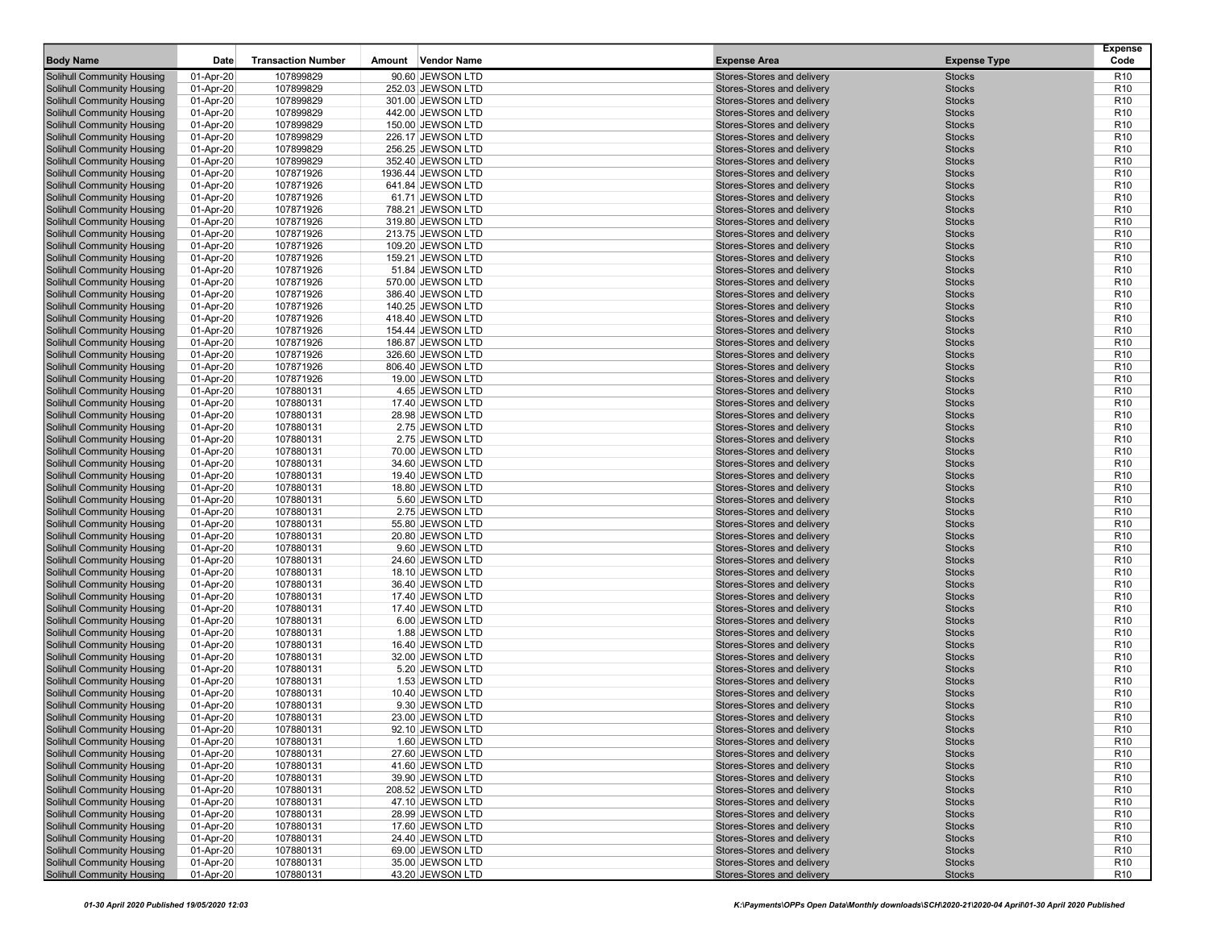| Body Name | Date | Transaction Number | Amount | Vendor Name | Expense Area | Expense Type | Expense Code |
|---|---|---|---|---|---|---|---|
| Solihull Community Housing | 01-Apr-20 | 107899829 | 90.60 | JEWSON LTD | Stores-Stores and delivery | Stocks | R10 |
| Solihull Community Housing | 01-Apr-20 | 107899829 | 252.03 | JEWSON LTD | Stores-Stores and delivery | Stocks | R10 |
| Solihull Community Housing | 01-Apr-20 | 107899829 | 301.00 | JEWSON LTD | Stores-Stores and delivery | Stocks | R10 |
| Solihull Community Housing | 01-Apr-20 | 107899829 | 442.00 | JEWSON LTD | Stores-Stores and delivery | Stocks | R10 |
| Solihull Community Housing | 01-Apr-20 | 107899829 | 150.00 | JEWSON LTD | Stores-Stores and delivery | Stocks | R10 |
| Solihull Community Housing | 01-Apr-20 | 107899829 | 226.17 | JEWSON LTD | Stores-Stores and delivery | Stocks | R10 |
| Solihull Community Housing | 01-Apr-20 | 107899829 | 256.25 | JEWSON LTD | Stores-Stores and delivery | Stocks | R10 |
| Solihull Community Housing | 01-Apr-20 | 107899829 | 352.40 | JEWSON LTD | Stores-Stores and delivery | Stocks | R10 |
| Solihull Community Housing | 01-Apr-20 | 107871926 | 1936.44 | JEWSON LTD | Stores-Stores and delivery | Stocks | R10 |
| Solihull Community Housing | 01-Apr-20 | 107871926 | 641.84 | JEWSON LTD | Stores-Stores and delivery | Stocks | R10 |
| Solihull Community Housing | 01-Apr-20 | 107871926 | 61.71 | JEWSON LTD | Stores-Stores and delivery | Stocks | R10 |
| Solihull Community Housing | 01-Apr-20 | 107871926 | 788.21 | JEWSON LTD | Stores-Stores and delivery | Stocks | R10 |
| Solihull Community Housing | 01-Apr-20 | 107871926 | 319.80 | JEWSON LTD | Stores-Stores and delivery | Stocks | R10 |
| Solihull Community Housing | 01-Apr-20 | 107871926 | 213.75 | JEWSON LTD | Stores-Stores and delivery | Stocks | R10 |
| Solihull Community Housing | 01-Apr-20 | 107871926 | 109.20 | JEWSON LTD | Stores-Stores and delivery | Stocks | R10 |
| Solihull Community Housing | 01-Apr-20 | 107871926 | 159.21 | JEWSON LTD | Stores-Stores and delivery | Stocks | R10 |
| Solihull Community Housing | 01-Apr-20 | 107871926 | 51.84 | JEWSON LTD | Stores-Stores and delivery | Stocks | R10 |
| Solihull Community Housing | 01-Apr-20 | 107871926 | 570.00 | JEWSON LTD | Stores-Stores and delivery | Stocks | R10 |
| Solihull Community Housing | 01-Apr-20 | 107871926 | 386.40 | JEWSON LTD | Stores-Stores and delivery | Stocks | R10 |
| Solihull Community Housing | 01-Apr-20 | 107871926 | 140.25 | JEWSON LTD | Stores-Stores and delivery | Stocks | R10 |
| Solihull Community Housing | 01-Apr-20 | 107871926 | 418.40 | JEWSON LTD | Stores-Stores and delivery | Stocks | R10 |
| Solihull Community Housing | 01-Apr-20 | 107871926 | 154.44 | JEWSON LTD | Stores-Stores and delivery | Stocks | R10 |
| Solihull Community Housing | 01-Apr-20 | 107871926 | 186.87 | JEWSON LTD | Stores-Stores and delivery | Stocks | R10 |
| Solihull Community Housing | 01-Apr-20 | 107871926 | 326.60 | JEWSON LTD | Stores-Stores and delivery | Stocks | R10 |
| Solihull Community Housing | 01-Apr-20 | 107871926 | 806.40 | JEWSON LTD | Stores-Stores and delivery | Stocks | R10 |
| Solihull Community Housing | 01-Apr-20 | 107871926 | 19.00 | JEWSON LTD | Stores-Stores and delivery | Stocks | R10 |
| Solihull Community Housing | 01-Apr-20 | 107880131 | 4.65 | JEWSON LTD | Stores-Stores and delivery | Stocks | R10 |
| Solihull Community Housing | 01-Apr-20 | 107880131 | 17.40 | JEWSON LTD | Stores-Stores and delivery | Stocks | R10 |
| Solihull Community Housing | 01-Apr-20 | 107880131 | 28.98 | JEWSON LTD | Stores-Stores and delivery | Stocks | R10 |
| Solihull Community Housing | 01-Apr-20 | 107880131 | 2.75 | JEWSON LTD | Stores-Stores and delivery | Stocks | R10 |
| Solihull Community Housing | 01-Apr-20 | 107880131 | 2.75 | JEWSON LTD | Stores-Stores and delivery | Stocks | R10 |
| Solihull Community Housing | 01-Apr-20 | 107880131 | 70.00 | JEWSON LTD | Stores-Stores and delivery | Stocks | R10 |
| Solihull Community Housing | 01-Apr-20 | 107880131 | 34.60 | JEWSON LTD | Stores-Stores and delivery | Stocks | R10 |
| Solihull Community Housing | 01-Apr-20 | 107880131 | 19.40 | JEWSON LTD | Stores-Stores and delivery | Stocks | R10 |
| Solihull Community Housing | 01-Apr-20 | 107880131 | 18.80 | JEWSON LTD | Stores-Stores and delivery | Stocks | R10 |
| Solihull Community Housing | 01-Apr-20 | 107880131 | 5.60 | JEWSON LTD | Stores-Stores and delivery | Stocks | R10 |
| Solihull Community Housing | 01-Apr-20 | 107880131 | 2.75 | JEWSON LTD | Stores-Stores and delivery | Stocks | R10 |
| Solihull Community Housing | 01-Apr-20 | 107880131 | 55.80 | JEWSON LTD | Stores-Stores and delivery | Stocks | R10 |
| Solihull Community Housing | 01-Apr-20 | 107880131 | 20.80 | JEWSON LTD | Stores-Stores and delivery | Stocks | R10 |
| Solihull Community Housing | 01-Apr-20 | 107880131 | 9.60 | JEWSON LTD | Stores-Stores and delivery | Stocks | R10 |
| Solihull Community Housing | 01-Apr-20 | 107880131 | 24.60 | JEWSON LTD | Stores-Stores and delivery | Stocks | R10 |
| Solihull Community Housing | 01-Apr-20 | 107880131 | 18.10 | JEWSON LTD | Stores-Stores and delivery | Stocks | R10 |
| Solihull Community Housing | 01-Apr-20 | 107880131 | 36.40 | JEWSON LTD | Stores-Stores and delivery | Stocks | R10 |
| Solihull Community Housing | 01-Apr-20 | 107880131 | 17.40 | JEWSON LTD | Stores-Stores and delivery | Stocks | R10 |
| Solihull Community Housing | 01-Apr-20 | 107880131 | 17.40 | JEWSON LTD | Stores-Stores and delivery | Stocks | R10 |
| Solihull Community Housing | 01-Apr-20 | 107880131 | 6.00 | JEWSON LTD | Stores-Stores and delivery | Stocks | R10 |
| Solihull Community Housing | 01-Apr-20 | 107880131 | 1.88 | JEWSON LTD | Stores-Stores and delivery | Stocks | R10 |
| Solihull Community Housing | 01-Apr-20 | 107880131 | 16.40 | JEWSON LTD | Stores-Stores and delivery | Stocks | R10 |
| Solihull Community Housing | 01-Apr-20 | 107880131 | 32.00 | JEWSON LTD | Stores-Stores and delivery | Stocks | R10 |
| Solihull Community Housing | 01-Apr-20 | 107880131 | 5.20 | JEWSON LTD | Stores-Stores and delivery | Stocks | R10 |
| Solihull Community Housing | 01-Apr-20 | 107880131 | 1.53 | JEWSON LTD | Stores-Stores and delivery | Stocks | R10 |
| Solihull Community Housing | 01-Apr-20 | 107880131 | 10.40 | JEWSON LTD | Stores-Stores and delivery | Stocks | R10 |
| Solihull Community Housing | 01-Apr-20 | 107880131 | 9.30 | JEWSON LTD | Stores-Stores and delivery | Stocks | R10 |
| Solihull Community Housing | 01-Apr-20 | 107880131 | 23.00 | JEWSON LTD | Stores-Stores and delivery | Stocks | R10 |
| Solihull Community Housing | 01-Apr-20 | 107880131 | 92.10 | JEWSON LTD | Stores-Stores and delivery | Stocks | R10 |
| Solihull Community Housing | 01-Apr-20 | 107880131 | 1.60 | JEWSON LTD | Stores-Stores and delivery | Stocks | R10 |
| Solihull Community Housing | 01-Apr-20 | 107880131 | 27.60 | JEWSON LTD | Stores-Stores and delivery | Stocks | R10 |
| Solihull Community Housing | 01-Apr-20 | 107880131 | 41.60 | JEWSON LTD | Stores-Stores and delivery | Stocks | R10 |
| Solihull Community Housing | 01-Apr-20 | 107880131 | 39.90 | JEWSON LTD | Stores-Stores and delivery | Stocks | R10 |
| Solihull Community Housing | 01-Apr-20 | 107880131 | 208.52 | JEWSON LTD | Stores-Stores and delivery | Stocks | R10 |
| Solihull Community Housing | 01-Apr-20 | 107880131 | 47.10 | JEWSON LTD | Stores-Stores and delivery | Stocks | R10 |
| Solihull Community Housing | 01-Apr-20 | 107880131 | 28.99 | JEWSON LTD | Stores-Stores and delivery | Stocks | R10 |
| Solihull Community Housing | 01-Apr-20 | 107880131 | 17.60 | JEWSON LTD | Stores-Stores and delivery | Stocks | R10 |
| Solihull Community Housing | 01-Apr-20 | 107880131 | 24.40 | JEWSON LTD | Stores-Stores and delivery | Stocks | R10 |
| Solihull Community Housing | 01-Apr-20 | 107880131 | 69.00 | JEWSON LTD | Stores-Stores and delivery | Stocks | R10 |
| Solihull Community Housing | 01-Apr-20 | 107880131 | 35.00 | JEWSON LTD | Stores-Stores and delivery | Stocks | R10 |
| Solihull Community Housing | 01-Apr-20 | 107880131 | 43.20 | JEWSON LTD | Stores-Stores and delivery | Stocks | R10 |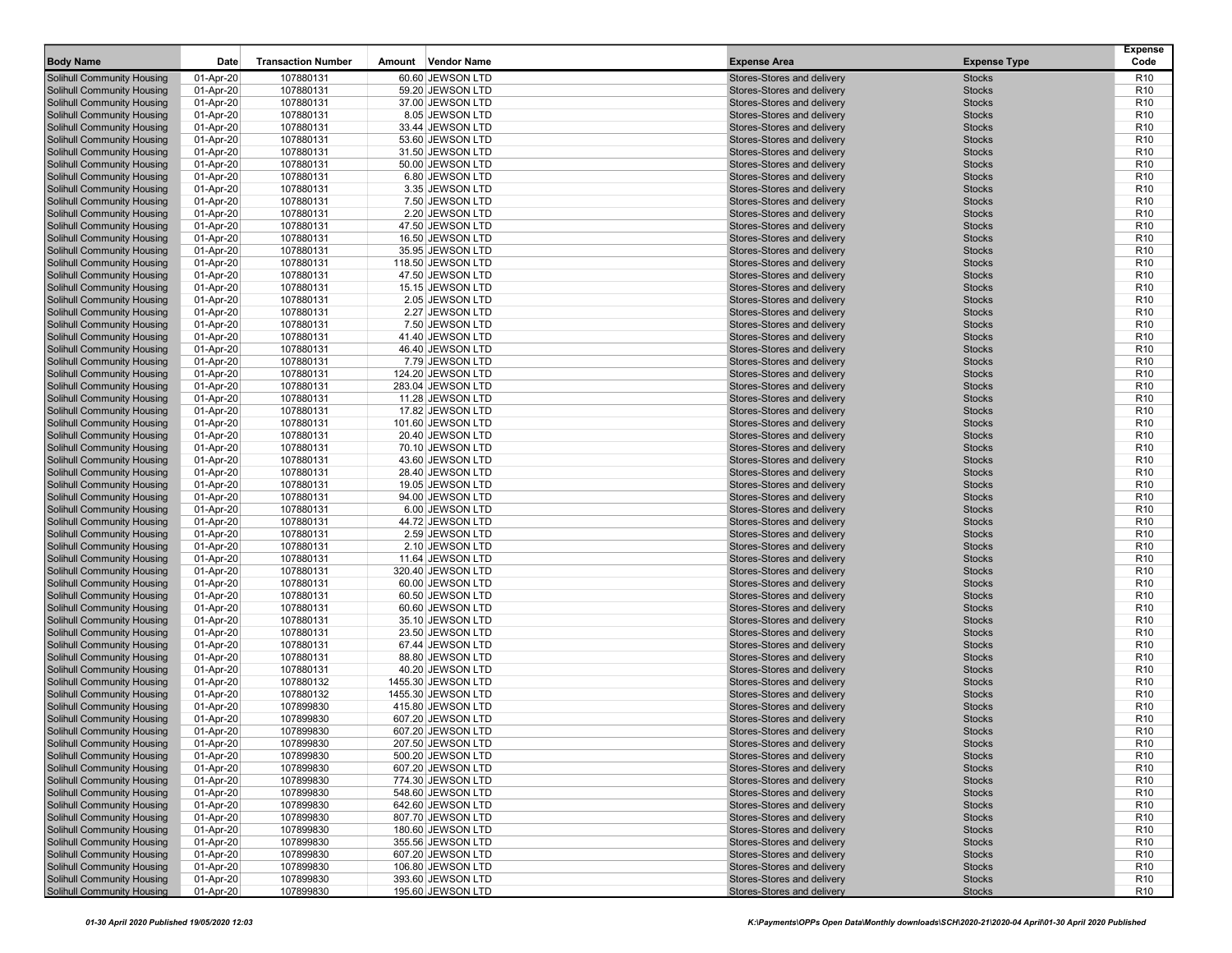| Body Name | Date | Transaction Number | Amount | Vendor Name | Expense Area | Expense Type | Expense Code |
|---|---|---|---|---|---|---|---|
| Solihull Community Housing | 01-Apr-20 | 107880131 | 60.60 | JEWSON LTD | Stores-Stores and delivery | Stocks | R10 |
| Solihull Community Housing | 01-Apr-20 | 107880131 | 59.20 | JEWSON LTD | Stores-Stores and delivery | Stocks | R10 |
| Solihull Community Housing | 01-Apr-20 | 107880131 | 37.00 | JEWSON LTD | Stores-Stores and delivery | Stocks | R10 |
| Solihull Community Housing | 01-Apr-20 | 107880131 | 8.05 | JEWSON LTD | Stores-Stores and delivery | Stocks | R10 |
| Solihull Community Housing | 01-Apr-20 | 107880131 | 33.44 | JEWSON LTD | Stores-Stores and delivery | Stocks | R10 |
| Solihull Community Housing | 01-Apr-20 | 107880131 | 53.60 | JEWSON LTD | Stores-Stores and delivery | Stocks | R10 |
| Solihull Community Housing | 01-Apr-20 | 107880131 | 31.50 | JEWSON LTD | Stores-Stores and delivery | Stocks | R10 |
| Solihull Community Housing | 01-Apr-20 | 107880131 | 50.00 | JEWSON LTD | Stores-Stores and delivery | Stocks | R10 |
| Solihull Community Housing | 01-Apr-20 | 107880131 | 6.80 | JEWSON LTD | Stores-Stores and delivery | Stocks | R10 |
| Solihull Community Housing | 01-Apr-20 | 107880131 | 3.35 | JEWSON LTD | Stores-Stores and delivery | Stocks | R10 |
| Solihull Community Housing | 01-Apr-20 | 107880131 | 7.50 | JEWSON LTD | Stores-Stores and delivery | Stocks | R10 |
| Solihull Community Housing | 01-Apr-20 | 107880131 | 2.20 | JEWSON LTD | Stores-Stores and delivery | Stocks | R10 |
| Solihull Community Housing | 01-Apr-20 | 107880131 | 47.50 | JEWSON LTD | Stores-Stores and delivery | Stocks | R10 |
| Solihull Community Housing | 01-Apr-20 | 107880131 | 16.50 | JEWSON LTD | Stores-Stores and delivery | Stocks | R10 |
| Solihull Community Housing | 01-Apr-20 | 107880131 | 35.95 | JEWSON LTD | Stores-Stores and delivery | Stocks | R10 |
| Solihull Community Housing | 01-Apr-20 | 107880131 | 118.50 | JEWSON LTD | Stores-Stores and delivery | Stocks | R10 |
| Solihull Community Housing | 01-Apr-20 | 107880131 | 47.50 | JEWSON LTD | Stores-Stores and delivery | Stocks | R10 |
| Solihull Community Housing | 01-Apr-20 | 107880131 | 15.15 | JEWSON LTD | Stores-Stores and delivery | Stocks | R10 |
| Solihull Community Housing | 01-Apr-20 | 107880131 | 2.05 | JEWSON LTD | Stores-Stores and delivery | Stocks | R10 |
| Solihull Community Housing | 01-Apr-20 | 107880131 | 2.27 | JEWSON LTD | Stores-Stores and delivery | Stocks | R10 |
| Solihull Community Housing | 01-Apr-20 | 107880131 | 7.50 | JEWSON LTD | Stores-Stores and delivery | Stocks | R10 |
| Solihull Community Housing | 01-Apr-20 | 107880131 | 41.40 | JEWSON LTD | Stores-Stores and delivery | Stocks | R10 |
| Solihull Community Housing | 01-Apr-20 | 107880131 | 46.40 | JEWSON LTD | Stores-Stores and delivery | Stocks | R10 |
| Solihull Community Housing | 01-Apr-20 | 107880131 | 7.79 | JEWSON LTD | Stores-Stores and delivery | Stocks | R10 |
| Solihull Community Housing | 01-Apr-20 | 107880131 | 124.20 | JEWSON LTD | Stores-Stores and delivery | Stocks | R10 |
| Solihull Community Housing | 01-Apr-20 | 107880131 | 283.04 | JEWSON LTD | Stores-Stores and delivery | Stocks | R10 |
| Solihull Community Housing | 01-Apr-20 | 107880131 | 11.28 | JEWSON LTD | Stores-Stores and delivery | Stocks | R10 |
| Solihull Community Housing | 01-Apr-20 | 107880131 | 17.82 | JEWSON LTD | Stores-Stores and delivery | Stocks | R10 |
| Solihull Community Housing | 01-Apr-20 | 107880131 | 101.60 | JEWSON LTD | Stores-Stores and delivery | Stocks | R10 |
| Solihull Community Housing | 01-Apr-20 | 107880131 | 20.40 | JEWSON LTD | Stores-Stores and delivery | Stocks | R10 |
| Solihull Community Housing | 01-Apr-20 | 107880131 | 70.10 | JEWSON LTD | Stores-Stores and delivery | Stocks | R10 |
| Solihull Community Housing | 01-Apr-20 | 107880131 | 43.60 | JEWSON LTD | Stores-Stores and delivery | Stocks | R10 |
| Solihull Community Housing | 01-Apr-20 | 107880131 | 28.40 | JEWSON LTD | Stores-Stores and delivery | Stocks | R10 |
| Solihull Community Housing | 01-Apr-20 | 107880131 | 19.05 | JEWSON LTD | Stores-Stores and delivery | Stocks | R10 |
| Solihull Community Housing | 01-Apr-20 | 107880131 | 94.00 | JEWSON LTD | Stores-Stores and delivery | Stocks | R10 |
| Solihull Community Housing | 01-Apr-20 | 107880131 | 6.00 | JEWSON LTD | Stores-Stores and delivery | Stocks | R10 |
| Solihull Community Housing | 01-Apr-20 | 107880131 | 44.72 | JEWSON LTD | Stores-Stores and delivery | Stocks | R10 |
| Solihull Community Housing | 01-Apr-20 | 107880131 | 2.59 | JEWSON LTD | Stores-Stores and delivery | Stocks | R10 |
| Solihull Community Housing | 01-Apr-20 | 107880131 | 2.10 | JEWSON LTD | Stores-Stores and delivery | Stocks | R10 |
| Solihull Community Housing | 01-Apr-20 | 107880131 | 11.64 | JEWSON LTD | Stores-Stores and delivery | Stocks | R10 |
| Solihull Community Housing | 01-Apr-20 | 107880131 | 320.40 | JEWSON LTD | Stores-Stores and delivery | Stocks | R10 |
| Solihull Community Housing | 01-Apr-20 | 107880131 | 60.00 | JEWSON LTD | Stores-Stores and delivery | Stocks | R10 |
| Solihull Community Housing | 01-Apr-20 | 107880131 | 60.50 | JEWSON LTD | Stores-Stores and delivery | Stocks | R10 |
| Solihull Community Housing | 01-Apr-20 | 107880131 | 60.60 | JEWSON LTD | Stores-Stores and delivery | Stocks | R10 |
| Solihull Community Housing | 01-Apr-20 | 107880131 | 35.10 | JEWSON LTD | Stores-Stores and delivery | Stocks | R10 |
| Solihull Community Housing | 01-Apr-20 | 107880131 | 23.50 | JEWSON LTD | Stores-Stores and delivery | Stocks | R10 |
| Solihull Community Housing | 01-Apr-20 | 107880131 | 67.44 | JEWSON LTD | Stores-Stores and delivery | Stocks | R10 |
| Solihull Community Housing | 01-Apr-20 | 107880131 | 88.80 | JEWSON LTD | Stores-Stores and delivery | Stocks | R10 |
| Solihull Community Housing | 01-Apr-20 | 107880131 | 40.20 | JEWSON LTD | Stores-Stores and delivery | Stocks | R10 |
| Solihull Community Housing | 01-Apr-20 | 107880132 | 1455.30 | JEWSON LTD | Stores-Stores and delivery | Stocks | R10 |
| Solihull Community Housing | 01-Apr-20 | 107880132 | 1455.30 | JEWSON LTD | Stores-Stores and delivery | Stocks | R10 |
| Solihull Community Housing | 01-Apr-20 | 107899830 | 415.80 | JEWSON LTD | Stores-Stores and delivery | Stocks | R10 |
| Solihull Community Housing | 01-Apr-20 | 107899830 | 607.20 | JEWSON LTD | Stores-Stores and delivery | Stocks | R10 |
| Solihull Community Housing | 01-Apr-20 | 107899830 | 607.20 | JEWSON LTD | Stores-Stores and delivery | Stocks | R10 |
| Solihull Community Housing | 01-Apr-20 | 107899830 | 207.50 | JEWSON LTD | Stores-Stores and delivery | Stocks | R10 |
| Solihull Community Housing | 01-Apr-20 | 107899830 | 500.20 | JEWSON LTD | Stores-Stores and delivery | Stocks | R10 |
| Solihull Community Housing | 01-Apr-20 | 107899830 | 607.20 | JEWSON LTD | Stores-Stores and delivery | Stocks | R10 |
| Solihull Community Housing | 01-Apr-20 | 107899830 | 774.30 | JEWSON LTD | Stores-Stores and delivery | Stocks | R10 |
| Solihull Community Housing | 01-Apr-20 | 107899830 | 548.60 | JEWSON LTD | Stores-Stores and delivery | Stocks | R10 |
| Solihull Community Housing | 01-Apr-20 | 107899830 | 642.60 | JEWSON LTD | Stores-Stores and delivery | Stocks | R10 |
| Solihull Community Housing | 01-Apr-20 | 107899830 | 807.70 | JEWSON LTD | Stores-Stores and delivery | Stocks | R10 |
| Solihull Community Housing | 01-Apr-20 | 107899830 | 180.60 | JEWSON LTD | Stores-Stores and delivery | Stocks | R10 |
| Solihull Community Housing | 01-Apr-20 | 107899830 | 355.56 | JEWSON LTD | Stores-Stores and delivery | Stocks | R10 |
| Solihull Community Housing | 01-Apr-20 | 107899830 | 607.20 | JEWSON LTD | Stores-Stores and delivery | Stocks | R10 |
| Solihull Community Housing | 01-Apr-20 | 107899830 | 106.80 | JEWSON LTD | Stores-Stores and delivery | Stocks | R10 |
| Solihull Community Housing | 01-Apr-20 | 107899830 | 393.60 | JEWSON LTD | Stores-Stores and delivery | Stocks | R10 |
| Solihull Community Housing | 01-Apr-20 | 107899830 | 195.60 | JEWSON LTD | Stores-Stores and delivery | Stocks | R10 |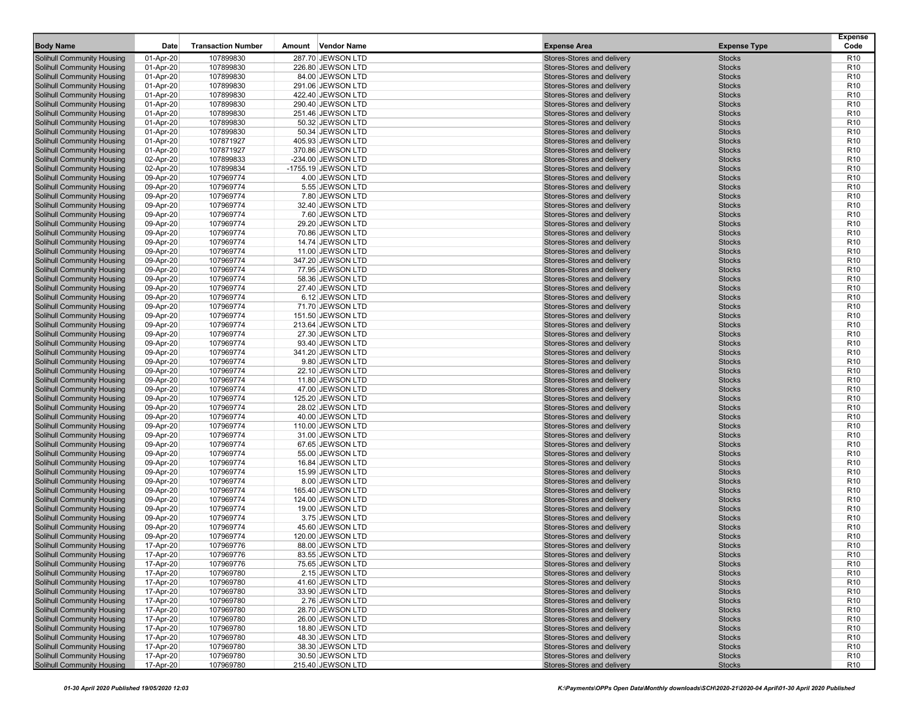| Body Name | Date | Transaction Number | Amount | Vendor Name | Expense Area | Expense Type | Expense Code |
|---|---|---|---|---|---|---|---|
| Solihull Community Housing | 01-Apr-20 | 107899830 | 287.70 | JEWSON LTD | Stores-Stores and delivery | Stocks | R10 |
| Solihull Community Housing | 01-Apr-20 | 107899830 | 226.80 | JEWSON LTD | Stores-Stores and delivery | Stocks | R10 |
| Solihull Community Housing | 01-Apr-20 | 107899830 | 84.00 | JEWSON LTD | Stores-Stores and delivery | Stocks | R10 |
| Solihull Community Housing | 01-Apr-20 | 107899830 | 291.06 | JEWSON LTD | Stores-Stores and delivery | Stocks | R10 |
| Solihull Community Housing | 01-Apr-20 | 107899830 | 422.40 | JEWSON LTD | Stores-Stores and delivery | Stocks | R10 |
| Solihull Community Housing | 01-Apr-20 | 107899830 | 290.40 | JEWSON LTD | Stores-Stores and delivery | Stocks | R10 |
| Solihull Community Housing | 01-Apr-20 | 107899830 | 251.46 | JEWSON LTD | Stores-Stores and delivery | Stocks | R10 |
| Solihull Community Housing | 01-Apr-20 | 107899830 | 50.32 | JEWSON LTD | Stores-Stores and delivery | Stocks | R10 |
| Solihull Community Housing | 01-Apr-20 | 107899830 | 50.34 | JEWSON LTD | Stores-Stores and delivery | Stocks | R10 |
| Solihull Community Housing | 01-Apr-20 | 107871927 | 405.93 | JEWSON LTD | Stores-Stores and delivery | Stocks | R10 |
| Solihull Community Housing | 01-Apr-20 | 107871927 | 370.86 | JEWSON LTD | Stores-Stores and delivery | Stocks | R10 |
| Solihull Community Housing | 02-Apr-20 | 107899833 | -234.00 | JEWSON LTD | Stores-Stores and delivery | Stocks | R10 |
| Solihull Community Housing | 02-Apr-20 | 107899834 | -1755.19 | JEWSON LTD | Stores-Stores and delivery | Stocks | R10 |
| Solihull Community Housing | 09-Apr-20 | 107969774 | 4.00 | JEWSON LTD | Stores-Stores and delivery | Stocks | R10 |
| Solihull Community Housing | 09-Apr-20 | 107969774 | 5.55 | JEWSON LTD | Stores-Stores and delivery | Stocks | R10 |
| Solihull Community Housing | 09-Apr-20 | 107969774 | 7.80 | JEWSON LTD | Stores-Stores and delivery | Stocks | R10 |
| Solihull Community Housing | 09-Apr-20 | 107969774 | 32.40 | JEWSON LTD | Stores-Stores and delivery | Stocks | R10 |
| Solihull Community Housing | 09-Apr-20 | 107969774 | 7.60 | JEWSON LTD | Stores-Stores and delivery | Stocks | R10 |
| Solihull Community Housing | 09-Apr-20 | 107969774 | 29.20 | JEWSON LTD | Stores-Stores and delivery | Stocks | R10 |
| Solihull Community Housing | 09-Apr-20 | 107969774 | 70.86 | JEWSON LTD | Stores-Stores and delivery | Stocks | R10 |
| Solihull Community Housing | 09-Apr-20 | 107969774 | 14.74 | JEWSON LTD | Stores-Stores and delivery | Stocks | R10 |
| Solihull Community Housing | 09-Apr-20 | 107969774 | 11.00 | JEWSON LTD | Stores-Stores and delivery | Stocks | R10 |
| Solihull Community Housing | 09-Apr-20 | 107969774 | 347.20 | JEWSON LTD | Stores-Stores and delivery | Stocks | R10 |
| Solihull Community Housing | 09-Apr-20 | 107969774 | 77.95 | JEWSON LTD | Stores-Stores and delivery | Stocks | R10 |
| Solihull Community Housing | 09-Apr-20 | 107969774 | 58.36 | JEWSON LTD | Stores-Stores and delivery | Stocks | R10 |
| Solihull Community Housing | 09-Apr-20 | 107969774 | 27.40 | JEWSON LTD | Stores-Stores and delivery | Stocks | R10 |
| Solihull Community Housing | 09-Apr-20 | 107969774 | 6.12 | JEWSON LTD | Stores-Stores and delivery | Stocks | R10 |
| Solihull Community Housing | 09-Apr-20 | 107969774 | 71.70 | JEWSON LTD | Stores-Stores and delivery | Stocks | R10 |
| Solihull Community Housing | 09-Apr-20 | 107969774 | 151.50 | JEWSON LTD | Stores-Stores and delivery | Stocks | R10 |
| Solihull Community Housing | 09-Apr-20 | 107969774 | 213.64 | JEWSON LTD | Stores-Stores and delivery | Stocks | R10 |
| Solihull Community Housing | 09-Apr-20 | 107969774 | 27.30 | JEWSON LTD | Stores-Stores and delivery | Stocks | R10 |
| Solihull Community Housing | 09-Apr-20 | 107969774 | 93.40 | JEWSON LTD | Stores-Stores and delivery | Stocks | R10 |
| Solihull Community Housing | 09-Apr-20 | 107969774 | 341.20 | JEWSON LTD | Stores-Stores and delivery | Stocks | R10 |
| Solihull Community Housing | 09-Apr-20 | 107969774 | 9.80 | JEWSON LTD | Stores-Stores and delivery | Stocks | R10 |
| Solihull Community Housing | 09-Apr-20 | 107969774 | 22.10 | JEWSON LTD | Stores-Stores and delivery | Stocks | R10 |
| Solihull Community Housing | 09-Apr-20 | 107969774 | 11.80 | JEWSON LTD | Stores-Stores and delivery | Stocks | R10 |
| Solihull Community Housing | 09-Apr-20 | 107969774 | 47.00 | JEWSON LTD | Stores-Stores and delivery | Stocks | R10 |
| Solihull Community Housing | 09-Apr-20 | 107969774 | 125.20 | JEWSON LTD | Stores-Stores and delivery | Stocks | R10 |
| Solihull Community Housing | 09-Apr-20 | 107969774 | 28.02 | JEWSON LTD | Stores-Stores and delivery | Stocks | R10 |
| Solihull Community Housing | 09-Apr-20 | 107969774 | 40.00 | JEWSON LTD | Stores-Stores and delivery | Stocks | R10 |
| Solihull Community Housing | 09-Apr-20 | 107969774 | 110.00 | JEWSON LTD | Stores-Stores and delivery | Stocks | R10 |
| Solihull Community Housing | 09-Apr-20 | 107969774 | 31.00 | JEWSON LTD | Stores-Stores and delivery | Stocks | R10 |
| Solihull Community Housing | 09-Apr-20 | 107969774 | 67.65 | JEWSON LTD | Stores-Stores and delivery | Stocks | R10 |
| Solihull Community Housing | 09-Apr-20 | 107969774 | 55.00 | JEWSON LTD | Stores-Stores and delivery | Stocks | R10 |
| Solihull Community Housing | 09-Apr-20 | 107969774 | 16.84 | JEWSON LTD | Stores-Stores and delivery | Stocks | R10 |
| Solihull Community Housing | 09-Apr-20 | 107969774 | 15.99 | JEWSON LTD | Stores-Stores and delivery | Stocks | R10 |
| Solihull Community Housing | 09-Apr-20 | 107969774 | 8.00 | JEWSON LTD | Stores-Stores and delivery | Stocks | R10 |
| Solihull Community Housing | 09-Apr-20 | 107969774 | 165.40 | JEWSON LTD | Stores-Stores and delivery | Stocks | R10 |
| Solihull Community Housing | 09-Apr-20 | 107969774 | 124.00 | JEWSON LTD | Stores-Stores and delivery | Stocks | R10 |
| Solihull Community Housing | 09-Apr-20 | 107969774 | 19.00 | JEWSON LTD | Stores-Stores and delivery | Stocks | R10 |
| Solihull Community Housing | 09-Apr-20 | 107969774 | 3.75 | JEWSON LTD | Stores-Stores and delivery | Stocks | R10 |
| Solihull Community Housing | 09-Apr-20 | 107969774 | 45.60 | JEWSON LTD | Stores-Stores and delivery | Stocks | R10 |
| Solihull Community Housing | 09-Apr-20 | 107969774 | 120.00 | JEWSON LTD | Stores-Stores and delivery | Stocks | R10 |
| Solihull Community Housing | 17-Apr-20 | 107969776 | 88.00 | JEWSON LTD | Stores-Stores and delivery | Stocks | R10 |
| Solihull Community Housing | 17-Apr-20 | 107969776 | 83.55 | JEWSON LTD | Stores-Stores and delivery | Stocks | R10 |
| Solihull Community Housing | 17-Apr-20 | 107969776 | 75.65 | JEWSON LTD | Stores-Stores and delivery | Stocks | R10 |
| Solihull Community Housing | 17-Apr-20 | 107969780 | 2.15 | JEWSON LTD | Stores-Stores and delivery | Stocks | R10 |
| Solihull Community Housing | 17-Apr-20 | 107969780 | 41.60 | JEWSON LTD | Stores-Stores and delivery | Stocks | R10 |
| Solihull Community Housing | 17-Apr-20 | 107969780 | 33.90 | JEWSON LTD | Stores-Stores and delivery | Stocks | R10 |
| Solihull Community Housing | 17-Apr-20 | 107969780 | 2.76 | JEWSON LTD | Stores-Stores and delivery | Stocks | R10 |
| Solihull Community Housing | 17-Apr-20 | 107969780 | 28.70 | JEWSON LTD | Stores-Stores and delivery | Stocks | R10 |
| Solihull Community Housing | 17-Apr-20 | 107969780 | 26.00 | JEWSON LTD | Stores-Stores and delivery | Stocks | R10 |
| Solihull Community Housing | 17-Apr-20 | 107969780 | 18.80 | JEWSON LTD | Stores-Stores and delivery | Stocks | R10 |
| Solihull Community Housing | 17-Apr-20 | 107969780 | 48.30 | JEWSON LTD | Stores-Stores and delivery | Stocks | R10 |
| Solihull Community Housing | 17-Apr-20 | 107969780 | 38.30 | JEWSON LTD | Stores-Stores and delivery | Stocks | R10 |
| Solihull Community Housing | 17-Apr-20 | 107969780 | 30.50 | JEWSON LTD | Stores-Stores and delivery | Stocks | R10 |
| Solihull Community Housing | 17-Apr-20 | 107969780 | 215.40 | JEWSON LTD | Stores-Stores and delivery | Stocks | R10 |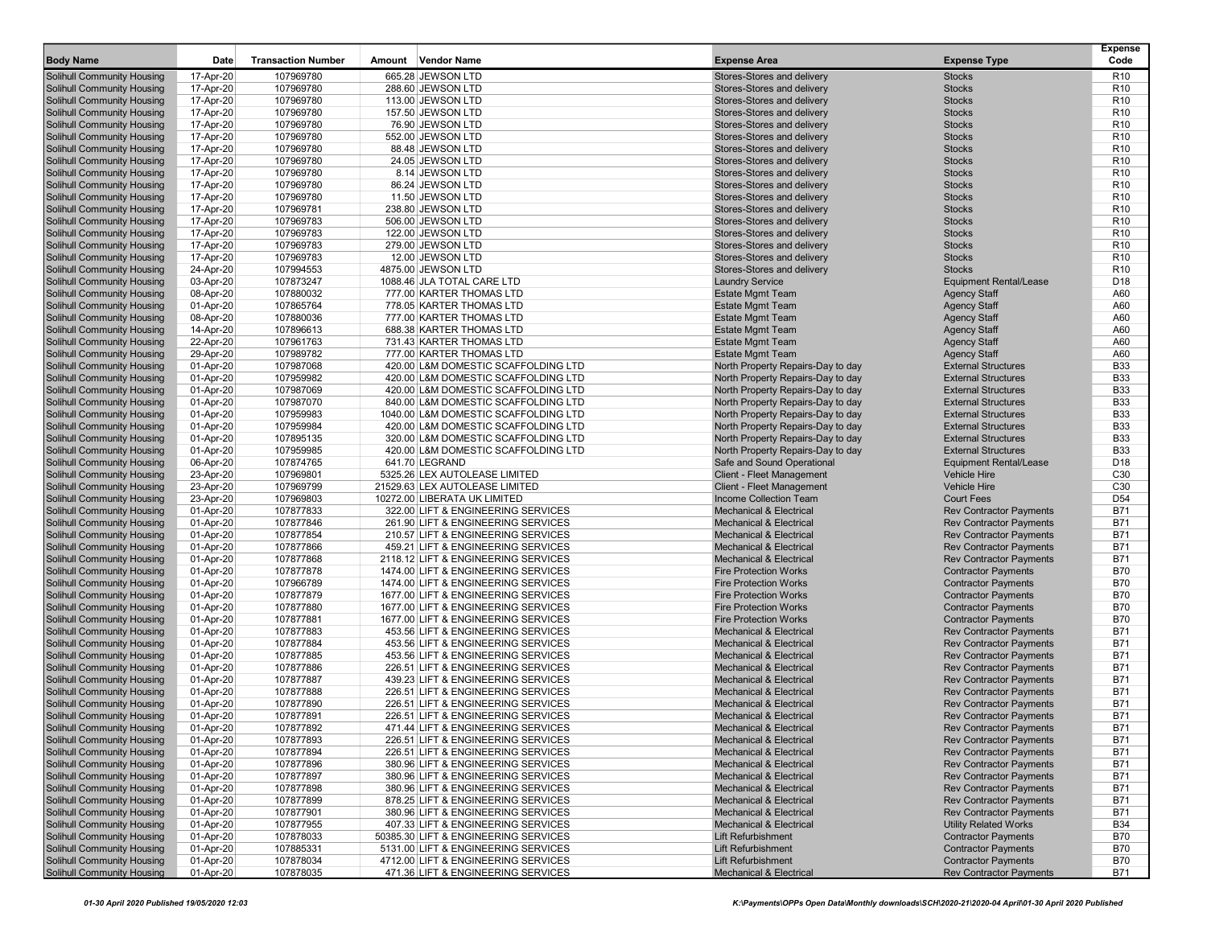| Body Name | Date | Transaction Number | Amount | Vendor Name | Expense Area | Expense Type | Expense Code |
|---|---|---|---|---|---|---|---|
| Solihull Community Housing | 17-Apr-20 | 107969780 | 665.28 | JEWSON LTD | Stores-Stores and delivery | Stocks | R10 |
| Solihull Community Housing | 17-Apr-20 | 107969780 | 288.60 | JEWSON LTD | Stores-Stores and delivery | Stocks | R10 |
| Solihull Community Housing | 17-Apr-20 | 107969780 | 113.00 | JEWSON LTD | Stores-Stores and delivery | Stocks | R10 |
| Solihull Community Housing | 17-Apr-20 | 107969780 | 157.50 | JEWSON LTD | Stores-Stores and delivery | Stocks | R10 |
| Solihull Community Housing | 17-Apr-20 | 107969780 | 76.90 | JEWSON LTD | Stores-Stores and delivery | Stocks | R10 |
| Solihull Community Housing | 17-Apr-20 | 107969780 | 552.00 | JEWSON LTD | Stores-Stores and delivery | Stocks | R10 |
| Solihull Community Housing | 17-Apr-20 | 107969780 | 88.48 | JEWSON LTD | Stores-Stores and delivery | Stocks | R10 |
| Solihull Community Housing | 17-Apr-20 | 107969780 | 24.05 | JEWSON LTD | Stores-Stores and delivery | Stocks | R10 |
| Solihull Community Housing | 17-Apr-20 | 107969780 | 8.14 | JEWSON LTD | Stores-Stores and delivery | Stocks | R10 |
| Solihull Community Housing | 17-Apr-20 | 107969780 | 86.24 | JEWSON LTD | Stores-Stores and delivery | Stocks | R10 |
| Solihull Community Housing | 17-Apr-20 | 107969780 | 11.50 | JEWSON LTD | Stores-Stores and delivery | Stocks | R10 |
| Solihull Community Housing | 17-Apr-20 | 107969781 | 238.80 | JEWSON LTD | Stores-Stores and delivery | Stocks | R10 |
| Solihull Community Housing | 17-Apr-20 | 107969783 | 506.00 | JEWSON LTD | Stores-Stores and delivery | Stocks | R10 |
| Solihull Community Housing | 17-Apr-20 | 107969783 | 122.00 | JEWSON LTD | Stores-Stores and delivery | Stocks | R10 |
| Solihull Community Housing | 17-Apr-20 | 107969783 | 279.00 | JEWSON LTD | Stores-Stores and delivery | Stocks | R10 |
| Solihull Community Housing | 17-Apr-20 | 107969783 | 12.00 | JEWSON LTD | Stores-Stores and delivery | Stocks | R10 |
| Solihull Community Housing | 24-Apr-20 | 107994553 | 4875.00 | JEWSON LTD | Stores-Stores and delivery | Stocks | R10 |
| Solihull Community Housing | 03-Apr-20 | 107873247 | 1088.46 | JLA TOTAL CARE LTD | Laundry Service | Equipment Rental/Lease | D18 |
| Solihull Community Housing | 08-Apr-20 | 107880032 | 777.00 | KARTER THOMAS LTD | Estate Mgmt Team | Agency Staff | A60 |
| Solihull Community Housing | 01-Apr-20 | 107865764 | 778.05 | KARTER THOMAS LTD | Estate Mgmt Team | Agency Staff | A60 |
| Solihull Community Housing | 08-Apr-20 | 107880036 | 777.00 | KARTER THOMAS LTD | Estate Mgmt Team | Agency Staff | A60 |
| Solihull Community Housing | 14-Apr-20 | 107896613 | 688.38 | KARTER THOMAS LTD | Estate Mgmt Team | Agency Staff | A60 |
| Solihull Community Housing | 22-Apr-20 | 107961763 | 731.43 | KARTER THOMAS LTD | Estate Mgmt Team | Agency Staff | A60 |
| Solihull Community Housing | 29-Apr-20 | 107989782 | 777.00 | KARTER THOMAS LTD | Estate Mgmt Team | Agency Staff | A60 |
| Solihull Community Housing | 01-Apr-20 | 107987068 | 420.00 | L&M DOMESTIC SCAFFOLDING LTD | North Property Repairs-Day to day | External Structures | B33 |
| Solihull Community Housing | 01-Apr-20 | 107959982 | 420.00 | L&M DOMESTIC SCAFFOLDING LTD | North Property Repairs-Day to day | External Structures | B33 |
| Solihull Community Housing | 01-Apr-20 | 107987069 | 420.00 | L&M DOMESTIC SCAFFOLDING LTD | North Property Repairs-Day to day | External Structures | B33 |
| Solihull Community Housing | 01-Apr-20 | 107987070 | 840.00 | L&M DOMESTIC SCAFFOLDING LTD | North Property Repairs-Day to day | External Structures | B33 |
| Solihull Community Housing | 01-Apr-20 | 107959983 | 1040.00 | L&M DOMESTIC SCAFFOLDING LTD | North Property Repairs-Day to day | External Structures | B33 |
| Solihull Community Housing | 01-Apr-20 | 107959984 | 420.00 | L&M DOMESTIC SCAFFOLDING LTD | North Property Repairs-Day to day | External Structures | B33 |
| Solihull Community Housing | 01-Apr-20 | 107895135 | 320.00 | L&M DOMESTIC SCAFFOLDING LTD | North Property Repairs-Day to day | External Structures | B33 |
| Solihull Community Housing | 01-Apr-20 | 107959985 | 420.00 | L&M DOMESTIC SCAFFOLDING LTD | North Property Repairs-Day to day | External Structures | B33 |
| Solihull Community Housing | 06-Apr-20 | 107874765 | 641.70 | LEGRAND | Safe and Sound Operational | Equipment Rental/Lease | D18 |
| Solihull Community Housing | 23-Apr-20 | 107969801 | 5325.26 | LEX AUTOLEASE LIMITED | Client - Fleet Management | Vehicle Hire | C30 |
| Solihull Community Housing | 23-Apr-20 | 107969799 | 21529.63 | LEX AUTOLEASE LIMITED | Client - Fleet Management | Vehicle Hire | C30 |
| Solihull Community Housing | 23-Apr-20 | 107969803 | 10272.00 | LIBERATA UK LIMITED | Income Collection Team | Court Fees | D54 |
| Solihull Community Housing | 01-Apr-20 | 107877833 | 322.00 | LIFT & ENGINEERING SERVICES | Mechanical & Electrical | Rev Contractor Payments | B71 |
| Solihull Community Housing | 01-Apr-20 | 107877846 | 261.90 | LIFT & ENGINEERING SERVICES | Mechanical & Electrical | Rev Contractor Payments | B71 |
| Solihull Community Housing | 01-Apr-20 | 107877854 | 210.57 | LIFT & ENGINEERING SERVICES | Mechanical & Electrical | Rev Contractor Payments | B71 |
| Solihull Community Housing | 01-Apr-20 | 107877866 | 459.21 | LIFT & ENGINEERING SERVICES | Mechanical & Electrical | Rev Contractor Payments | B71 |
| Solihull Community Housing | 01-Apr-20 | 107877868 | 2118.12 | LIFT & ENGINEERING SERVICES | Mechanical & Electrical | Rev Contractor Payments | B71 |
| Solihull Community Housing | 01-Apr-20 | 107877878 | 1474.00 | LIFT & ENGINEERING SERVICES | Fire Protection Works | Contractor Payments | B70 |
| Solihull Community Housing | 01-Apr-20 | 107966789 | 1474.00 | LIFT & ENGINEERING SERVICES | Fire Protection Works | Contractor Payments | B70 |
| Solihull Community Housing | 01-Apr-20 | 107877879 | 1677.00 | LIFT & ENGINEERING SERVICES | Fire Protection Works | Contractor Payments | B70 |
| Solihull Community Housing | 01-Apr-20 | 107877880 | 1677.00 | LIFT & ENGINEERING SERVICES | Fire Protection Works | Contractor Payments | B70 |
| Solihull Community Housing | 01-Apr-20 | 107877881 | 1677.00 | LIFT & ENGINEERING SERVICES | Fire Protection Works | Contractor Payments | B70 |
| Solihull Community Housing | 01-Apr-20 | 107877883 | 453.56 | LIFT & ENGINEERING SERVICES | Mechanical & Electrical | Rev Contractor Payments | B71 |
| Solihull Community Housing | 01-Apr-20 | 107877884 | 453.56 | LIFT & ENGINEERING SERVICES | Mechanical & Electrical | Rev Contractor Payments | B71 |
| Solihull Community Housing | 01-Apr-20 | 107877885 | 453.56 | LIFT & ENGINEERING SERVICES | Mechanical & Electrical | Rev Contractor Payments | B71 |
| Solihull Community Housing | 01-Apr-20 | 107877886 | 226.51 | LIFT & ENGINEERING SERVICES | Mechanical & Electrical | Rev Contractor Payments | B71 |
| Solihull Community Housing | 01-Apr-20 | 107877887 | 439.23 | LIFT & ENGINEERING SERVICES | Mechanical & Electrical | Rev Contractor Payments | B71 |
| Solihull Community Housing | 01-Apr-20 | 107877888 | 226.51 | LIFT & ENGINEERING SERVICES | Mechanical & Electrical | Rev Contractor Payments | B71 |
| Solihull Community Housing | 01-Apr-20 | 107877890 | 226.51 | LIFT & ENGINEERING SERVICES | Mechanical & Electrical | Rev Contractor Payments | B71 |
| Solihull Community Housing | 01-Apr-20 | 107877891 | 226.51 | LIFT & ENGINEERING SERVICES | Mechanical & Electrical | Rev Contractor Payments | B71 |
| Solihull Community Housing | 01-Apr-20 | 107877892 | 471.44 | LIFT & ENGINEERING SERVICES | Mechanical & Electrical | Rev Contractor Payments | B71 |
| Solihull Community Housing | 01-Apr-20 | 107877893 | 226.51 | LIFT & ENGINEERING SERVICES | Mechanical & Electrical | Rev Contractor Payments | B71 |
| Solihull Community Housing | 01-Apr-20 | 107877894 | 226.51 | LIFT & ENGINEERING SERVICES | Mechanical & Electrical | Rev Contractor Payments | B71 |
| Solihull Community Housing | 01-Apr-20 | 107877896 | 380.96 | LIFT & ENGINEERING SERVICES | Mechanical & Electrical | Rev Contractor Payments | B71 |
| Solihull Community Housing | 01-Apr-20 | 107877897 | 380.96 | LIFT & ENGINEERING SERVICES | Mechanical & Electrical | Rev Contractor Payments | B71 |
| Solihull Community Housing | 01-Apr-20 | 107877898 | 380.96 | LIFT & ENGINEERING SERVICES | Mechanical & Electrical | Rev Contractor Payments | B71 |
| Solihull Community Housing | 01-Apr-20 | 107877899 | 878.25 | LIFT & ENGINEERING SERVICES | Mechanical & Electrical | Rev Contractor Payments | B71 |
| Solihull Community Housing | 01-Apr-20 | 107877901 | 380.96 | LIFT & ENGINEERING SERVICES | Mechanical & Electrical | Rev Contractor Payments | B71 |
| Solihull Community Housing | 01-Apr-20 | 107877955 | 407.33 | LIFT & ENGINEERING SERVICES | Mechanical & Electrical | Utility Related Works | B34 |
| Solihull Community Housing | 01-Apr-20 | 107878033 | 50385.30 | LIFT & ENGINEERING SERVICES | Lift Refurbishment | Contractor Payments | B70 |
| Solihull Community Housing | 01-Apr-20 | 107885331 | 5131.00 | LIFT & ENGINEERING SERVICES | Lift Refurbishment | Contractor Payments | B70 |
| Solihull Community Housing | 01-Apr-20 | 107878034 | 4712.00 | LIFT & ENGINEERING SERVICES | Lift Refurbishment | Contractor Payments | B70 |
| Solihull Community Housing | 01-Apr-20 | 107878035 | 471.36 | LIFT & ENGINEERING SERVICES | Mechanical & Electrical | Rev Contractor Payments | B71 |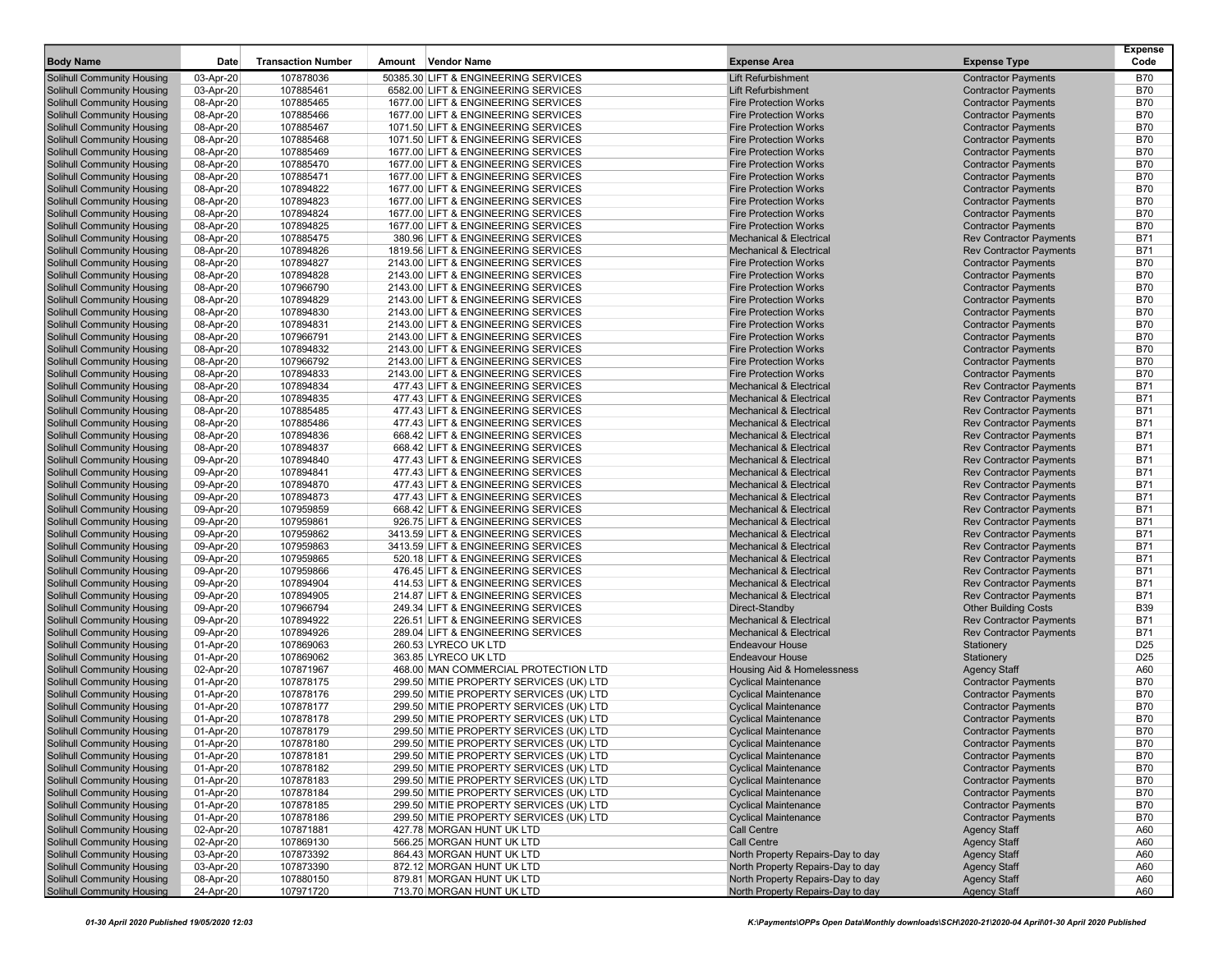| Body Name | Date | Transaction Number | Amount | Vendor Name | Expense Area | Expense Type | Expense Code |
|---|---|---|---|---|---|---|---|
| Solihull Community Housing | 03-Apr-20 | 107878036 | 50385.30 | LIFT & ENGINEERING SERVICES | Lift Refurbishment | Contractor Payments | B70 |
| Solihull Community Housing | 03-Apr-20 | 107885461 | 6582.00 | LIFT & ENGINEERING SERVICES | Lift Refurbishment | Contractor Payments | B70 |
| Solihull Community Housing | 08-Apr-20 | 107885465 | 1677.00 | LIFT & ENGINEERING SERVICES | Fire Protection Works | Contractor Payments | B70 |
| Solihull Community Housing | 08-Apr-20 | 107885466 | 1677.00 | LIFT & ENGINEERING SERVICES | Fire Protection Works | Contractor Payments | B70 |
| Solihull Community Housing | 08-Apr-20 | 107885467 | 1071.50 | LIFT & ENGINEERING SERVICES | Fire Protection Works | Contractor Payments | B70 |
| Solihull Community Housing | 08-Apr-20 | 107885468 | 1071.50 | LIFT & ENGINEERING SERVICES | Fire Protection Works | Contractor Payments | B70 |
| Solihull Community Housing | 08-Apr-20 | 107885469 | 1677.00 | LIFT & ENGINEERING SERVICES | Fire Protection Works | Contractor Payments | B70 |
| Solihull Community Housing | 08-Apr-20 | 107885470 | 1677.00 | LIFT & ENGINEERING SERVICES | Fire Protection Works | Contractor Payments | B70 |
| Solihull Community Housing | 08-Apr-20 | 107885471 | 1677.00 | LIFT & ENGINEERING SERVICES | Fire Protection Works | Contractor Payments | B70 |
| Solihull Community Housing | 08-Apr-20 | 107894822 | 1677.00 | LIFT & ENGINEERING SERVICES | Fire Protection Works | Contractor Payments | B70 |
| Solihull Community Housing | 08-Apr-20 | 107894823 | 1677.00 | LIFT & ENGINEERING SERVICES | Fire Protection Works | Contractor Payments | B70 |
| Solihull Community Housing | 08-Apr-20 | 107894824 | 1677.00 | LIFT & ENGINEERING SERVICES | Fire Protection Works | Contractor Payments | B70 |
| Solihull Community Housing | 08-Apr-20 | 107894825 | 1677.00 | LIFT & ENGINEERING SERVICES | Fire Protection Works | Contractor Payments | B70 |
| Solihull Community Housing | 08-Apr-20 | 107885475 | 380.96 | LIFT & ENGINEERING SERVICES | Mechanical & Electrical | Rev Contractor Payments | B71 |
| Solihull Community Housing | 08-Apr-20 | 107894826 | 1819.56 | LIFT & ENGINEERING SERVICES | Mechanical & Electrical | Rev Contractor Payments | B71 |
| Solihull Community Housing | 08-Apr-20 | 107894827 | 2143.00 | LIFT & ENGINEERING SERVICES | Fire Protection Works | Contractor Payments | B70 |
| Solihull Community Housing | 08-Apr-20 | 107894828 | 2143.00 | LIFT & ENGINEERING SERVICES | Fire Protection Works | Contractor Payments | B70 |
| Solihull Community Housing | 08-Apr-20 | 107966790 | 2143.00 | LIFT & ENGINEERING SERVICES | Fire Protection Works | Contractor Payments | B70 |
| Solihull Community Housing | 08-Apr-20 | 107894829 | 2143.00 | LIFT & ENGINEERING SERVICES | Fire Protection Works | Contractor Payments | B70 |
| Solihull Community Housing | 08-Apr-20 | 107894830 | 2143.00 | LIFT & ENGINEERING SERVICES | Fire Protection Works | Contractor Payments | B70 |
| Solihull Community Housing | 08-Apr-20 | 107894831 | 2143.00 | LIFT & ENGINEERING SERVICES | Fire Protection Works | Contractor Payments | B70 |
| Solihull Community Housing | 08-Apr-20 | 107966791 | 2143.00 | LIFT & ENGINEERING SERVICES | Fire Protection Works | Contractor Payments | B70 |
| Solihull Community Housing | 08-Apr-20 | 107894832 | 2143.00 | LIFT & ENGINEERING SERVICES | Fire Protection Works | Contractor Payments | B70 |
| Solihull Community Housing | 08-Apr-20 | 107966792 | 2143.00 | LIFT & ENGINEERING SERVICES | Fire Protection Works | Contractor Payments | B70 |
| Solihull Community Housing | 08-Apr-20 | 107894833 | 2143.00 | LIFT & ENGINEERING SERVICES | Fire Protection Works | Contractor Payments | B70 |
| Solihull Community Housing | 08-Apr-20 | 107894834 | 477.43 | LIFT & ENGINEERING SERVICES | Mechanical & Electrical | Rev Contractor Payments | B71 |
| Solihull Community Housing | 08-Apr-20 | 107894835 | 477.43 | LIFT & ENGINEERING SERVICES | Mechanical & Electrical | Rev Contractor Payments | B71 |
| Solihull Community Housing | 08-Apr-20 | 107885485 | 477.43 | LIFT & ENGINEERING SERVICES | Mechanical & Electrical | Rev Contractor Payments | B71 |
| Solihull Community Housing | 08-Apr-20 | 107885486 | 477.43 | LIFT & ENGINEERING SERVICES | Mechanical & Electrical | Rev Contractor Payments | B71 |
| Solihull Community Housing | 08-Apr-20 | 107894836 | 668.42 | LIFT & ENGINEERING SERVICES | Mechanical & Electrical | Rev Contractor Payments | B71 |
| Solihull Community Housing | 08-Apr-20 | 107894837 | 668.42 | LIFT & ENGINEERING SERVICES | Mechanical & Electrical | Rev Contractor Payments | B71 |
| Solihull Community Housing | 09-Apr-20 | 107894840 | 477.43 | LIFT & ENGINEERING SERVICES | Mechanical & Electrical | Rev Contractor Payments | B71 |
| Solihull Community Housing | 09-Apr-20 | 107894841 | 477.43 | LIFT & ENGINEERING SERVICES | Mechanical & Electrical | Rev Contractor Payments | B71 |
| Solihull Community Housing | 09-Apr-20 | 107894870 | 477.43 | LIFT & ENGINEERING SERVICES | Mechanical & Electrical | Rev Contractor Payments | B71 |
| Solihull Community Housing | 09-Apr-20 | 107894873 | 477.43 | LIFT & ENGINEERING SERVICES | Mechanical & Electrical | Rev Contractor Payments | B71 |
| Solihull Community Housing | 09-Apr-20 | 107959859 | 668.42 | LIFT & ENGINEERING SERVICES | Mechanical & Electrical | Rev Contractor Payments | B71 |
| Solihull Community Housing | 09-Apr-20 | 107959861 | 926.75 | LIFT & ENGINEERING SERVICES | Mechanical & Electrical | Rev Contractor Payments | B71 |
| Solihull Community Housing | 09-Apr-20 | 107959862 | 3413.59 | LIFT & ENGINEERING SERVICES | Mechanical & Electrical | Rev Contractor Payments | B71 |
| Solihull Community Housing | 09-Apr-20 | 107959863 | 3413.59 | LIFT & ENGINEERING SERVICES | Mechanical & Electrical | Rev Contractor Payments | B71 |
| Solihull Community Housing | 09-Apr-20 | 107959865 | 520.18 | LIFT & ENGINEERING SERVICES | Mechanical & Electrical | Rev Contractor Payments | B71 |
| Solihull Community Housing | 09-Apr-20 | 107959866 | 476.45 | LIFT & ENGINEERING SERVICES | Mechanical & Electrical | Rev Contractor Payments | B71 |
| Solihull Community Housing | 09-Apr-20 | 107894904 | 414.53 | LIFT & ENGINEERING SERVICES | Mechanical & Electrical | Rev Contractor Payments | B71 |
| Solihull Community Housing | 09-Apr-20 | 107894905 | 214.87 | LIFT & ENGINEERING SERVICES | Mechanical & Electrical | Rev Contractor Payments | B71 |
| Solihull Community Housing | 09-Apr-20 | 107966794 | 249.34 | LIFT & ENGINEERING SERVICES | Direct-Standby | Other Building Costs | B39 |
| Solihull Community Housing | 09-Apr-20 | 107894922 | 226.51 | LIFT & ENGINEERING SERVICES | Mechanical & Electrical | Rev Contractor Payments | B71 |
| Solihull Community Housing | 09-Apr-20 | 107894926 | 289.04 | LIFT & ENGINEERING SERVICES | Mechanical & Electrical | Rev Contractor Payments | B71 |
| Solihull Community Housing | 01-Apr-20 | 107869063 | 260.53 | LYRECO UK LTD | Endeavour House | Stationery | D25 |
| Solihull Community Housing | 01-Apr-20 | 107869062 | 363.85 | LYRECO UK LTD | Endeavour House | Stationery | D25 |
| Solihull Community Housing | 02-Apr-20 | 107871967 | 468.00 | MAN COMMERCIAL PROTECTION LTD | Housing Aid & Homelessness | Agency Staff | A60 |
| Solihull Community Housing | 01-Apr-20 | 107878175 | 299.50 | MITIE PROPERTY SERVICES (UK) LTD | Cyclical Maintenance | Contractor Payments | B70 |
| Solihull Community Housing | 01-Apr-20 | 107878176 | 299.50 | MITIE PROPERTY SERVICES (UK) LTD | Cyclical Maintenance | Contractor Payments | B70 |
| Solihull Community Housing | 01-Apr-20 | 107878177 | 299.50 | MITIE PROPERTY SERVICES (UK) LTD | Cyclical Maintenance | Contractor Payments | B70 |
| Solihull Community Housing | 01-Apr-20 | 107878178 | 299.50 | MITIE PROPERTY SERVICES (UK) LTD | Cyclical Maintenance | Contractor Payments | B70 |
| Solihull Community Housing | 01-Apr-20 | 107878179 | 299.50 | MITIE PROPERTY SERVICES (UK) LTD | Cyclical Maintenance | Contractor Payments | B70 |
| Solihull Community Housing | 01-Apr-20 | 107878180 | 299.50 | MITIE PROPERTY SERVICES (UK) LTD | Cyclical Maintenance | Contractor Payments | B70 |
| Solihull Community Housing | 01-Apr-20 | 107878181 | 299.50 | MITIE PROPERTY SERVICES (UK) LTD | Cyclical Maintenance | Contractor Payments | B70 |
| Solihull Community Housing | 01-Apr-20 | 107878182 | 299.50 | MITIE PROPERTY SERVICES (UK) LTD | Cyclical Maintenance | Contractor Payments | B70 |
| Solihull Community Housing | 01-Apr-20 | 107878183 | 299.50 | MITIE PROPERTY SERVICES (UK) LTD | Cyclical Maintenance | Contractor Payments | B70 |
| Solihull Community Housing | 01-Apr-20 | 107878184 | 299.50 | MITIE PROPERTY SERVICES (UK) LTD | Cyclical Maintenance | Contractor Payments | B70 |
| Solihull Community Housing | 01-Apr-20 | 107878185 | 299.50 | MITIE PROPERTY SERVICES (UK) LTD | Cyclical Maintenance | Contractor Payments | B70 |
| Solihull Community Housing | 01-Apr-20 | 107878186 | 299.50 | MITIE PROPERTY SERVICES (UK) LTD | Cyclical Maintenance | Contractor Payments | B70 |
| Solihull Community Housing | 02-Apr-20 | 107871881 | 427.78 | MORGAN HUNT UK LTD | Call Centre | Agency Staff | A60 |
| Solihull Community Housing | 02-Apr-20 | 107869130 | 566.25 | MORGAN HUNT UK LTD | Call Centre | Agency Staff | A60 |
| Solihull Community Housing | 03-Apr-20 | 107873392 | 864.43 | MORGAN HUNT UK LTD | North Property Repairs-Day to day | Agency Staff | A60 |
| Solihull Community Housing | 03-Apr-20 | 107873390 | 872.12 | MORGAN HUNT UK LTD | North Property Repairs-Day to day | Agency Staff | A60 |
| Solihull Community Housing | 08-Apr-20 | 107880150 | 879.81 | MORGAN HUNT UK LTD | North Property Repairs-Day to day | Agency Staff | A60 |
| Solihull Community Housing | 24-Apr-20 | 107971720 | 713.70 | MORGAN HUNT UK LTD | North Property Repairs-Day to day | Agency Staff | A60 |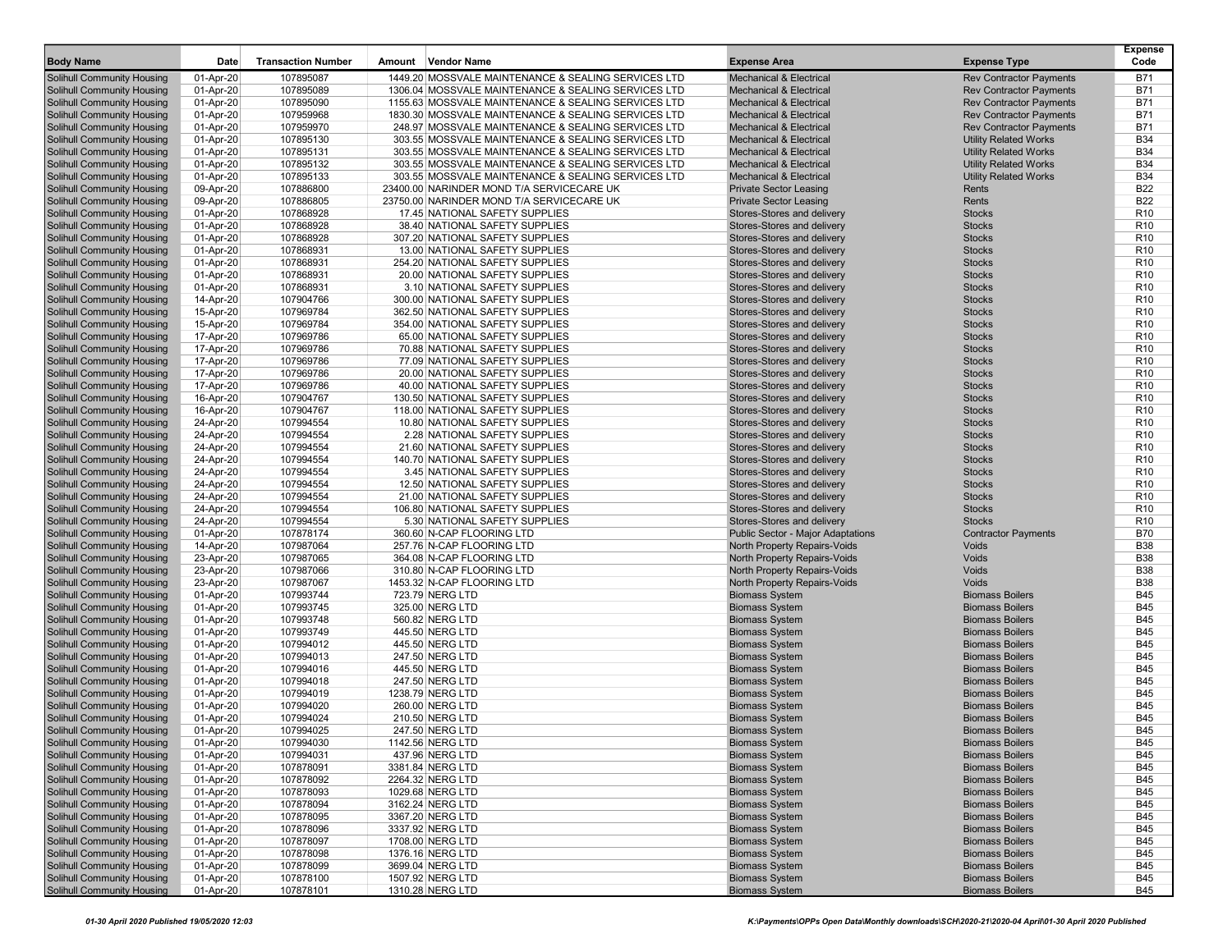| Body Name | Date | Transaction Number | Amount | Vendor Name | Expense Area | Expense Type | Expense Code |
|---|---|---|---|---|---|---|---|
| Solihull Community Housing | 01-Apr-20 | 107895087 | 1449.20 | MOSSVALE MAINTENANCE & SEALING SERVICES LTD | Mechanical & Electrical | Rev Contractor Payments | B71 |
| Solihull Community Housing | 01-Apr-20 | 107895089 | 1306.04 | MOSSVALE MAINTENANCE & SEALING SERVICES LTD | Mechanical & Electrical | Rev Contractor Payments | B71 |
| Solihull Community Housing | 01-Apr-20 | 107895090 | 1155.63 | MOSSVALE MAINTENANCE & SEALING SERVICES LTD | Mechanical & Electrical | Rev Contractor Payments | B71 |
| Solihull Community Housing | 01-Apr-20 | 107959968 | 1830.30 | MOSSVALE MAINTENANCE & SEALING SERVICES LTD | Mechanical & Electrical | Rev Contractor Payments | B71 |
| Solihull Community Housing | 01-Apr-20 | 107959970 | 248.97 | MOSSVALE MAINTENANCE & SEALING SERVICES LTD | Mechanical & Electrical | Rev Contractor Payments | B71 |
| Solihull Community Housing | 01-Apr-20 | 107895130 | 303.55 | MOSSVALE MAINTENANCE & SEALING SERVICES LTD | Mechanical & Electrical | Utility Related Works | B34 |
| Solihull Community Housing | 01-Apr-20 | 107895131 | 303.55 | MOSSVALE MAINTENANCE & SEALING SERVICES LTD | Mechanical & Electrical | Utility Related Works | B34 |
| Solihull Community Housing | 01-Apr-20 | 107895132 | 303.55 | MOSSVALE MAINTENANCE & SEALING SERVICES LTD | Mechanical & Electrical | Utility Related Works | B34 |
| Solihull Community Housing | 01-Apr-20 | 107895133 | 303.55 | MOSSVALE MAINTENANCE & SEALING SERVICES LTD | Mechanical & Electrical | Utility Related Works | B34 |
| Solihull Community Housing | 09-Apr-20 | 107886800 | 23400.00 | NARINDER MOND T/A SERVICECARE UK | Private Sector Leasing | Rents | B22 |
| Solihull Community Housing | 09-Apr-20 | 107886805 | 23750.00 | NARINDER MOND T/A SERVICECARE UK | Private Sector Leasing | Rents | B22 |
| Solihull Community Housing | 01-Apr-20 | 107868928 | 17.45 | NATIONAL SAFETY SUPPLIES | Stores-Stores and delivery | Stocks | R10 |
| Solihull Community Housing | 01-Apr-20 | 107868928 | 38.40 | NATIONAL SAFETY SUPPLIES | Stores-Stores and delivery | Stocks | R10 |
| Solihull Community Housing | 01-Apr-20 | 107868928 | 307.20 | NATIONAL SAFETY SUPPLIES | Stores-Stores and delivery | Stocks | R10 |
| Solihull Community Housing | 01-Apr-20 | 107868931 | 13.00 | NATIONAL SAFETY SUPPLIES | Stores-Stores and delivery | Stocks | R10 |
| Solihull Community Housing | 01-Apr-20 | 107868931 | 254.20 | NATIONAL SAFETY SUPPLIES | Stores-Stores and delivery | Stocks | R10 |
| Solihull Community Housing | 01-Apr-20 | 107868931 | 20.00 | NATIONAL SAFETY SUPPLIES | Stores-Stores and delivery | Stocks | R10 |
| Solihull Community Housing | 01-Apr-20 | 107868931 | 3.10 | NATIONAL SAFETY SUPPLIES | Stores-Stores and delivery | Stocks | R10 |
| Solihull Community Housing | 14-Apr-20 | 107904766 | 300.00 | NATIONAL SAFETY SUPPLIES | Stores-Stores and delivery | Stocks | R10 |
| Solihull Community Housing | 15-Apr-20 | 107969784 | 362.50 | NATIONAL SAFETY SUPPLIES | Stores-Stores and delivery | Stocks | R10 |
| Solihull Community Housing | 15-Apr-20 | 107969784 | 354.00 | NATIONAL SAFETY SUPPLIES | Stores-Stores and delivery | Stocks | R10 |
| Solihull Community Housing | 17-Apr-20 | 107969786 | 65.00 | NATIONAL SAFETY SUPPLIES | Stores-Stores and delivery | Stocks | R10 |
| Solihull Community Housing | 17-Apr-20 | 107969786 | 70.88 | NATIONAL SAFETY SUPPLIES | Stores-Stores and delivery | Stocks | R10 |
| Solihull Community Housing | 17-Apr-20 | 107969786 | 77.09 | NATIONAL SAFETY SUPPLIES | Stores-Stores and delivery | Stocks | R10 |
| Solihull Community Housing | 17-Apr-20 | 107969786 | 20.00 | NATIONAL SAFETY SUPPLIES | Stores-Stores and delivery | Stocks | R10 |
| Solihull Community Housing | 17-Apr-20 | 107969786 | 40.00 | NATIONAL SAFETY SUPPLIES | Stores-Stores and delivery | Stocks | R10 |
| Solihull Community Housing | 16-Apr-20 | 107904767 | 130.50 | NATIONAL SAFETY SUPPLIES | Stores-Stores and delivery | Stocks | R10 |
| Solihull Community Housing | 16-Apr-20 | 107904767 | 118.00 | NATIONAL SAFETY SUPPLIES | Stores-Stores and delivery | Stocks | R10 |
| Solihull Community Housing | 24-Apr-20 | 107994554 | 10.80 | NATIONAL SAFETY SUPPLIES | Stores-Stores and delivery | Stocks | R10 |
| Solihull Community Housing | 24-Apr-20 | 107994554 | 2.28 | NATIONAL SAFETY SUPPLIES | Stores-Stores and delivery | Stocks | R10 |
| Solihull Community Housing | 24-Apr-20 | 107994554 | 21.60 | NATIONAL SAFETY SUPPLIES | Stores-Stores and delivery | Stocks | R10 |
| Solihull Community Housing | 24-Apr-20 | 107994554 | 140.70 | NATIONAL SAFETY SUPPLIES | Stores-Stores and delivery | Stocks | R10 |
| Solihull Community Housing | 24-Apr-20 | 107994554 | 3.45 | NATIONAL SAFETY SUPPLIES | Stores-Stores and delivery | Stocks | R10 |
| Solihull Community Housing | 24-Apr-20 | 107994554 | 12.50 | NATIONAL SAFETY SUPPLIES | Stores-Stores and delivery | Stocks | R10 |
| Solihull Community Housing | 24-Apr-20 | 107994554 | 21.00 | NATIONAL SAFETY SUPPLIES | Stores-Stores and delivery | Stocks | R10 |
| Solihull Community Housing | 24-Apr-20 | 107994554 | 106.80 | NATIONAL SAFETY SUPPLIES | Stores-Stores and delivery | Stocks | R10 |
| Solihull Community Housing | 24-Apr-20 | 107994554 | 5.30 | NATIONAL SAFETY SUPPLIES | Stores-Stores and delivery | Stocks | R10 |
| Solihull Community Housing | 01-Apr-20 | 107878174 | 360.60 | N-CAP FLOORING LTD | Public Sector - Major Adaptations | Contractor Payments | B70 |
| Solihull Community Housing | 14-Apr-20 | 107987064 | 257.76 | N-CAP FLOORING LTD | North Property Repairs-Voids | Voids | B38 |
| Solihull Community Housing | 23-Apr-20 | 107987065 | 364.08 | N-CAP FLOORING LTD | North Property Repairs-Voids | Voids | B38 |
| Solihull Community Housing | 23-Apr-20 | 107987066 | 310.80 | N-CAP FLOORING LTD | North Property Repairs-Voids | Voids | B38 |
| Solihull Community Housing | 23-Apr-20 | 107987067 | 1453.32 | N-CAP FLOORING LTD | North Property Repairs-Voids | Voids | B38 |
| Solihull Community Housing | 01-Apr-20 | 107993744 | 723.79 | NERG LTD | Biomass System | Biomass Boilers | B45 |
| Solihull Community Housing | 01-Apr-20 | 107993745 | 325.00 | NERG LTD | Biomass System | Biomass Boilers | B45 |
| Solihull Community Housing | 01-Apr-20 | 107993748 | 560.82 | NERG LTD | Biomass System | Biomass Boilers | B45 |
| Solihull Community Housing | 01-Apr-20 | 107993749 | 445.50 | NERG LTD | Biomass System | Biomass Boilers | B45 |
| Solihull Community Housing | 01-Apr-20 | 107994012 | 445.50 | NERG LTD | Biomass System | Biomass Boilers | B45 |
| Solihull Community Housing | 01-Apr-20 | 107994013 | 247.50 | NERG LTD | Biomass System | Biomass Boilers | B45 |
| Solihull Community Housing | 01-Apr-20 | 107994016 | 445.50 | NERG LTD | Biomass System | Biomass Boilers | B45 |
| Solihull Community Housing | 01-Apr-20 | 107994018 | 247.50 | NERG LTD | Biomass System | Biomass Boilers | B45 |
| Solihull Community Housing | 01-Apr-20 | 107994019 | 1238.79 | NERG LTD | Biomass System | Biomass Boilers | B45 |
| Solihull Community Housing | 01-Apr-20 | 107994020 | 260.00 | NERG LTD | Biomass System | Biomass Boilers | B45 |
| Solihull Community Housing | 01-Apr-20 | 107994024 | 210.50 | NERG LTD | Biomass System | Biomass Boilers | B45 |
| Solihull Community Housing | 01-Apr-20 | 107994025 | 247.50 | NERG LTD | Biomass System | Biomass Boilers | B45 |
| Solihull Community Housing | 01-Apr-20 | 107994030 | 1142.56 | NERG LTD | Biomass System | Biomass Boilers | B45 |
| Solihull Community Housing | 01-Apr-20 | 107994031 | 437.96 | NERG LTD | Biomass System | Biomass Boilers | B45 |
| Solihull Community Housing | 01-Apr-20 | 107878091 | 3381.84 | NERG LTD | Biomass System | Biomass Boilers | B45 |
| Solihull Community Housing | 01-Apr-20 | 107878092 | 2264.32 | NERG LTD | Biomass System | Biomass Boilers | B45 |
| Solihull Community Housing | 01-Apr-20 | 107878093 | 1029.68 | NERG LTD | Biomass System | Biomass Boilers | B45 |
| Solihull Community Housing | 01-Apr-20 | 107878094 | 3162.24 | NERG LTD | Biomass System | Biomass Boilers | B45 |
| Solihull Community Housing | 01-Apr-20 | 107878095 | 3367.20 | NERG LTD | Biomass System | Biomass Boilers | B45 |
| Solihull Community Housing | 01-Apr-20 | 107878096 | 3337.92 | NERG LTD | Biomass System | Biomass Boilers | B45 |
| Solihull Community Housing | 01-Apr-20 | 107878097 | 1708.00 | NERG LTD | Biomass System | Biomass Boilers | B45 |
| Solihull Community Housing | 01-Apr-20 | 107878098 | 1376.16 | NERG LTD | Biomass System | Biomass Boilers | B45 |
| Solihull Community Housing | 01-Apr-20 | 107878099 | 3699.04 | NERG LTD | Biomass System | Biomass Boilers | B45 |
| Solihull Community Housing | 01-Apr-20 | 107878100 | 1507.92 | NERG LTD | Biomass System | Biomass Boilers | B45 |
| Solihull Community Housing | 01-Apr-20 | 107878101 | 1310.28 | NERG LTD | Biomass System | Biomass Boilers | B45 |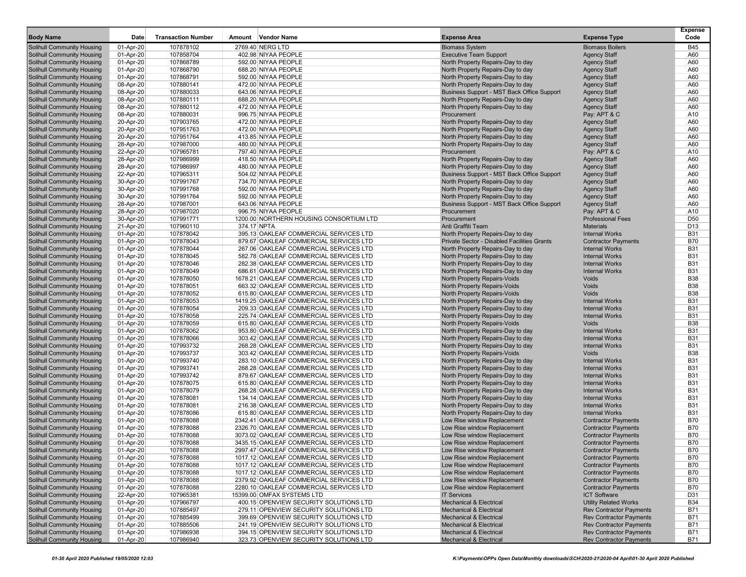| Body Name | Date | Transaction Number | Amount | Vendor Name | Expense Area | Expense Type | Expense Code |
|---|---|---|---|---|---|---|---|
| Solihull Community Housing | 01-Apr-20 | 107878102 | 2769.40 | NERG LTD | Biomass System | Biomass Boilers | B45 |
| Solihull Community Housing | 01-Apr-20 | 107858704 | 402.98 | NIYAA PEOPLE | Executive Team Support | Agency Staff | A60 |
| Solihull Community Housing | 01-Apr-20 | 107868789 | 592.00 | NIYAA PEOPLE | North Property Repairs-Day to day | Agency Staff | A60 |
| Solihull Community Housing | 01-Apr-20 | 107868790 | 688.20 | NIYAA PEOPLE | North Property Repairs-Day to day | Agency Staff | A60 |
| Solihull Community Housing | 01-Apr-20 | 107868791 | 592.00 | NIYAA PEOPLE | North Property Repairs-Day to day | Agency Staff | A60 |
| Solihull Community Housing | 08-Apr-20 | 107880141 | 472.00 | NIYAA PEOPLE | North Property Repairs-Day to day | Agency Staff | A60 |
| Solihull Community Housing | 08-Apr-20 | 107880033 | 643.06 | NIYAA PEOPLE | Business Support - MST Back Office Support | Agency Staff | A60 |
| Solihull Community Housing | 08-Apr-20 | 107880111 | 688.20 | NIYAA PEOPLE | North Property Repairs-Day to day | Agency Staff | A60 |
| Solihull Community Housing | 08-Apr-20 | 107880112 | 472.00 | NIYAA PEOPLE | North Property Repairs-Day to day | Agency Staff | A60 |
| Solihull Community Housing | 08-Apr-20 | 107880031 | 996.75 | NIYAA PEOPLE | Procurement | Pay: APT & C | A10 |
| Solihull Community Housing | 20-Apr-20 | 107903765 | 472.00 | NIYAA PEOPLE | North Property Repairs-Day to day | Agency Staff | A60 |
| Solihull Community Housing | 20-Apr-20 | 107951763 | 472.00 | NIYAA PEOPLE | North Property Repairs-Day to day | Agency Staff | A60 |
| Solihull Community Housing | 20-Apr-20 | 107951764 | 413.85 | NIYAA PEOPLE | North Property Repairs-Day to day | Agency Staff | A60 |
| Solihull Community Housing | 28-Apr-20 | 107987000 | 480.00 | NIYAA PEOPLE | North Property Repairs-Day to day | Agency Staff | A60 |
| Solihull Community Housing | 22-Apr-20 | 107965781 | 797.40 | NIYAA PEOPLE | Procurement | Pay: APT & C | A10 |
| Solihull Community Housing | 28-Apr-20 | 107986999 | 418.50 | NIYAA PEOPLE | North Property Repairs-Day to day | Agency Staff | A60 |
| Solihull Community Housing | 28-Apr-20 | 107986997 | 480.00 | NIYAA PEOPLE | North Property Repairs-Day to day | Agency Staff | A60 |
| Solihull Community Housing | 22-Apr-20 | 107965311 | 504.02 | NIYAA PEOPLE | Business Support - MST Back Office Support | Agency Staff | A60 |
| Solihull Community Housing | 30-Apr-20 | 107991767 | 734.70 | NIYAA PEOPLE | North Property Repairs-Day to day | Agency Staff | A60 |
| Solihull Community Housing | 30-Apr-20 | 107991768 | 592.00 | NIYAA PEOPLE | North Property Repairs-Day to day | Agency Staff | A60 |
| Solihull Community Housing | 30-Apr-20 | 107991764 | 592.00 | NIYAA PEOPLE | North Property Repairs-Day to day | Agency Staff | A60 |
| Solihull Community Housing | 28-Apr-20 | 107987001 | 643.06 | NIYAA PEOPLE | Business Support - MST Back Office Support | Agency Staff | A60 |
| Solihull Community Housing | 28-Apr-20 | 107987020 | 996.75 | NIYAA PEOPLE | Procurement | Pay: APT & C | A10 |
| Solihull Community Housing | 30-Apr-20 | 107991771 | 1200.00 | NORTHERN HOUSING CONSORTIUM LTD | Procurement | Professional Fees | D50 |
| Solihull Community Housing | 21-Apr-20 | 107960110 | 374.17 | NPTA | Anti Graffiti Team | Materials | D13 |
| Solihull Community Housing | 01-Apr-20 | 107878042 | 395.13 | OAKLEAF COMMERCIAL SERVICES LTD | North Property Repairs-Day to day | Internal Works | B31 |
| Solihull Community Housing | 01-Apr-20 | 107878043 | 879.67 | OAKLEAF COMMERCIAL SERVICES LTD | Private Sector - Disabled Facilities Grants | Contractor Payments | B70 |
| Solihull Community Housing | 01-Apr-20 | 107878044 | 267.06 | OAKLEAF COMMERCIAL SERVICES LTD | North Property Repairs-Day to day | Internal Works | B31 |
| Solihull Community Housing | 01-Apr-20 | 107878045 | 582.78 | OAKLEAF COMMERCIAL SERVICES LTD | North Property Repairs-Day to day | Internal Works | B31 |
| Solihull Community Housing | 01-Apr-20 | 107878046 | 282.38 | OAKLEAF COMMERCIAL SERVICES LTD | North Property Repairs-Day to day | Internal Works | B31 |
| Solihull Community Housing | 01-Apr-20 | 107878049 | 686.61 | OAKLEAF COMMERCIAL SERVICES LTD | North Property Repairs-Day to day | Internal Works | B31 |
| Solihull Community Housing | 01-Apr-20 | 107878050 | 1678.21 | OAKLEAF COMMERCIAL SERVICES LTD | North Property Repairs-Voids | Voids | B38 |
| Solihull Community Housing | 01-Apr-20 | 107878051 | 663.32 | OAKLEAF COMMERCIAL SERVICES LTD | North Property Repairs-Voids | Voids | B38 |
| Solihull Community Housing | 01-Apr-20 | 107878052 | 615.80 | OAKLEAF COMMERCIAL SERVICES LTD | North Property Repairs-Voids | Voids | B38 |
| Solihull Community Housing | 01-Apr-20 | 107878053 | 1419.25 | OAKLEAF COMMERCIAL SERVICES LTD | North Property Repairs-Day to day | Internal Works | B31 |
| Solihull Community Housing | 01-Apr-20 | 107878054 | 209.33 | OAKLEAF COMMERCIAL SERVICES LTD | North Property Repairs-Day to day | Internal Works | B31 |
| Solihull Community Housing | 01-Apr-20 | 107878058 | 225.74 | OAKLEAF COMMERCIAL SERVICES LTD | North Property Repairs-Day to day | Internal Works | B31 |
| Solihull Community Housing | 01-Apr-20 | 107878059 | 615.80 | OAKLEAF COMMERCIAL SERVICES LTD | North Property Repairs-Voids | Voids | B38 |
| Solihull Community Housing | 01-Apr-20 | 107878062 | 953.80 | OAKLEAF COMMERCIAL SERVICES LTD | North Property Repairs-Day to day | Internal Works | B31 |
| Solihull Community Housing | 01-Apr-20 | 107878066 | 303.42 | OAKLEAF COMMERCIAL SERVICES LTD | North Property Repairs-Day to day | Internal Works | B31 |
| Solihull Community Housing | 01-Apr-20 | 107993732 | 268.28 | OAKLEAF COMMERCIAL SERVICES LTD | North Property Repairs-Day to day | Internal Works | B31 |
| Solihull Community Housing | 01-Apr-20 | 107993737 | 303.42 | OAKLEAF COMMERCIAL SERVICES LTD | North Property Repairs-Voids | Voids | B38 |
| Solihull Community Housing | 01-Apr-20 | 107993740 | 283.10 | OAKLEAF COMMERCIAL SERVICES LTD | North Property Repairs-Day to day | Internal Works | B31 |
| Solihull Community Housing | 01-Apr-20 | 107993741 | 268.28 | OAKLEAF COMMERCIAL SERVICES LTD | North Property Repairs-Day to day | Internal Works | B31 |
| Solihull Community Housing | 01-Apr-20 | 107993742 | 879.67 | OAKLEAF COMMERCIAL SERVICES LTD | North Property Repairs-Day to day | Internal Works | B31 |
| Solihull Community Housing | 01-Apr-20 | 107878075 | 615.80 | OAKLEAF COMMERCIAL SERVICES LTD | North Property Repairs-Day to day | Internal Works | B31 |
| Solihull Community Housing | 01-Apr-20 | 107878079 | 268.28 | OAKLEAF COMMERCIAL SERVICES LTD | North Property Repairs-Day to day | Internal Works | B31 |
| Solihull Community Housing | 01-Apr-20 | 107878081 | 134.14 | OAKLEAF COMMERCIAL SERVICES LTD | North Property Repairs-Day to day | Internal Works | B31 |
| Solihull Community Housing | 01-Apr-20 | 107878081 | 216.38 | OAKLEAF COMMERCIAL SERVICES LTD | North Property Repairs-Day to day | Internal Works | B31 |
| Solihull Community Housing | 01-Apr-20 | 107878086 | 615.80 | OAKLEAF COMMERCIAL SERVICES LTD | North Property Repairs-Day to day | Internal Works | B31 |
| Solihull Community Housing | 01-Apr-20 | 107878088 | 2342.41 | OAKLEAF COMMERCIAL SERVICES LTD | Low Rise window Replacement | Contractor Payments | B70 |
| Solihull Community Housing | 01-Apr-20 | 107878088 | 2326.70 | OAKLEAF COMMERCIAL SERVICES LTD | Low Rise window Replacement | Contractor Payments | B70 |
| Solihull Community Housing | 01-Apr-20 | 107878088 | 3073.02 | OAKLEAF COMMERCIAL SERVICES LTD | Low Rise window Replacement | Contractor Payments | B70 |
| Solihull Community Housing | 01-Apr-20 | 107878088 | 3435.15 | OAKLEAF COMMERCIAL SERVICES LTD | Low Rise window Replacement | Contractor Payments | B70 |
| Solihull Community Housing | 01-Apr-20 | 107878088 | 2997.47 | OAKLEAF COMMERCIAL SERVICES LTD | Low Rise window Replacement | Contractor Payments | B70 |
| Solihull Community Housing | 01-Apr-20 | 107878088 | 1017.12 | OAKLEAF COMMERCIAL SERVICES LTD | Low Rise window Replacement | Contractor Payments | B70 |
| Solihull Community Housing | 01-Apr-20 | 107878088 | 1017.12 | OAKLEAF COMMERCIAL SERVICES LTD | Low Rise window Replacement | Contractor Payments | B70 |
| Solihull Community Housing | 01-Apr-20 | 107878088 | 1017.12 | OAKLEAF COMMERCIAL SERVICES LTD | Low Rise window Replacement | Contractor Payments | B70 |
| Solihull Community Housing | 01-Apr-20 | 107878088 | 2379.92 | OAKLEAF COMMERCIAL SERVICES LTD | Low Rise window Replacement | Contractor Payments | B70 |
| Solihull Community Housing | 01-Apr-20 | 107878088 | 2280.10 | OAKLEAF COMMERCIAL SERVICES LTD | Low Rise window Replacement | Contractor Payments | B70 |
| Solihull Community Housing | 22-Apr-20 | 107965381 | 15399.00 | OMFAX SYSTEMS LTD | IT Services | ICT Software | D31 |
| Solihull Community Housing | 01-Apr-20 | 107966797 | 400.15 | OPENVIEW SECURITY SOLUTIONS LTD | Mechanical & Electrical | Utility Related Works | B34 |
| Solihull Community Housing | 01-Apr-20 | 107885497 | 279.11 | OPENVIEW SECURITY SOLUTIONS LTD | Mechanical & Electrical | Rev Contractor Payments | B71 |
| Solihull Community Housing | 01-Apr-20 | 107885499 | 399.69 | OPENVIEW SECURITY SOLUTIONS LTD | Mechanical & Electrical | Rev Contractor Payments | B71 |
| Solihull Community Housing | 01-Apr-20 | 107885506 | 241.19 | OPENVIEW SECURITY SOLUTIONS LTD | Mechanical & Electrical | Rev Contractor Payments | B71 |
| Solihull Community Housing | 01-Apr-20 | 107986938 | 394.15 | OPENVIEW SECURITY SOLUTIONS LTD | Mechanical & Electrical | Rev Contractor Payments | B71 |
| Solihull Community Housing | 01-Apr-20 | 107986940 | 323.73 | OPENVIEW SECURITY SOLUTIONS LTD | Mechanical & Electrical | Rev Contractor Payments | B71 |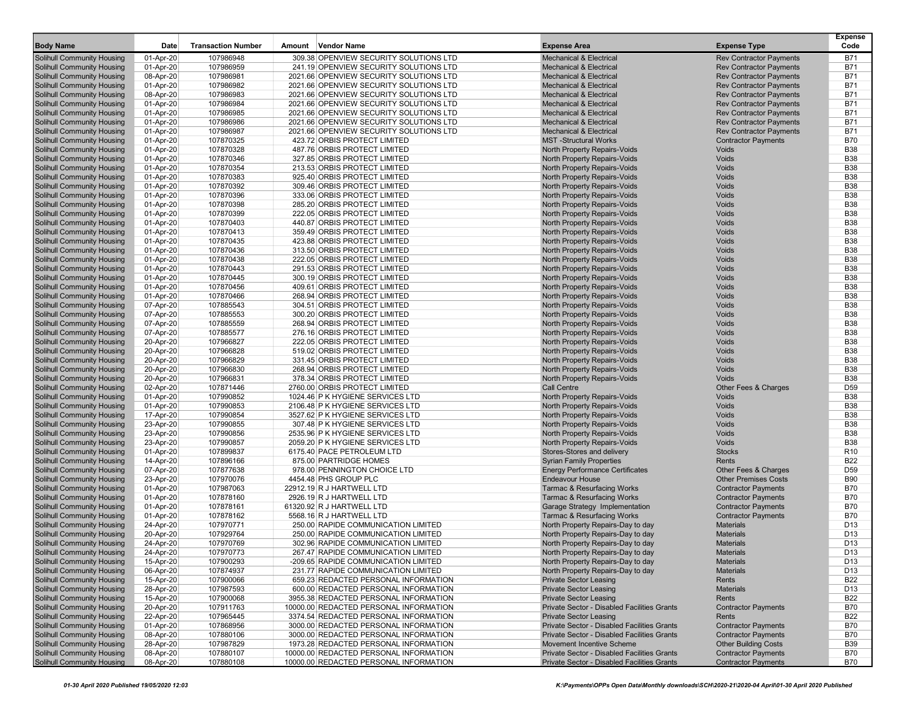| Body Name | Date | Transaction Number | Amount | Vendor Name | Expense Area | Expense Type | Expense Code |
|---|---|---|---|---|---|---|---|
| Solihull Community Housing | 01-Apr-20 | 107986948 | 309.38 | OPENVIEW SECURITY SOLUTIONS LTD | Mechanical & Electrical | Rev Contractor Payments | B71 |
| Solihull Community Housing | 01-Apr-20 | 107986959 | 241.19 | OPENVIEW SECURITY SOLUTIONS LTD | Mechanical & Electrical | Rev Contractor Payments | B71 |
| Solihull Community Housing | 08-Apr-20 | 107986981 | 2021.66 | OPENVIEW SECURITY SOLUTIONS LTD | Mechanical & Electrical | Rev Contractor Payments | B71 |
| Solihull Community Housing | 01-Apr-20 | 107986982 | 2021.66 | OPENVIEW SECURITY SOLUTIONS LTD | Mechanical & Electrical | Rev Contractor Payments | B71 |
| Solihull Community Housing | 08-Apr-20 | 107986983 | 2021.66 | OPENVIEW SECURITY SOLUTIONS LTD | Mechanical & Electrical | Rev Contractor Payments | B71 |
| Solihull Community Housing | 01-Apr-20 | 107986984 | 2021.66 | OPENVIEW SECURITY SOLUTIONS LTD | Mechanical & Electrical | Rev Contractor Payments | B71 |
| Solihull Community Housing | 01-Apr-20 | 107986985 | 2021.66 | OPENVIEW SECURITY SOLUTIONS LTD | Mechanical & Electrical | Rev Contractor Payments | B71 |
| Solihull Community Housing | 01-Apr-20 | 107986986 | 2021.66 | OPENVIEW SECURITY SOLUTIONS LTD | Mechanical & Electrical | Rev Contractor Payments | B71 |
| Solihull Community Housing | 01-Apr-20 | 107986987 | 2021.66 | OPENVIEW SECURITY SOLUTIONS LTD | Mechanical & Electrical | Rev Contractor Payments | B71 |
| Solihull Community Housing | 01-Apr-20 | 107870325 | 423.72 | ORBIS PROTECT LIMITED | MST -Structural Works | Contractor Payments | B70 |
| Solihull Community Housing | 01-Apr-20 | 107870328 | 487.76 | ORBIS PROTECT LIMITED | North Property Repairs-Voids | Voids | B38 |
| Solihull Community Housing | 01-Apr-20 | 107870346 | 327.85 | ORBIS PROTECT LIMITED | North Property Repairs-Voids | Voids | B38 |
| Solihull Community Housing | 01-Apr-20 | 107870354 | 213.53 | ORBIS PROTECT LIMITED | North Property Repairs-Voids | Voids | B38 |
| Solihull Community Housing | 01-Apr-20 | 107870383 | 925.40 | ORBIS PROTECT LIMITED | North Property Repairs-Voids | Voids | B38 |
| Solihull Community Housing | 01-Apr-20 | 107870392 | 309.46 | ORBIS PROTECT LIMITED | North Property Repairs-Voids | Voids | B38 |
| Solihull Community Housing | 01-Apr-20 | 107870396 | 333.06 | ORBIS PROTECT LIMITED | North Property Repairs-Voids | Voids | B38 |
| Solihull Community Housing | 01-Apr-20 | 107870398 | 285.20 | ORBIS PROTECT LIMITED | North Property Repairs-Voids | Voids | B38 |
| Solihull Community Housing | 01-Apr-20 | 107870399 | 222.05 | ORBIS PROTECT LIMITED | North Property Repairs-Voids | Voids | B38 |
| Solihull Community Housing | 01-Apr-20 | 107870403 | 440.87 | ORBIS PROTECT LIMITED | North Property Repairs-Voids | Voids | B38 |
| Solihull Community Housing | 01-Apr-20 | 107870413 | 359.49 | ORBIS PROTECT LIMITED | North Property Repairs-Voids | Voids | B38 |
| Solihull Community Housing | 01-Apr-20 | 107870435 | 423.88 | ORBIS PROTECT LIMITED | North Property Repairs-Voids | Voids | B38 |
| Solihull Community Housing | 01-Apr-20 | 107870436 | 313.50 | ORBIS PROTECT LIMITED | North Property Repairs-Voids | Voids | B38 |
| Solihull Community Housing | 01-Apr-20 | 107870438 | 222.05 | ORBIS PROTECT LIMITED | North Property Repairs-Voids | Voids | B38 |
| Solihull Community Housing | 01-Apr-20 | 107870443 | 291.53 | ORBIS PROTECT LIMITED | North Property Repairs-Voids | Voids | B38 |
| Solihull Community Housing | 01-Apr-20 | 107870445 | 300.19 | ORBIS PROTECT LIMITED | North Property Repairs-Voids | Voids | B38 |
| Solihull Community Housing | 01-Apr-20 | 107870456 | 409.61 | ORBIS PROTECT LIMITED | North Property Repairs-Voids | Voids | B38 |
| Solihull Community Housing | 01-Apr-20 | 107870466 | 268.94 | ORBIS PROTECT LIMITED | North Property Repairs-Voids | Voids | B38 |
| Solihull Community Housing | 07-Apr-20 | 107885543 | 304.51 | ORBIS PROTECT LIMITED | North Property Repairs-Voids | Voids | B38 |
| Solihull Community Housing | 07-Apr-20 | 107885553 | 300.20 | ORBIS PROTECT LIMITED | North Property Repairs-Voids | Voids | B38 |
| Solihull Community Housing | 07-Apr-20 | 107885559 | 268.94 | ORBIS PROTECT LIMITED | North Property Repairs-Voids | Voids | B38 |
| Solihull Community Housing | 07-Apr-20 | 107885577 | 276.16 | ORBIS PROTECT LIMITED | North Property Repairs-Voids | Voids | B38 |
| Solihull Community Housing | 20-Apr-20 | 107966827 | 222.05 | ORBIS PROTECT LIMITED | North Property Repairs-Voids | Voids | B38 |
| Solihull Community Housing | 20-Apr-20 | 107966828 | 519.02 | ORBIS PROTECT LIMITED | North Property Repairs-Voids | Voids | B38 |
| Solihull Community Housing | 20-Apr-20 | 107966829 | 331.45 | ORBIS PROTECT LIMITED | North Property Repairs-Voids | Voids | B38 |
| Solihull Community Housing | 20-Apr-20 | 107966830 | 268.94 | ORBIS PROTECT LIMITED | North Property Repairs-Voids | Voids | B38 |
| Solihull Community Housing | 20-Apr-20 | 107966831 | 378.34 | ORBIS PROTECT LIMITED | North Property Repairs-Voids | Voids | B38 |
| Solihull Community Housing | 02-Apr-20 | 107871446 | 2760.00 | ORBIS PROTECT LIMITED | Call Centre | Other Fees & Charges | D59 |
| Solihull Community Housing | 01-Apr-20 | 107990852 | 1024.46 | P K HYGIENE SERVICES LTD | North Property Repairs-Voids | Voids | B38 |
| Solihull Community Housing | 01-Apr-20 | 107990853 | 2106.48 | P K HYGIENE SERVICES LTD | North Property Repairs-Voids | Voids | B38 |
| Solihull Community Housing | 17-Apr-20 | 107990854 | 3527.62 | P K HYGIENE SERVICES LTD | North Property Repairs-Voids | Voids | B38 |
| Solihull Community Housing | 23-Apr-20 | 107990855 | 307.48 | P K HYGIENE SERVICES LTD | North Property Repairs-Voids | Voids | B38 |
| Solihull Community Housing | 23-Apr-20 | 107990856 | 2535.96 | P K HYGIENE SERVICES LTD | North Property Repairs-Voids | Voids | B38 |
| Solihull Community Housing | 23-Apr-20 | 107990857 | 2059.20 | P K HYGIENE SERVICES LTD | North Property Repairs-Voids | Voids | B38 |
| Solihull Community Housing | 01-Apr-20 | 107899837 | 6175.40 | PACE PETROLEUM LTD | Stores-Stores and delivery | Stocks | R10 |
| Solihull Community Housing | 14-Apr-20 | 107896166 | 875.00 | PARTRIDGE HOMES | Syrian Family Properties | Rents | B22 |
| Solihull Community Housing | 07-Apr-20 | 107877638 | 978.00 | PENNINGTON CHOICE LTD | Energy Performance Certificates | Other Fees & Charges | D59 |
| Solihull Community Housing | 23-Apr-20 | 107970076 | 4454.48 | PHS GROUP PLC | Endeavour House | Other Premises Costs | B90 |
| Solihull Community Housing | 01-Apr-20 | 107987063 | 22912.19 | R J HARTWELL LTD | Tarmac & Resurfacing Works | Contractor Payments | B70 |
| Solihull Community Housing | 01-Apr-20 | 107878160 | 2926.19 | R J HARTWELL LTD | Tarmac & Resurfacing Works | Contractor Payments | B70 |
| Solihull Community Housing | 01-Apr-20 | 107878161 | 61320.92 | R J HARTWELL LTD | Garage Strategy Implementation | Contractor Payments | B70 |
| Solihull Community Housing | 01-Apr-20 | 107878162 | 5568.16 | R J HARTWELL LTD | Tarmac & Resurfacing Works | Contractor Payments | B70 |
| Solihull Community Housing | 24-Apr-20 | 107970771 | 250.00 | RAPIDE COMMUNICATION LIMITED | North Property Repairs-Day to day | Materials | D13 |
| Solihull Community Housing | 20-Apr-20 | 107929764 | 250.00 | RAPIDE COMMUNICATION LIMITED | North Property Repairs-Day to day | Materials | D13 |
| Solihull Community Housing | 24-Apr-20 | 107970769 | 302.96 | RAPIDE COMMUNICATION LIMITED | North Property Repairs-Day to day | Materials | D13 |
| Solihull Community Housing | 24-Apr-20 | 107970773 | 267.47 | RAPIDE COMMUNICATION LIMITED | North Property Repairs-Day to day | Materials | D13 |
| Solihull Community Housing | 15-Apr-20 | 107900293 | -209.65 | RAPIDE COMMUNICATION LIMITED | North Property Repairs-Day to day | Materials | D13 |
| Solihull Community Housing | 06-Apr-20 | 107874937 | 231.77 | RAPIDE COMMUNICATION LIMITED | North Property Repairs-Day to day | Materials | D13 |
| Solihull Community Housing | 15-Apr-20 | 107900066 | 659.23 | REDACTED PERSONAL INFORMATION | Private Sector Leasing | Rents | B22 |
| Solihull Community Housing | 28-Apr-20 | 107987593 | 600.00 | REDACTED PERSONAL INFORMATION | Private Sector Leasing | Materials | D13 |
| Solihull Community Housing | 15-Apr-20 | 107900068 | 3955.38 | REDACTED PERSONAL INFORMATION | Private Sector Leasing | Rents | B22 |
| Solihull Community Housing | 20-Apr-20 | 107911763 | 10000.00 | REDACTED PERSONAL INFORMATION | Private Sector - Disabled Facilities Grants | Contractor Payments | B70 |
| Solihull Community Housing | 22-Apr-20 | 107965445 | 3374.54 | REDACTED PERSONAL INFORMATION | Private Sector Leasing | Rents | B22 |
| Solihull Community Housing | 01-Apr-20 | 107868956 | 3000.00 | REDACTED PERSONAL INFORMATION | Private Sector - Disabled Facilities Grants | Contractor Payments | B70 |
| Solihull Community Housing | 08-Apr-20 | 107880106 | 3000.00 | REDACTED PERSONAL INFORMATION | Private Sector - Disabled Facilities Grants | Contractor Payments | B70 |
| Solihull Community Housing | 28-Apr-20 | 107987829 | 1973.28 | REDACTED PERSONAL INFORMATION | Movement Incentive Scheme | Other Building Costs | B39 |
| Solihull Community Housing | 08-Apr-20 | 107880107 | 10000.00 | REDACTED PERSONAL INFORMATION | Private Sector - Disabled Facilities Grants | Contractor Payments | B70 |
| Solihull Community Housing | 08-Apr-20 | 107880108 | 10000.00 | REDACTED PERSONAL INFORMATION | Private Sector - Disabled Facilities Grants | Contractor Payments | B70 |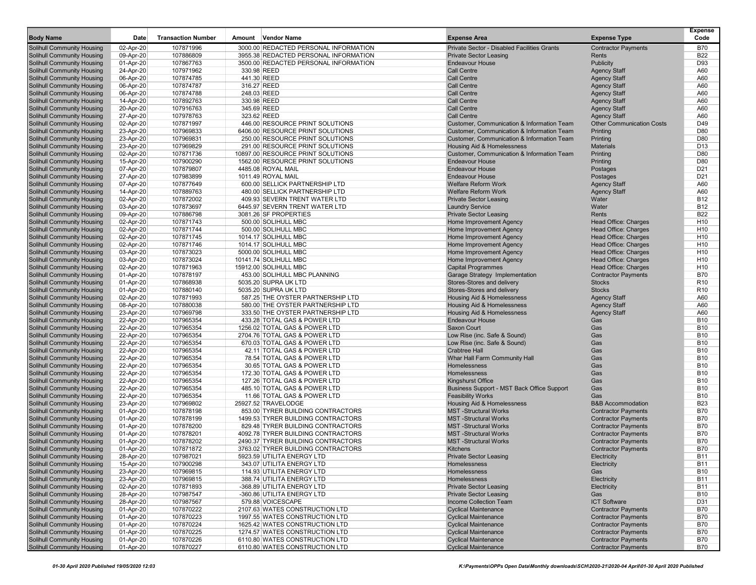| Body Name | Date | Transaction Number | Amount | Vendor Name | Expense Area | Expense Type | Expense Code |
|---|---|---|---|---|---|---|---|
| Solihull Community Housing | 02-Apr-20 | 107871996 | 3000.00 | REDACTED PERSONAL INFORMATION | Private Sector - Disabled Facilities Grants | Contractor Payments | B70 |
| Solihull Community Housing | 09-Apr-20 | 107886809 | 3955.38 | REDACTED PERSONAL INFORMATION | Private Sector Leasing | Rents | B22 |
| Solihull Community Housing | 01-Apr-20 | 107867763 | 3500.00 | REDACTED PERSONAL INFORMATION | Endeavour House | Publicity | D93 |
| Solihull Community Housing | 24-Apr-20 | 107971962 | 330.98 | REED | Call Centre | Agency Staff | A60 |
| Solihull Community Housing | 06-Apr-20 | 107874785 | 441.30 | REED | Call Centre | Agency Staff | A60 |
| Solihull Community Housing | 06-Apr-20 | 107874787 | 316.27 | REED | Call Centre | Agency Staff | A60 |
| Solihull Community Housing | 06-Apr-20 | 107874788 | 248.03 | REED | Call Centre | Agency Staff | A60 |
| Solihull Community Housing | 14-Apr-20 | 107892763 | 330.98 | REED | Call Centre | Agency Staff | A60 |
| Solihull Community Housing | 20-Apr-20 | 107916763 | 345.69 | REED | Call Centre | Agency Staff | A60 |
| Solihull Community Housing | 27-Apr-20 | 107978763 | 323.62 | REED | Call Centre | Agency Staff | A60 |
| Solihull Community Housing | 02-Apr-20 | 107871997 | 446.00 | RESOURCE PRINT SOLUTIONS | Customer, Communication & Information Team | Other Communication Costs | D49 |
| Solihull Community Housing | 23-Apr-20 | 107969833 | 6406.00 | RESOURCE PRINT SOLUTIONS | Customer, Communication & Information Team | Printing | D80 |
| Solihull Community Housing | 23-Apr-20 | 107969831 | 250.00 | RESOURCE PRINT SOLUTIONS | Customer, Communication & Information Team | Printing | D80 |
| Solihull Community Housing | 23-Apr-20 | 107969829 | 291.00 | RESOURCE PRINT SOLUTIONS | Housing Aid & Homelessness | Materials | D13 |
| Solihull Community Housing | 02-Apr-20 | 107871736 | 10897.00 | RESOURCE PRINT SOLUTIONS | Customer, Communication & Information Team | Printing | D80 |
| Solihull Community Housing | 15-Apr-20 | 107900290 | 1562.00 | RESOURCE PRINT SOLUTIONS | Endeavour House | Printing | D80 |
| Solihull Community Housing | 07-Apr-20 | 107879807 | 4485.08 | ROYAL MAIL | Endeavour House | Postages | D21 |
| Solihull Community Housing | 27-Apr-20 | 107983899 | 1011.49 | ROYAL MAIL | Endeavour House | Postages | D21 |
| Solihull Community Housing | 07-Apr-20 | 107877649 | 600.00 | SELLICK PARTNERSHIP LTD | Welfare Reform Work | Agency Staff | A60 |
| Solihull Community Housing | 14-Apr-20 | 107889763 | 480.00 | SELLICK PARTNERSHIP LTD | Welfare Reform Work | Agency Staff | A60 |
| Solihull Community Housing | 02-Apr-20 | 107872002 | 409.93 | SEVERN TRENT WATER LTD | Private Sector Leasing | Water | B12 |
| Solihull Community Housing | 03-Apr-20 | 107873697 | 6445.97 | SEVERN TRENT WATER LTD | Laundry Service | Water | B12 |
| Solihull Community Housing | 09-Apr-20 | 107886798 | 3081.26 | SF PROPERTIES | Private Sector Leasing | Rents | B22 |
| Solihull Community Housing | 02-Apr-20 | 107871743 | 500.00 | SOLIHULL MBC | Home Improvement Agency | Head Office: Charges | H10 |
| Solihull Community Housing | 02-Apr-20 | 107871744 | 500.00 | SOLIHULL MBC | Home Improvement Agency | Head Office: Charges | H10 |
| Solihull Community Housing | 02-Apr-20 | 107871745 | 1014.17 | SOLIHULL MBC | Home Improvement Agency | Head Office: Charges | H10 |
| Solihull Community Housing | 02-Apr-20 | 107871746 | 1014.17 | SOLIHULL MBC | Home Improvement Agency | Head Office: Charges | H10 |
| Solihull Community Housing | 03-Apr-20 | 107873023 | 5000.00 | SOLIHULL MBC | Home Improvement Agency | Head Office: Charges | H10 |
| Solihull Community Housing | 03-Apr-20 | 107873024 | 10141.74 | SOLIHULL MBC | Home Improvement Agency | Head Office: Charges | H10 |
| Solihull Community Housing | 02-Apr-20 | 107871963 | 15912.00 | SOLIHULL MBC | Capital Programmes | Head Office: Charges | H10 |
| Solihull Community Housing | 01-Apr-20 | 107878197 | 453.00 | SOLIHULL MBC PLANNING | Garage Strategy Implementation | Contractor Payments | B70 |
| Solihull Community Housing | 01-Apr-20 | 107868938 | 5035.20 | SUPRA UK LTD | Stores-Stores and delivery | Stocks | R10 |
| Solihull Community Housing | 01-Apr-20 | 107880140 | 5035.20 | SUPRA UK LTD | Stores-Stores and delivery | Stocks | R10 |
| Solihull Community Housing | 02-Apr-20 | 107871993 | 587.25 | THE OYSTER PARTNERSHIP LTD | Housing Aid & Homelessness | Agency Staff | A60 |
| Solihull Community Housing | 08-Apr-20 | 107880038 | 580.00 | THE OYSTER PARTNERSHIP LTD | Housing Aid & Homelessness | Agency Staff | A60 |
| Solihull Community Housing | 23-Apr-20 | 107969798 | 333.50 | THE OYSTER PARTNERSHIP LTD | Housing Aid & Homelessness | Agency Staff | A60 |
| Solihull Community Housing | 22-Apr-20 | 107965354 | 433.28 | TOTAL GAS & POWER LTD | Endeavour House | Gas | B10 |
| Solihull Community Housing | 22-Apr-20 | 107965354 | 1256.02 | TOTAL GAS & POWER LTD | Saxon Court | Gas | B10 |
| Solihull Community Housing | 22-Apr-20 | 107965354 | 2704.76 | TOTAL GAS & POWER LTD | Low Rise (inc. Safe & Sound) | Gas | B10 |
| Solihull Community Housing | 22-Apr-20 | 107965354 | 670.03 | TOTAL GAS & POWER LTD | Low Rise (inc. Safe & Sound) | Gas | B10 |
| Solihull Community Housing | 22-Apr-20 | 107965354 | 42.11 | TOTAL GAS & POWER LTD | Crabtree Hall | Gas | B10 |
| Solihull Community Housing | 22-Apr-20 | 107965354 | 78.54 | TOTAL GAS & POWER LTD | Whar Hall Farm Community Hall | Gas | B10 |
| Solihull Community Housing | 22-Apr-20 | 107965354 | 30.65 | TOTAL GAS & POWER LTD | Homelessness | Gas | B10 |
| Solihull Community Housing | 22-Apr-20 | 107965354 | 172.30 | TOTAL GAS & POWER LTD | Homelessness | Gas | B10 |
| Solihull Community Housing | 22-Apr-20 | 107965354 | 127.26 | TOTAL GAS & POWER LTD | Kingshurst Office | Gas | B10 |
| Solihull Community Housing | 22-Apr-20 | 107965354 | 485.10 | TOTAL GAS & POWER LTD | Business Support - MST Back Office Support | Gas | B10 |
| Solihull Community Housing | 22-Apr-20 | 107965354 | 11.66 | TOTAL GAS & POWER LTD | Feasibility Works | Gas | B10 |
| Solihull Community Housing | 23-Apr-20 | 107969802 | 25927.52 | TRAVELODGE | Housing Aid & Homelessness | B&B Accommodation | B23 |
| Solihull Community Housing | 01-Apr-20 | 107878198 | 853.00 | TYRER BUILDING CONTRACTORS | MST -Structural Works | Contractor Payments | B70 |
| Solihull Community Housing | 01-Apr-20 | 107878199 | 1499.53 | TYRER BUILDING CONTRACTORS | MST -Structural Works | Contractor Payments | B70 |
| Solihull Community Housing | 01-Apr-20 | 107878200 | 829.48 | TYRER BUILDING CONTRACTORS | MST -Structural Works | Contractor Payments | B70 |
| Solihull Community Housing | 01-Apr-20 | 107878201 | 4092.78 | TYRER BUILDING CONTRACTORS | MST -Structural Works | Contractor Payments | B70 |
| Solihull Community Housing | 01-Apr-20 | 107878202 | 2490.37 | TYRER BUILDING CONTRACTORS | MST -Structural Works | Contractor Payments | B70 |
| Solihull Community Housing | 01-Apr-20 | 107871872 | 3763.02 | TYRER BUILDING CONTRACTORS | Kitchens | Contractor Payments | B70 |
| Solihull Community Housing | 28-Apr-20 | 107987021 | 5923.59 | UTILITA ENERGY LTD | Private Sector Leasing | Electricity | B11 |
| Solihull Community Housing | 15-Apr-20 | 107900298 | 343.07 | UTILITA ENERGY LTD | Homelessness | Electricity | B11 |
| Solihull Community Housing | 23-Apr-20 | 107969815 | 114.93 | UTILITA ENERGY LTD | Homelessness | Gas | B10 |
| Solihull Community Housing | 23-Apr-20 | 107969815 | 388.74 | UTILITA ENERGY LTD | Homelessness | Electricity | B11 |
| Solihull Community Housing | 02-Apr-20 | 107871893 | -368.89 | UTILITA ENERGY LTD | Private Sector Leasing | Electricity | B11 |
| Solihull Community Housing | 28-Apr-20 | 107987547 | -360.86 | UTILITA ENERGY LTD | Private Sector Leasing | Gas | B10 |
| Solihull Community Housing | 28-Apr-20 | 107987567 | 579.88 | VOICESCAPE | Income Collection Team | ICT Software | D31 |
| Solihull Community Housing | 01-Apr-20 | 107870222 | 2107.63 | WATES CONSTRUCTION LTD | Cyclical Maintenance | Contractor Payments | B70 |
| Solihull Community Housing | 01-Apr-20 | 107870223 | 1997.55 | WATES CONSTRUCTION LTD | Cyclical Maintenance | Contractor Payments | B70 |
| Solihull Community Housing | 01-Apr-20 | 107870224 | 1625.42 | WATES CONSTRUCTION LTD | Cyclical Maintenance | Contractor Payments | B70 |
| Solihull Community Housing | 01-Apr-20 | 107870225 | 1274.57 | WATES CONSTRUCTION LTD | Cyclical Maintenance | Contractor Payments | B70 |
| Solihull Community Housing | 01-Apr-20 | 107870226 | 6110.80 | WATES CONSTRUCTION LTD | Cyclical Maintenance | Contractor Payments | B70 |
| Solihull Community Housing | 01-Apr-20 | 107870227 | 6110.80 | WATES CONSTRUCTION LTD | Cyclical Maintenance | Contractor Payments | B70 |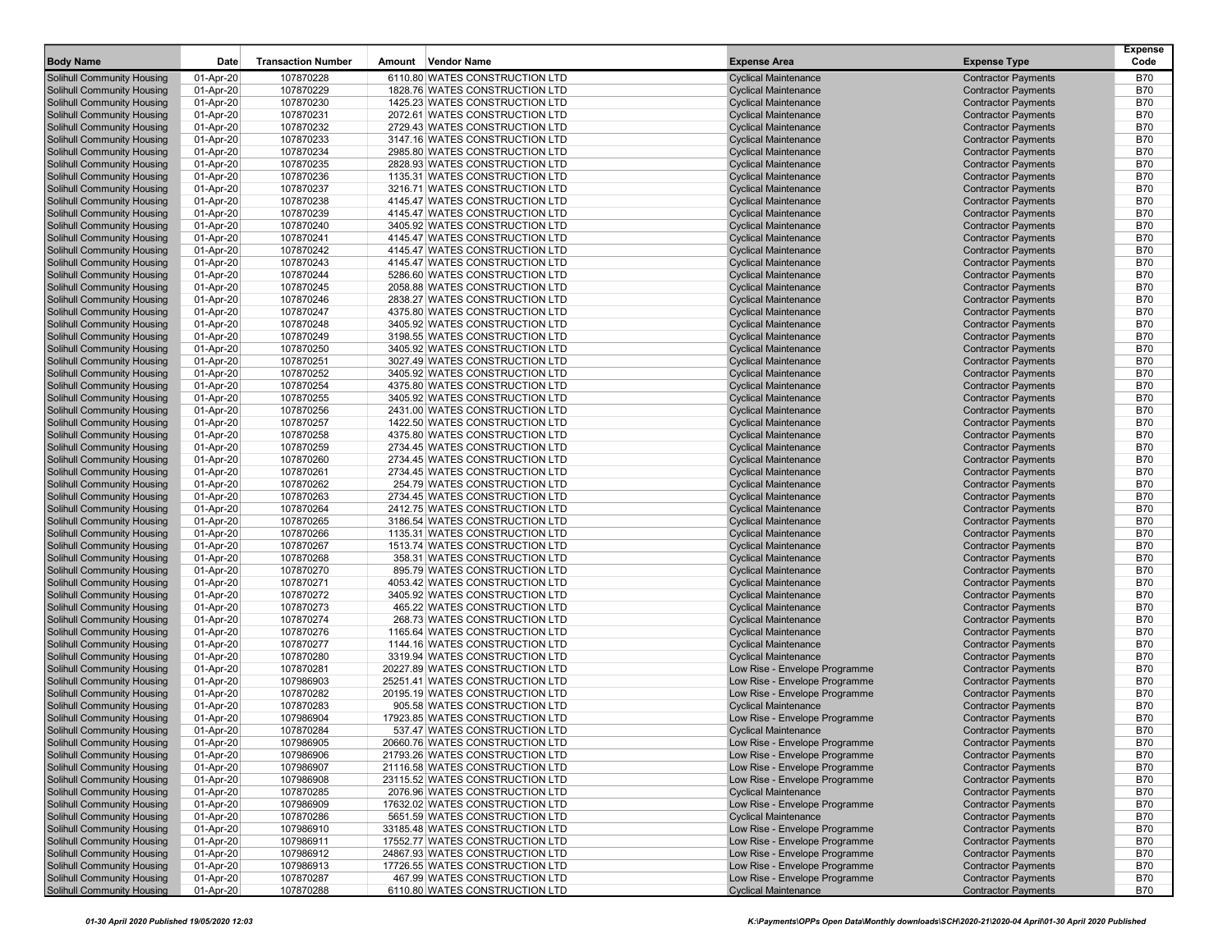| Body Name | Date | Transaction Number | Amount | Vendor Name | Expense Area | Expense Type | Expense Code |
|---|---|---|---|---|---|---|---|
| Solihull Community Housing | 01-Apr-20 | 107870228 | 6110.80 | WATES CONSTRUCTION LTD | Cyclical Maintenance | Contractor Payments | B70 |
| Solihull Community Housing | 01-Apr-20 | 107870229 | 1828.76 | WATES CONSTRUCTION LTD | Cyclical Maintenance | Contractor Payments | B70 |
| Solihull Community Housing | 01-Apr-20 | 107870230 | 1425.23 | WATES CONSTRUCTION LTD | Cyclical Maintenance | Contractor Payments | B70 |
| Solihull Community Housing | 01-Apr-20 | 107870231 | 2072.61 | WATES CONSTRUCTION LTD | Cyclical Maintenance | Contractor Payments | B70 |
| Solihull Community Housing | 01-Apr-20 | 107870232 | 2729.43 | WATES CONSTRUCTION LTD | Cyclical Maintenance | Contractor Payments | B70 |
| Solihull Community Housing | 01-Apr-20 | 107870233 | 3147.16 | WATES CONSTRUCTION LTD | Cyclical Maintenance | Contractor Payments | B70 |
| Solihull Community Housing | 01-Apr-20 | 107870234 | 2985.80 | WATES CONSTRUCTION LTD | Cyclical Maintenance | Contractor Payments | B70 |
| Solihull Community Housing | 01-Apr-20 | 107870235 | 2828.93 | WATES CONSTRUCTION LTD | Cyclical Maintenance | Contractor Payments | B70 |
| Solihull Community Housing | 01-Apr-20 | 107870236 | 1135.31 | WATES CONSTRUCTION LTD | Cyclical Maintenance | Contractor Payments | B70 |
| Solihull Community Housing | 01-Apr-20 | 107870237 | 3216.71 | WATES CONSTRUCTION LTD | Cyclical Maintenance | Contractor Payments | B70 |
| Solihull Community Housing | 01-Apr-20 | 107870238 | 4145.47 | WATES CONSTRUCTION LTD | Cyclical Maintenance | Contractor Payments | B70 |
| Solihull Community Housing | 01-Apr-20 | 107870239 | 4145.47 | WATES CONSTRUCTION LTD | Cyclical Maintenance | Contractor Payments | B70 |
| Solihull Community Housing | 01-Apr-20 | 107870240 | 3405.92 | WATES CONSTRUCTION LTD | Cyclical Maintenance | Contractor Payments | B70 |
| Solihull Community Housing | 01-Apr-20 | 107870241 | 4145.47 | WATES CONSTRUCTION LTD | Cyclical Maintenance | Contractor Payments | B70 |
| Solihull Community Housing | 01-Apr-20 | 107870242 | 4145.47 | WATES CONSTRUCTION LTD | Cyclical Maintenance | Contractor Payments | B70 |
| Solihull Community Housing | 01-Apr-20 | 107870243 | 4145.47 | WATES CONSTRUCTION LTD | Cyclical Maintenance | Contractor Payments | B70 |
| Solihull Community Housing | 01-Apr-20 | 107870244 | 5286.60 | WATES CONSTRUCTION LTD | Cyclical Maintenance | Contractor Payments | B70 |
| Solihull Community Housing | 01-Apr-20 | 107870245 | 2058.88 | WATES CONSTRUCTION LTD | Cyclical Maintenance | Contractor Payments | B70 |
| Solihull Community Housing | 01-Apr-20 | 107870246 | 2838.27 | WATES CONSTRUCTION LTD | Cyclical Maintenance | Contractor Payments | B70 |
| Solihull Community Housing | 01-Apr-20 | 107870247 | 4375.80 | WATES CONSTRUCTION LTD | Cyclical Maintenance | Contractor Payments | B70 |
| Solihull Community Housing | 01-Apr-20 | 107870248 | 3405.92 | WATES CONSTRUCTION LTD | Cyclical Maintenance | Contractor Payments | B70 |
| Solihull Community Housing | 01-Apr-20 | 107870249 | 3198.55 | WATES CONSTRUCTION LTD | Cyclical Maintenance | Contractor Payments | B70 |
| Solihull Community Housing | 01-Apr-20 | 107870250 | 3405.92 | WATES CONSTRUCTION LTD | Cyclical Maintenance | Contractor Payments | B70 |
| Solihull Community Housing | 01-Apr-20 | 107870251 | 3027.49 | WATES CONSTRUCTION LTD | Cyclical Maintenance | Contractor Payments | B70 |
| Solihull Community Housing | 01-Apr-20 | 107870252 | 3405.92 | WATES CONSTRUCTION LTD | Cyclical Maintenance | Contractor Payments | B70 |
| Solihull Community Housing | 01-Apr-20 | 107870254 | 4375.80 | WATES CONSTRUCTION LTD | Cyclical Maintenance | Contractor Payments | B70 |
| Solihull Community Housing | 01-Apr-20 | 107870255 | 3405.92 | WATES CONSTRUCTION LTD | Cyclical Maintenance | Contractor Payments | B70 |
| Solihull Community Housing | 01-Apr-20 | 107870256 | 2431.00 | WATES CONSTRUCTION LTD | Cyclical Maintenance | Contractor Payments | B70 |
| Solihull Community Housing | 01-Apr-20 | 107870257 | 1422.50 | WATES CONSTRUCTION LTD | Cyclical Maintenance | Contractor Payments | B70 |
| Solihull Community Housing | 01-Apr-20 | 107870258 | 4375.80 | WATES CONSTRUCTION LTD | Cyclical Maintenance | Contractor Payments | B70 |
| Solihull Community Housing | 01-Apr-20 | 107870259 | 2734.45 | WATES CONSTRUCTION LTD | Cyclical Maintenance | Contractor Payments | B70 |
| Solihull Community Housing | 01-Apr-20 | 107870260 | 2734.45 | WATES CONSTRUCTION LTD | Cyclical Maintenance | Contractor Payments | B70 |
| Solihull Community Housing | 01-Apr-20 | 107870261 | 2734.45 | WATES CONSTRUCTION LTD | Cyclical Maintenance | Contractor Payments | B70 |
| Solihull Community Housing | 01-Apr-20 | 107870262 | 254.79 | WATES CONSTRUCTION LTD | Cyclical Maintenance | Contractor Payments | B70 |
| Solihull Community Housing | 01-Apr-20 | 107870263 | 2734.45 | WATES CONSTRUCTION LTD | Cyclical Maintenance | Contractor Payments | B70 |
| Solihull Community Housing | 01-Apr-20 | 107870264 | 2412.75 | WATES CONSTRUCTION LTD | Cyclical Maintenance | Contractor Payments | B70 |
| Solihull Community Housing | 01-Apr-20 | 107870265 | 3186.54 | WATES CONSTRUCTION LTD | Cyclical Maintenance | Contractor Payments | B70 |
| Solihull Community Housing | 01-Apr-20 | 107870266 | 1135.31 | WATES CONSTRUCTION LTD | Cyclical Maintenance | Contractor Payments | B70 |
| Solihull Community Housing | 01-Apr-20 | 107870267 | 1513.74 | WATES CONSTRUCTION LTD | Cyclical Maintenance | Contractor Payments | B70 |
| Solihull Community Housing | 01-Apr-20 | 107870268 | 358.31 | WATES CONSTRUCTION LTD | Cyclical Maintenance | Contractor Payments | B70 |
| Solihull Community Housing | 01-Apr-20 | 107870270 | 895.79 | WATES CONSTRUCTION LTD | Cyclical Maintenance | Contractor Payments | B70 |
| Solihull Community Housing | 01-Apr-20 | 107870271 | 4053.42 | WATES CONSTRUCTION LTD | Cyclical Maintenance | Contractor Payments | B70 |
| Solihull Community Housing | 01-Apr-20 | 107870272 | 3405.92 | WATES CONSTRUCTION LTD | Cyclical Maintenance | Contractor Payments | B70 |
| Solihull Community Housing | 01-Apr-20 | 107870273 | 465.22 | WATES CONSTRUCTION LTD | Cyclical Maintenance | Contractor Payments | B70 |
| Solihull Community Housing | 01-Apr-20 | 107870274 | 268.73 | WATES CONSTRUCTION LTD | Cyclical Maintenance | Contractor Payments | B70 |
| Solihull Community Housing | 01-Apr-20 | 107870276 | 1165.64 | WATES CONSTRUCTION LTD | Cyclical Maintenance | Contractor Payments | B70 |
| Solihull Community Housing | 01-Apr-20 | 107870277 | 1144.16 | WATES CONSTRUCTION LTD | Cyclical Maintenance | Contractor Payments | B70 |
| Solihull Community Housing | 01-Apr-20 | 107870280 | 3319.94 | WATES CONSTRUCTION LTD | Cyclical Maintenance | Contractor Payments | B70 |
| Solihull Community Housing | 01-Apr-20 | 107870281 | 20227.89 | WATES CONSTRUCTION LTD | Low Rise - Envelope Programme | Contractor Payments | B70 |
| Solihull Community Housing | 01-Apr-20 | 107986903 | 25251.41 | WATES CONSTRUCTION LTD | Low Rise - Envelope Programme | Contractor Payments | B70 |
| Solihull Community Housing | 01-Apr-20 | 107870282 | 20195.19 | WATES CONSTRUCTION LTD | Low Rise - Envelope Programme | Contractor Payments | B70 |
| Solihull Community Housing | 01-Apr-20 | 107870283 | 905.58 | WATES CONSTRUCTION LTD | Cyclical Maintenance | Contractor Payments | B70 |
| Solihull Community Housing | 01-Apr-20 | 107986904 | 17923.85 | WATES CONSTRUCTION LTD | Low Rise - Envelope Programme | Contractor Payments | B70 |
| Solihull Community Housing | 01-Apr-20 | 107870284 | 537.47 | WATES CONSTRUCTION LTD | Cyclical Maintenance | Contractor Payments | B70 |
| Solihull Community Housing | 01-Apr-20 | 107986905 | 20660.76 | WATES CONSTRUCTION LTD | Low Rise - Envelope Programme | Contractor Payments | B70 |
| Solihull Community Housing | 01-Apr-20 | 107986906 | 21793.26 | WATES CONSTRUCTION LTD | Low Rise - Envelope Programme | Contractor Payments | B70 |
| Solihull Community Housing | 01-Apr-20 | 107986907 | 21116.58 | WATES CONSTRUCTION LTD | Low Rise - Envelope Programme | Contractor Payments | B70 |
| Solihull Community Housing | 01-Apr-20 | 107986908 | 23115.52 | WATES CONSTRUCTION LTD | Low Rise - Envelope Programme | Contractor Payments | B70 |
| Solihull Community Housing | 01-Apr-20 | 107870285 | 2076.96 | WATES CONSTRUCTION LTD | Cyclical Maintenance | Contractor Payments | B70 |
| Solihull Community Housing | 01-Apr-20 | 107986909 | 17632.02 | WATES CONSTRUCTION LTD | Low Rise - Envelope Programme | Contractor Payments | B70 |
| Solihull Community Housing | 01-Apr-20 | 107870286 | 5651.59 | WATES CONSTRUCTION LTD | Cyclical Maintenance | Contractor Payments | B70 |
| Solihull Community Housing | 01-Apr-20 | 107986910 | 33185.48 | WATES CONSTRUCTION LTD | Low Rise - Envelope Programme | Contractor Payments | B70 |
| Solihull Community Housing | 01-Apr-20 | 107986911 | 17552.77 | WATES CONSTRUCTION LTD | Low Rise - Envelope Programme | Contractor Payments | B70 |
| Solihull Community Housing | 01-Apr-20 | 107986912 | 24867.93 | WATES CONSTRUCTION LTD | Low Rise - Envelope Programme | Contractor Payments | B70 |
| Solihull Community Housing | 01-Apr-20 | 107986913 | 17726.55 | WATES CONSTRUCTION LTD | Low Rise - Envelope Programme | Contractor Payments | B70 |
| Solihull Community Housing | 01-Apr-20 | 107870287 | 467.99 | WATES CONSTRUCTION LTD | Low Rise - Envelope Programme | Contractor Payments | B70 |
| Solihull Community Housing | 01-Apr-20 | 107870288 | 6110.80 | WATES CONSTRUCTION LTD | Cyclical Maintenance | Contractor Payments | B70 |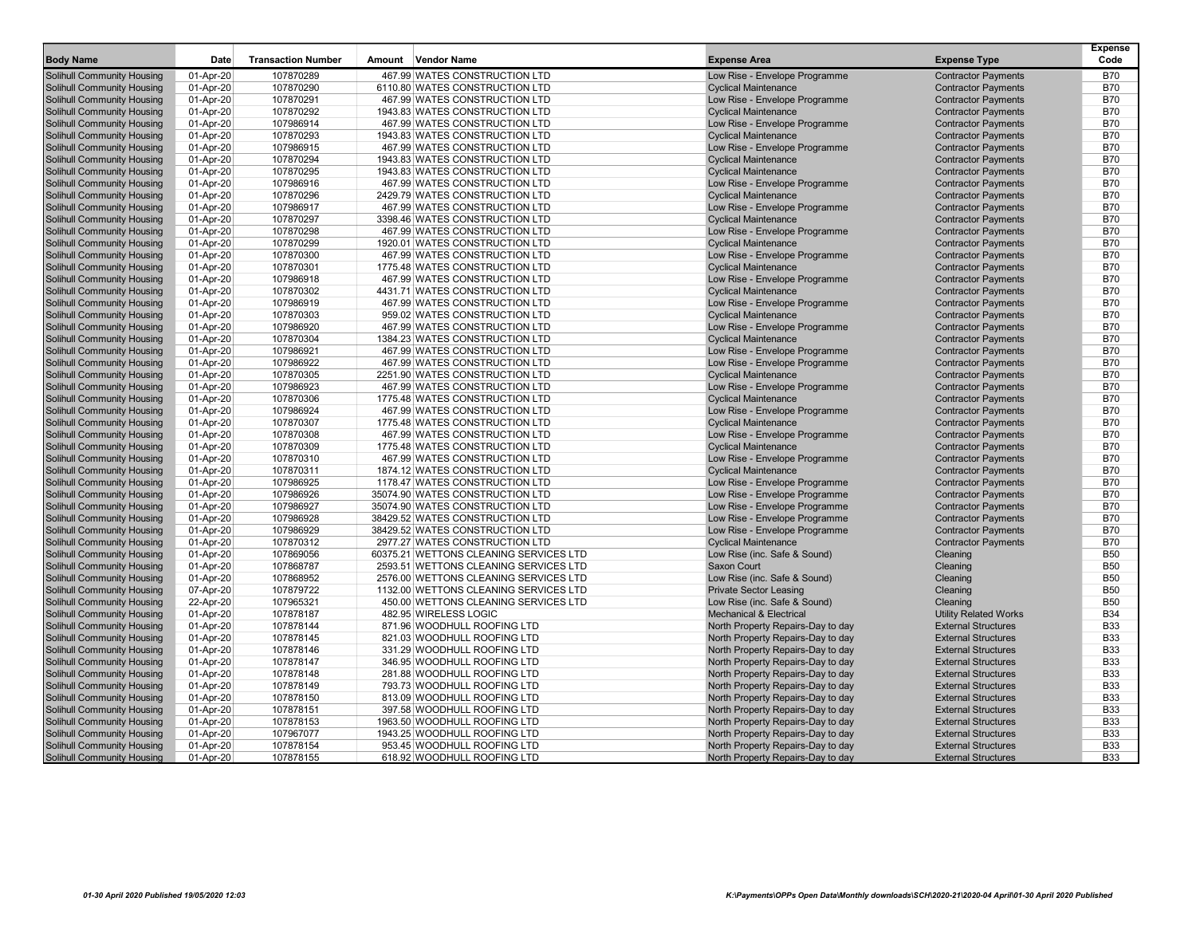| Body Name | Date | Transaction Number | Amount | Vendor Name | Expense Area | Expense Type | Expense Code |
|---|---|---|---|---|---|---|---|
| Solihull Community Housing | 01-Apr-20 | 107870289 | 467.99 | WATES CONSTRUCTION LTD | Low Rise - Envelope Programme | Contractor Payments | B70 |
| Solihull Community Housing | 01-Apr-20 | 107870290 | 6110.80 | WATES CONSTRUCTION LTD | Cyclical Maintenance | Contractor Payments | B70 |
| Solihull Community Housing | 01-Apr-20 | 107870291 | 467.99 | WATES CONSTRUCTION LTD | Low Rise - Envelope Programme | Contractor Payments | B70 |
| Solihull Community Housing | 01-Apr-20 | 107870292 | 1943.83 | WATES CONSTRUCTION LTD | Cyclical Maintenance | Contractor Payments | B70 |
| Solihull Community Housing | 01-Apr-20 | 107986914 | 467.99 | WATES CONSTRUCTION LTD | Low Rise - Envelope Programme | Contractor Payments | B70 |
| Solihull Community Housing | 01-Apr-20 | 107870293 | 1943.83 | WATES CONSTRUCTION LTD | Cyclical Maintenance | Contractor Payments | B70 |
| Solihull Community Housing | 01-Apr-20 | 107986915 | 467.99 | WATES CONSTRUCTION LTD | Low Rise - Envelope Programme | Contractor Payments | B70 |
| Solihull Community Housing | 01-Apr-20 | 107870294 | 1943.83 | WATES CONSTRUCTION LTD | Cyclical Maintenance | Contractor Payments | B70 |
| Solihull Community Housing | 01-Apr-20 | 107870295 | 1943.83 | WATES CONSTRUCTION LTD | Cyclical Maintenance | Contractor Payments | B70 |
| Solihull Community Housing | 01-Apr-20 | 107986916 | 467.99 | WATES CONSTRUCTION LTD | Low Rise - Envelope Programme | Contractor Payments | B70 |
| Solihull Community Housing | 01-Apr-20 | 107870296 | 2429.79 | WATES CONSTRUCTION LTD | Cyclical Maintenance | Contractor Payments | B70 |
| Solihull Community Housing | 01-Apr-20 | 107986917 | 467.99 | WATES CONSTRUCTION LTD | Low Rise - Envelope Programme | Contractor Payments | B70 |
| Solihull Community Housing | 01-Apr-20 | 107870297 | 3398.46 | WATES CONSTRUCTION LTD | Cyclical Maintenance | Contractor Payments | B70 |
| Solihull Community Housing | 01-Apr-20 | 107870298 | 467.99 | WATES CONSTRUCTION LTD | Low Rise - Envelope Programme | Contractor Payments | B70 |
| Solihull Community Housing | 01-Apr-20 | 107870299 | 1920.01 | WATES CONSTRUCTION LTD | Cyclical Maintenance | Contractor Payments | B70 |
| Solihull Community Housing | 01-Apr-20 | 107870300 | 467.99 | WATES CONSTRUCTION LTD | Low Rise - Envelope Programme | Contractor Payments | B70 |
| Solihull Community Housing | 01-Apr-20 | 107870301 | 1775.48 | WATES CONSTRUCTION LTD | Cyclical Maintenance | Contractor Payments | B70 |
| Solihull Community Housing | 01-Apr-20 | 107986918 | 467.99 | WATES CONSTRUCTION LTD | Low Rise - Envelope Programme | Contractor Payments | B70 |
| Solihull Community Housing | 01-Apr-20 | 107870302 | 4431.71 | WATES CONSTRUCTION LTD | Cyclical Maintenance | Contractor Payments | B70 |
| Solihull Community Housing | 01-Apr-20 | 107986919 | 467.99 | WATES CONSTRUCTION LTD | Low Rise - Envelope Programme | Contractor Payments | B70 |
| Solihull Community Housing | 01-Apr-20 | 107870303 | 959.02 | WATES CONSTRUCTION LTD | Cyclical Maintenance | Contractor Payments | B70 |
| Solihull Community Housing | 01-Apr-20 | 107986920 | 467.99 | WATES CONSTRUCTION LTD | Low Rise - Envelope Programme | Contractor Payments | B70 |
| Solihull Community Housing | 01-Apr-20 | 107870304 | 1384.23 | WATES CONSTRUCTION LTD | Cyclical Maintenance | Contractor Payments | B70 |
| Solihull Community Housing | 01-Apr-20 | 107986921 | 467.99 | WATES CONSTRUCTION LTD | Low Rise - Envelope Programme | Contractor Payments | B70 |
| Solihull Community Housing | 01-Apr-20 | 107986922 | 467.99 | WATES CONSTRUCTION LTD | Low Rise - Envelope Programme | Contractor Payments | B70 |
| Solihull Community Housing | 01-Apr-20 | 107870305 | 2251.90 | WATES CONSTRUCTION LTD | Cyclical Maintenance | Contractor Payments | B70 |
| Solihull Community Housing | 01-Apr-20 | 107986923 | 467.99 | WATES CONSTRUCTION LTD | Low Rise - Envelope Programme | Contractor Payments | B70 |
| Solihull Community Housing | 01-Apr-20 | 107870306 | 1775.48 | WATES CONSTRUCTION LTD | Cyclical Maintenance | Contractor Payments | B70 |
| Solihull Community Housing | 01-Apr-20 | 107986924 | 467.99 | WATES CONSTRUCTION LTD | Low Rise - Envelope Programme | Contractor Payments | B70 |
| Solihull Community Housing | 01-Apr-20 | 107870307 | 1775.48 | WATES CONSTRUCTION LTD | Cyclical Maintenance | Contractor Payments | B70 |
| Solihull Community Housing | 01-Apr-20 | 107870308 | 467.99 | WATES CONSTRUCTION LTD | Low Rise - Envelope Programme | Contractor Payments | B70 |
| Solihull Community Housing | 01-Apr-20 | 107870309 | 1775.48 | WATES CONSTRUCTION LTD | Cyclical Maintenance | Contractor Payments | B70 |
| Solihull Community Housing | 01-Apr-20 | 107870310 | 467.99 | WATES CONSTRUCTION LTD | Low Rise - Envelope Programme | Contractor Payments | B70 |
| Solihull Community Housing | 01-Apr-20 | 107870311 | 1874.12 | WATES CONSTRUCTION LTD | Cyclical Maintenance | Contractor Payments | B70 |
| Solihull Community Housing | 01-Apr-20 | 107986925 | 1178.47 | WATES CONSTRUCTION LTD | Low Rise - Envelope Programme | Contractor Payments | B70 |
| Solihull Community Housing | 01-Apr-20 | 107986926 | 35074.90 | WATES CONSTRUCTION LTD | Low Rise - Envelope Programme | Contractor Payments | B70 |
| Solihull Community Housing | 01-Apr-20 | 107986927 | 35074.90 | WATES CONSTRUCTION LTD | Low Rise - Envelope Programme | Contractor Payments | B70 |
| Solihull Community Housing | 01-Apr-20 | 107986928 | 38429.52 | WATES CONSTRUCTION LTD | Low Rise - Envelope Programme | Contractor Payments | B70 |
| Solihull Community Housing | 01-Apr-20 | 107986929 | 38429.52 | WATES CONSTRUCTION LTD | Low Rise - Envelope Programme | Contractor Payments | B70 |
| Solihull Community Housing | 01-Apr-20 | 107870312 | 2977.27 | WATES CONSTRUCTION LTD | Cyclical Maintenance | Contractor Payments | B70 |
| Solihull Community Housing | 01-Apr-20 | 107869056 | 60375.21 | WETTONS CLEANING SERVICES LTD | Low Rise (inc. Safe & Sound) | Cleaning | B50 |
| Solihull Community Housing | 01-Apr-20 | 107868787 | 2593.51 | WETTONS CLEANING SERVICES LTD | Saxon Court | Cleaning | B50 |
| Solihull Community Housing | 01-Apr-20 | 107868952 | 2576.00 | WETTONS CLEANING SERVICES LTD | Low Rise (inc. Safe & Sound) | Cleaning | B50 |
| Solihull Community Housing | 07-Apr-20 | 107879722 | 1132.00 | WETTONS CLEANING SERVICES LTD | Private Sector Leasing | Cleaning | B50 |
| Solihull Community Housing | 22-Apr-20 | 107965321 | 450.00 | WETTONS CLEANING SERVICES LTD | Low Rise (inc. Safe & Sound) | Cleaning | B50 |
| Solihull Community Housing | 01-Apr-20 | 107878187 | 482.95 | WIRELESS LOGIC | Mechanical & Electrical | Utility Related Works | B34 |
| Solihull Community Housing | 01-Apr-20 | 107878144 | 871.96 | WOODHULL ROOFING LTD | North Property Repairs-Day to day | External Structures | B33 |
| Solihull Community Housing | 01-Apr-20 | 107878145 | 821.03 | WOODHULL ROOFING LTD | North Property Repairs-Day to day | External Structures | B33 |
| Solihull Community Housing | 01-Apr-20 | 107878146 | 331.29 | WOODHULL ROOFING LTD | North Property Repairs-Day to day | External Structures | B33 |
| Solihull Community Housing | 01-Apr-20 | 107878147 | 346.95 | WOODHULL ROOFING LTD | North Property Repairs-Day to day | External Structures | B33 |
| Solihull Community Housing | 01-Apr-20 | 107878148 | 281.88 | WOODHULL ROOFING LTD | North Property Repairs-Day to day | External Structures | B33 |
| Solihull Community Housing | 01-Apr-20 | 107878149 | 793.73 | WOODHULL ROOFING LTD | North Property Repairs-Day to day | External Structures | B33 |
| Solihull Community Housing | 01-Apr-20 | 107878150 | 813.09 | WOODHULL ROOFING LTD | North Property Repairs-Day to day | External Structures | B33 |
| Solihull Community Housing | 01-Apr-20 | 107878151 | 397.58 | WOODHULL ROOFING LTD | North Property Repairs-Day to day | External Structures | B33 |
| Solihull Community Housing | 01-Apr-20 | 107878153 | 1963.50 | WOODHULL ROOFING LTD | North Property Repairs-Day to day | External Structures | B33 |
| Solihull Community Housing | 01-Apr-20 | 107967077 | 1943.25 | WOODHULL ROOFING LTD | North Property Repairs-Day to day | External Structures | B33 |
| Solihull Community Housing | 01-Apr-20 | 107878154 | 953.45 | WOODHULL ROOFING LTD | North Property Repairs-Day to day | External Structures | B33 |
| Solihull Community Housing | 01-Apr-20 | 107878155 | 618.92 | WOODHULL ROOFING LTD | North Property Repairs-Day to day | External Structures | B33 |